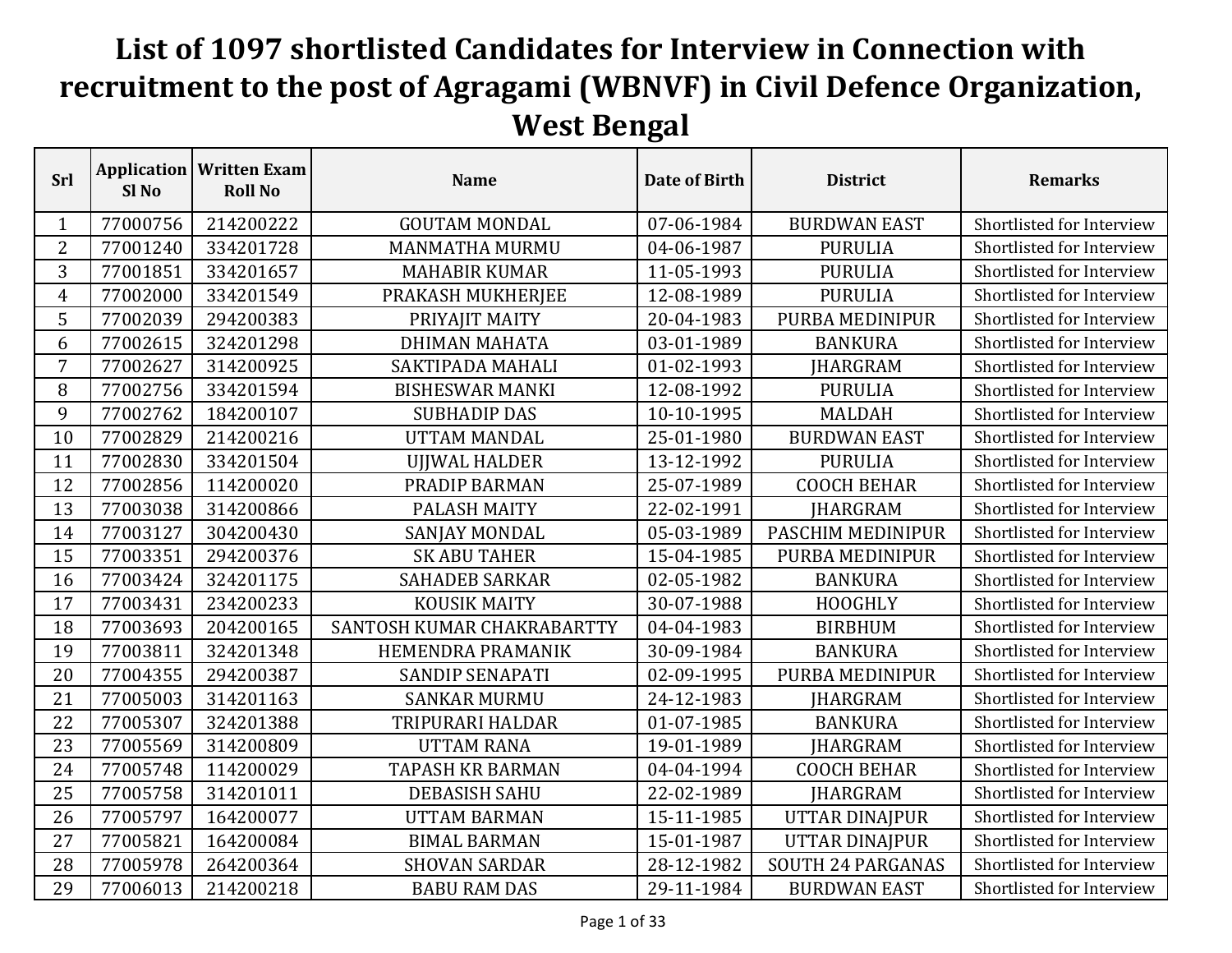# List of 1097 shortlisted Candidates for Interview in Connection with recruitment to the post of Agragami (WBNVF) in Civil Defence Organization, West Bengal

| Srl | Application Sl No | Written Exam Roll No | Name | Date of Birth | District | Remarks |
|---|---|---|---|---|---|---|
| 1 | 77000756 | 214200222 | GOUTAM MONDAL | 07-06-1984 | BURDWAN EAST | Shortlisted for Interview |
| 2 | 77001240 | 334201728 | MANMATHA MURMU | 04-06-1987 | PURULIA | Shortlisted for Interview |
| 3 | 77001851 | 334201657 | MAHABIR KUMAR | 11-05-1993 | PURULIA | Shortlisted for Interview |
| 4 | 77002000 | 334201549 | PRAKASH MUKHERJEE | 12-08-1989 | PURULIA | Shortlisted for Interview |
| 5 | 77002039 | 294200383 | PRIYAJIT MAITY | 20-04-1983 | PURBA MEDINIPUR | Shortlisted for Interview |
| 6 | 77002615 | 324201298 | DHIMAN MAHATA | 03-01-1989 | BANKURA | Shortlisted for Interview |
| 7 | 77002627 | 314200925 | SAKTIPADA MAHALI | 01-02-1993 | JHARGRAM | Shortlisted for Interview |
| 8 | 77002756 | 334201594 | BISHESWAR MANKI | 12-08-1992 | PURULIA | Shortlisted for Interview |
| 9 | 77002762 | 184200107 | SUBHADIP DAS | 10-10-1995 | MALDAH | Shortlisted for Interview |
| 10 | 77002829 | 214200216 | UTTAM MANDAL | 25-01-1980 | BURDWAN EAST | Shortlisted for Interview |
| 11 | 77002830 | 334201504 | UJJWAL HALDER | 13-12-1992 | PURULIA | Shortlisted for Interview |
| 12 | 77002856 | 114200020 | PRADIP BARMAN | 25-07-1989 | COOCH BEHAR | Shortlisted for Interview |
| 13 | 77003038 | 314200866 | PALASH MAITY | 22-02-1991 | JHARGRAM | Shortlisted for Interview |
| 14 | 77003127 | 304200430 | SANJAY MONDAL | 05-03-1989 | PASCHIM MEDINIPUR | Shortlisted for Interview |
| 15 | 77003351 | 294200376 | SK ABU TAHER | 15-04-1985 | PURBA MEDINIPUR | Shortlisted for Interview |
| 16 | 77003424 | 324201175 | SAHADEB SARKAR | 02-05-1982 | BANKURA | Shortlisted for Interview |
| 17 | 77003431 | 234200233 | KOUSIK MAITY | 30-07-1988 | HOOGHLY | Shortlisted for Interview |
| 18 | 77003693 | 204200165 | SANTOSH KUMAR CHAKRABARTTY | 04-04-1983 | BIRBHUM | Shortlisted for Interview |
| 19 | 77003811 | 324201348 | HEMENDRA PRAMANIK | 30-09-1984 | BANKURA | Shortlisted for Interview |
| 20 | 77004355 | 294200387 | SANDIP SENAPATI | 02-09-1995 | PURBA MEDINIPUR | Shortlisted for Interview |
| 21 | 77005003 | 314201163 | SANKAR MURMU | 24-12-1983 | JHARGRAM | Shortlisted for Interview |
| 22 | 77005307 | 324201388 | TRIPURARI HALDAR | 01-07-1985 | BANKURA | Shortlisted for Interview |
| 23 | 77005569 | 314200809 | UTTAM RANA | 19-01-1989 | JHARGRAM | Shortlisted for Interview |
| 24 | 77005748 | 114200029 | TAPASH KR BARMAN | 04-04-1994 | COOCH BEHAR | Shortlisted for Interview |
| 25 | 77005758 | 314201011 | DEBASISH SAHU | 22-02-1989 | JHARGRAM | Shortlisted for Interview |
| 26 | 77005797 | 164200077 | UTTAM BARMAN | 15-11-1985 | UTTAR DINAJPUR | Shortlisted for Interview |
| 27 | 77005821 | 164200084 | BIMAL BARMAN | 15-01-1987 | UTTAR DINAJPUR | Shortlisted for Interview |
| 28 | 77005978 | 264200364 | SHOVAN SARDAR | 28-12-1982 | SOUTH 24 PARGANAS | Shortlisted for Interview |
| 29 | 77006013 | 214200218 | BABU RAM DAS | 29-11-1984 | BURDWAN EAST | Shortlisted for Interview |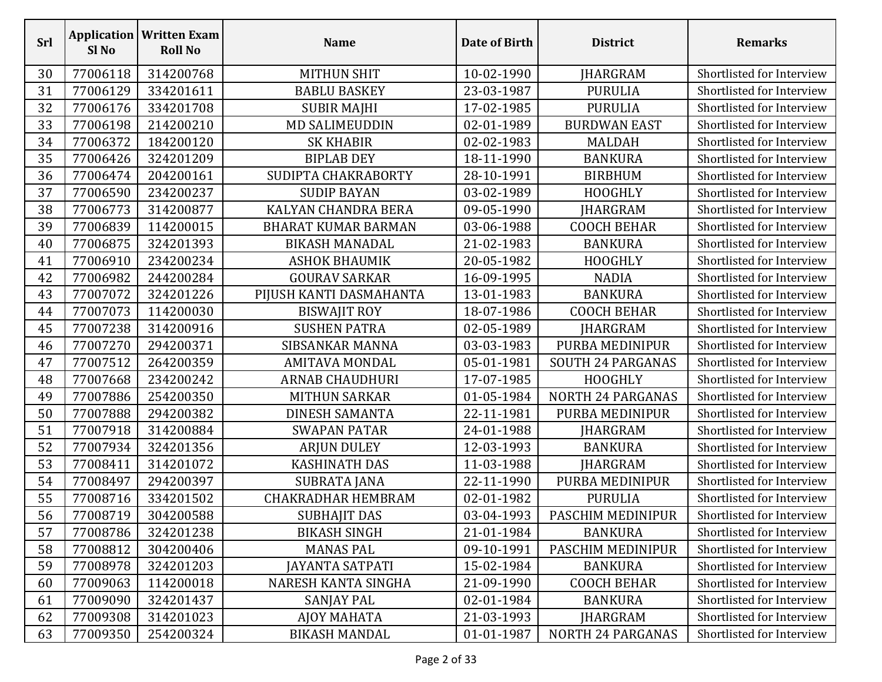| Srl | Application Sl No | Written Exam Roll No | Name | Date of Birth | District | Remarks |
|---|---|---|---|---|---|---|
| 30 | 77006118 | 314200768 | MITHUN SHIT | 10-02-1990 | JHARGRAM | Shortlisted for Interview |
| 31 | 77006129 | 334201611 | BABLU BASKEY | 23-03-1987 | PURULIA | Shortlisted for Interview |
| 32 | 77006176 | 334201708 | SUBIR MAJHI | 17-02-1985 | PURULIA | Shortlisted for Interview |
| 33 | 77006198 | 214200210 | MD SALIMEUDDIN | 02-01-1989 | BURDWAN EAST | Shortlisted for Interview |
| 34 | 77006372 | 184200120 | SK KHABIR | 02-02-1983 | MALDAH | Shortlisted for Interview |
| 35 | 77006426 | 324201209 | BIPLAB DEY | 18-11-1990 | BANKURA | Shortlisted for Interview |
| 36 | 77006474 | 204200161 | SUDIPTA CHAKRABORTY | 28-10-1991 | BIRBHUM | Shortlisted for Interview |
| 37 | 77006590 | 234200237 | SUDIP BAYAN | 03-02-1989 | HOOGHLY | Shortlisted for Interview |
| 38 | 77006773 | 314200877 | KALYAN CHANDRA BERA | 09-05-1990 | JHARGRAM | Shortlisted for Interview |
| 39 | 77006839 | 114200015 | BHARAT KUMAR BARMAN | 03-06-1988 | COOCH BEHAR | Shortlisted for Interview |
| 40 | 77006875 | 324201393 | BIKASH MANADAL | 21-02-1983 | BANKURA | Shortlisted for Interview |
| 41 | 77006910 | 234200234 | ASHOK BHAUMIK | 20-05-1982 | HOOGHLY | Shortlisted for Interview |
| 42 | 77006982 | 244200284 | GOURAV SARKAR | 16-09-1995 | NADIA | Shortlisted for Interview |
| 43 | 77007072 | 324201226 | PIJUSH KANTI DASMAHANTA | 13-01-1983 | BANKURA | Shortlisted for Interview |
| 44 | 77007073 | 114200030 | BISWAJIT ROY | 18-07-1986 | COOCH BEHAR | Shortlisted for Interview |
| 45 | 77007238 | 314200916 | SUSHEN PATRA | 02-05-1989 | JHARGRAM | Shortlisted for Interview |
| 46 | 77007270 | 294200371 | SIBSANKAR MANNA | 03-03-1983 | PURBA MEDINIPUR | Shortlisted for Interview |
| 47 | 77007512 | 264200359 | AMITAVA MONDAL | 05-01-1981 | SOUTH 24 PARGANAS | Shortlisted for Interview |
| 48 | 77007668 | 234200242 | ARNAB CHAUDHURI | 17-07-1985 | HOOGHLY | Shortlisted for Interview |
| 49 | 77007886 | 254200350 | MITHUN SARKAR | 01-05-1984 | NORTH 24 PARGANAS | Shortlisted for Interview |
| 50 | 77007888 | 294200382 | DINESH SAMANTA | 22-11-1981 | PURBA MEDINIPUR | Shortlisted for Interview |
| 51 | 77007918 | 314200884 | SWAPAN PATAR | 24-01-1988 | JHARGRAM | Shortlisted for Interview |
| 52 | 77007934 | 324201356 | ARJUN DULEY | 12-03-1993 | BANKURA | Shortlisted for Interview |
| 53 | 77008411 | 314201072 | KASHINATH DAS | 11-03-1988 | JHARGRAM | Shortlisted for Interview |
| 54 | 77008497 | 294200397 | SUBRATA JANA | 22-11-1990 | PURBA MEDINIPUR | Shortlisted for Interview |
| 55 | 77008716 | 334201502 | CHAKRADHAR HEMBRAM | 02-01-1982 | PURULIA | Shortlisted for Interview |
| 56 | 77008719 | 304200588 | SUBHAJIT DAS | 03-04-1993 | PASCHIM MEDINIPUR | Shortlisted for Interview |
| 57 | 77008786 | 324201238 | BIKASH SINGH | 21-01-1984 | BANKURA | Shortlisted for Interview |
| 58 | 77008812 | 304200406 | MANAS PAL | 09-10-1991 | PASCHIM MEDINIPUR | Shortlisted for Interview |
| 59 | 77008978 | 324201203 | JAYANTA SATPATI | 15-02-1984 | BANKURA | Shortlisted for Interview |
| 60 | 77009063 | 114200018 | NARESH KANTA SINGHA | 21-09-1990 | COOCH BEHAR | Shortlisted for Interview |
| 61 | 77009090 | 324201437 | SANJAY PAL | 02-01-1984 | BANKURA | Shortlisted for Interview |
| 62 | 77009308 | 314201023 | AJOY MAHATA | 21-03-1993 | JHARGRAM | Shortlisted for Interview |
| 63 | 77009350 | 254200324 | BIKASH MANDAL | 01-01-1987 | NORTH 24 PARGANAS | Shortlisted for Interview |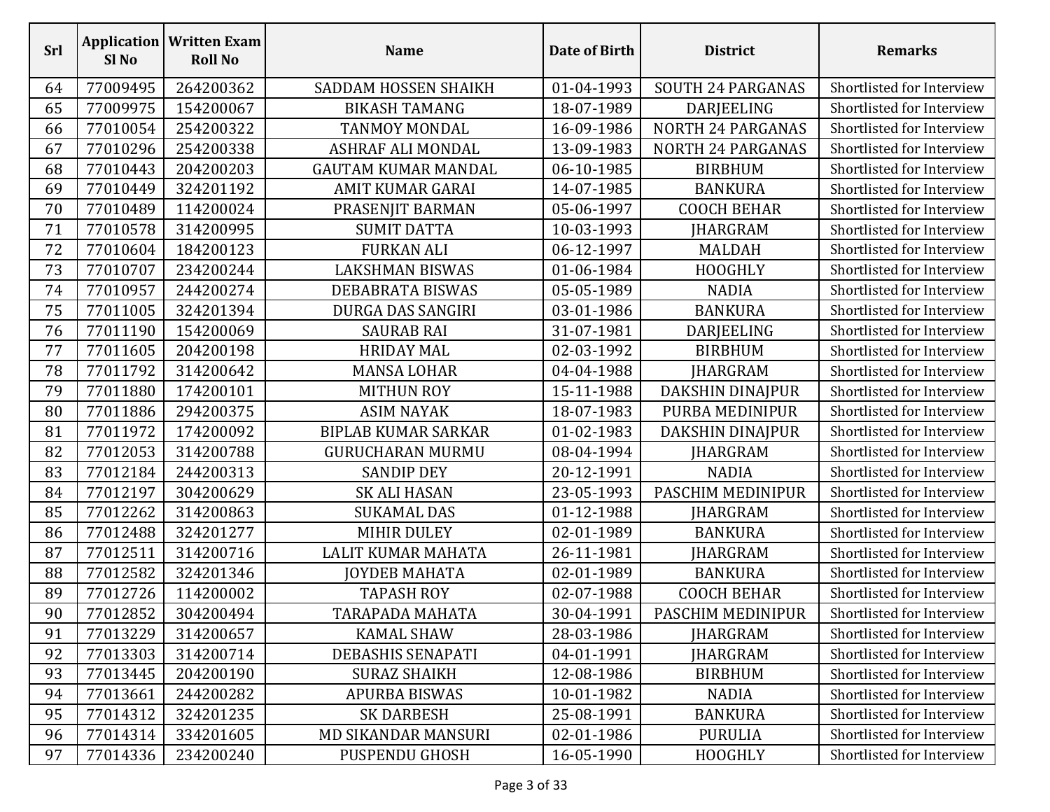| Srl | Application Sl No | Written Exam Roll No | Name | Date of Birth | District | Remarks |
|---|---|---|---|---|---|---|
| 64 | 77009495 | 264200362 | SADDAM HOSSEN SHAIKH | 01-04-1993 | SOUTH 24 PARGANAS | Shortlisted for Interview |
| 65 | 77009975 | 154200067 | BIKASH TAMANG | 18-07-1989 | DARJEELING | Shortlisted for Interview |
| 66 | 77010054 | 254200322 | TANMOY MONDAL | 16-09-1986 | NORTH 24 PARGANAS | Shortlisted for Interview |
| 67 | 77010296 | 254200338 | ASHRAF ALI MONDAL | 13-09-1983 | NORTH 24 PARGANAS | Shortlisted for Interview |
| 68 | 77010443 | 204200203 | GAUTAM KUMAR MANDAL | 06-10-1985 | BIRBHUM | Shortlisted for Interview |
| 69 | 77010449 | 324201192 | AMIT KUMAR GARAI | 14-07-1985 | BANKURA | Shortlisted for Interview |
| 70 | 77010489 | 114200024 | PRASENJIT BARMAN | 05-06-1997 | COOCH BEHAR | Shortlisted for Interview |
| 71 | 77010578 | 314200995 | SUMIT DATTA | 10-03-1993 | JHARGRAM | Shortlisted for Interview |
| 72 | 77010604 | 184200123 | FURKAN ALI | 06-12-1997 | MALDAH | Shortlisted for Interview |
| 73 | 77010707 | 234200244 | LAKSHMAN BISWAS | 01-06-1984 | HOOGHLY | Shortlisted for Interview |
| 74 | 77010957 | 244200274 | DEBABRATA BISWAS | 05-05-1989 | NADIA | Shortlisted for Interview |
| 75 | 77011005 | 324201394 | DURGA DAS SANGIRI | 03-01-1986 | BANKURA | Shortlisted for Interview |
| 76 | 77011190 | 154200069 | SAURAB RAI | 31-07-1981 | DARJEELING | Shortlisted for Interview |
| 77 | 77011605 | 204200198 | HRIDAY MAL | 02-03-1992 | BIRBHUM | Shortlisted for Interview |
| 78 | 77011792 | 314200642 | MANSA LOHAR | 04-04-1988 | JHARGRAM | Shortlisted for Interview |
| 79 | 77011880 | 174200101 | MITHUN ROY | 15-11-1988 | DAKSHIN DINAJPUR | Shortlisted for Interview |
| 80 | 77011886 | 294200375 | ASIM NAYAK | 18-07-1983 | PURBA MEDINIPUR | Shortlisted for Interview |
| 81 | 77011972 | 174200092 | BIPLAB KUMAR SARKAR | 01-02-1983 | DAKSHIN DINAJPUR | Shortlisted for Interview |
| 82 | 77012053 | 314200788 | GURUCHARAN MURMU | 08-04-1994 | JHARGRAM | Shortlisted for Interview |
| 83 | 77012184 | 244200313 | SANDIP DEY | 20-12-1991 | NADIA | Shortlisted for Interview |
| 84 | 77012197 | 304200629 | SK ALI HASAN | 23-05-1993 | PASCHIM MEDINIPUR | Shortlisted for Interview |
| 85 | 77012262 | 314200863 | SUKAMAL DAS | 01-12-1988 | JHARGRAM | Shortlisted for Interview |
| 86 | 77012488 | 324201277 | MIHIR DULEY | 02-01-1989 | BANKURA | Shortlisted for Interview |
| 87 | 77012511 | 314200716 | LALIT KUMAR MAHATA | 26-11-1981 | JHARGRAM | Shortlisted for Interview |
| 88 | 77012582 | 324201346 | JOYDEB MAHATA | 02-01-1989 | BANKURA | Shortlisted for Interview |
| 89 | 77012726 | 114200002 | TAPASH ROY | 02-07-1988 | COOCH BEHAR | Shortlisted for Interview |
| 90 | 77012852 | 304200494 | TARAPADA MAHATA | 30-04-1991 | PASCHIM MEDINIPUR | Shortlisted for Interview |
| 91 | 77013229 | 314200657 | KAMAL SHAW | 28-03-1986 | JHARGRAM | Shortlisted for Interview |
| 92 | 77013303 | 314200714 | DEBASHIS SENAPATI | 04-01-1991 | JHARGRAM | Shortlisted for Interview |
| 93 | 77013445 | 204200190 | SURAZ SHAIKH | 12-08-1986 | BIRBHUM | Shortlisted for Interview |
| 94 | 77013661 | 244200282 | APURBA BISWAS | 10-01-1982 | NADIA | Shortlisted for Interview |
| 95 | 77014312 | 324201235 | SK DARBESH | 25-08-1991 | BANKURA | Shortlisted for Interview |
| 96 | 77014314 | 334201605 | MD SIKANDAR MANSURI | 02-01-1986 | PURULIA | Shortlisted for Interview |
| 97 | 77014336 | 234200240 | PUSPENDU GHOSH | 16-05-1990 | HOOGHLY | Shortlisted for Interview |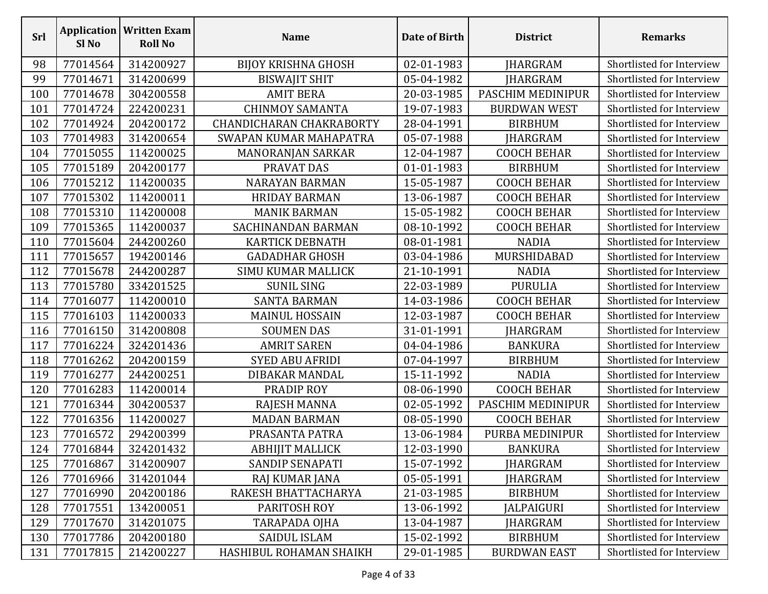| Srl | Application Sl No | Written Exam Roll No | Name | Date of Birth | District | Remarks |
| --- | --- | --- | --- | --- | --- | --- |
| 98 | 77014564 | 314200927 | BIJOY KRISHNA GHOSH | 02-01-1983 | JHARGRAM | Shortlisted for Interview |
| 99 | 77014671 | 314200699 | BISWAJIT SHIT | 05-04-1982 | JHARGRAM | Shortlisted for Interview |
| 100 | 77014678 | 304200558 | AMIT BERA | 20-03-1985 | PASCHIM MEDINIPUR | Shortlisted for Interview |
| 101 | 77014724 | 224200231 | CHINMOY SAMANTA | 19-07-1983 | BURDWAN WEST | Shortlisted for Interview |
| 102 | 77014924 | 204200172 | CHANDICHARAN CHAKRABORTY | 28-04-1991 | BIRBHUM | Shortlisted for Interview |
| 103 | 77014983 | 314200654 | SWAPAN KUMAR MAHAPATRA | 05-07-1988 | JHARGRAM | Shortlisted for Interview |
| 104 | 77015055 | 114200025 | MANORANJAN SARKAR | 12-04-1987 | COOCH BEHAR | Shortlisted for Interview |
| 105 | 77015189 | 204200177 | PRAVAT DAS | 01-01-1983 | BIRBHUM | Shortlisted for Interview |
| 106 | 77015212 | 114200035 | NARAYAN BARMAN | 15-05-1987 | COOCH BEHAR | Shortlisted for Interview |
| 107 | 77015302 | 114200011 | HRIDAY BARMAN | 13-06-1987 | COOCH BEHAR | Shortlisted for Interview |
| 108 | 77015310 | 114200008 | MANIK BARMAN | 15-05-1982 | COOCH BEHAR | Shortlisted for Interview |
| 109 | 77015365 | 114200037 | SACHINANDAN BARMAN | 08-10-1992 | COOCH BEHAR | Shortlisted for Interview |
| 110 | 77015604 | 244200260 | KARTICK DEBNATH | 08-01-1981 | NADIA | Shortlisted for Interview |
| 111 | 77015657 | 194200146 | GADADHAR GHOSH | 03-04-1986 | MURSHIDABAD | Shortlisted for Interview |
| 112 | 77015678 | 244200287 | SIMU KUMAR MALLICK | 21-10-1991 | NADIA | Shortlisted for Interview |
| 113 | 77015780 | 334201525 | SUNIL SING | 22-03-1989 | PURULIA | Shortlisted for Interview |
| 114 | 77016077 | 114200010 | SANTA BARMAN | 14-03-1986 | COOCH BEHAR | Shortlisted for Interview |
| 115 | 77016103 | 114200033 | MAINUL HOSSAIN | 12-03-1987 | COOCH BEHAR | Shortlisted for Interview |
| 116 | 77016150 | 314200808 | SOUMEN DAS | 31-01-1991 | JHARGRAM | Shortlisted for Interview |
| 117 | 77016224 | 324201436 | AMRIT SAREN | 04-04-1986 | BANKURA | Shortlisted for Interview |
| 118 | 77016262 | 204200159 | SYED ABU AFRIDI | 07-04-1997 | BIRBHUM | Shortlisted for Interview |
| 119 | 77016277 | 244200251 | DIBAKAR MANDAL | 15-11-1992 | NADIA | Shortlisted for Interview |
| 120 | 77016283 | 114200014 | PRADIP ROY | 08-06-1990 | COOCH BEHAR | Shortlisted for Interview |
| 121 | 77016344 | 304200537 | RAJESH MANNA | 02-05-1992 | PASCHIM MEDINIPUR | Shortlisted for Interview |
| 122 | 77016356 | 114200027 | MADAN BARMAN | 08-05-1990 | COOCH BEHAR | Shortlisted for Interview |
| 123 | 77016572 | 294200399 | PRASANTA PATRA | 13-06-1984 | PURBA MEDINIPUR | Shortlisted for Interview |
| 124 | 77016844 | 324201432 | ABHIJIT MALLICK | 12-03-1990 | BANKURA | Shortlisted for Interview |
| 125 | 77016867 | 314200907 | SANDIP SENAPATI | 15-07-1992 | JHARGRAM | Shortlisted for Interview |
| 126 | 77016966 | 314201044 | RAJ KUMAR JANA | 05-05-1991 | JHARGRAM | Shortlisted for Interview |
| 127 | 77016990 | 204200186 | RAKESH BHATTACHARYA | 21-03-1985 | BIRBHUM | Shortlisted for Interview |
| 128 | 77017551 | 134200051 | PARITOSH ROY | 13-06-1992 | JALPAIGURI | Shortlisted for Interview |
| 129 | 77017670 | 314201075 | TARAPADA OJHA | 13-04-1987 | JHARGRAM | Shortlisted for Interview |
| 130 | 77017786 | 204200180 | SAIDUL ISLAM | 15-02-1992 | BIRBHUM | Shortlisted for Interview |
| 131 | 77017815 | 214200227 | HASHIBUL ROHAMAN SHAIKH | 29-01-1985 | BURDWAN EAST | Shortlisted for Interview |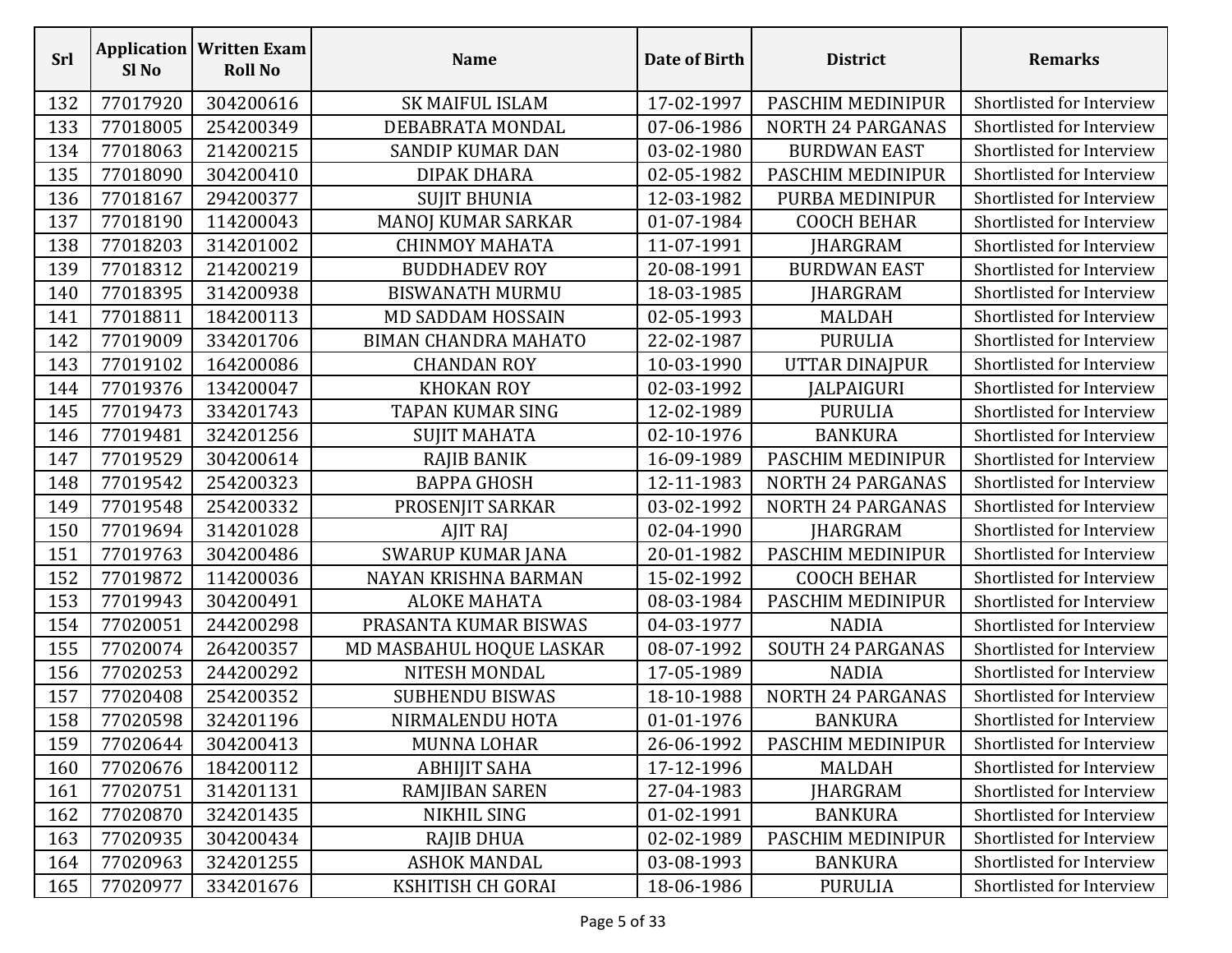| Srl | Application Sl No | Written Exam Roll No | Name | Date of Birth | District | Remarks |
|---|---|---|---|---|---|---|
| 132 | 77017920 | 304200616 | SK MAIFUL ISLAM | 17-02-1997 | PASCHIM MEDINIPUR | Shortlisted for Interview |
| 133 | 77018005 | 254200349 | DEBABRATA MONDAL | 07-06-1986 | NORTH 24 PARGANAS | Shortlisted for Interview |
| 134 | 77018063 | 214200215 | SANDIP KUMAR DAN | 03-02-1980 | BURDWAN EAST | Shortlisted for Interview |
| 135 | 77018090 | 304200410 | DIPAK DHARA | 02-05-1982 | PASCHIM MEDINIPUR | Shortlisted for Interview |
| 136 | 77018167 | 294200377 | SUJIT BHUNIA | 12-03-1982 | PURBA MEDINIPUR | Shortlisted for Interview |
| 137 | 77018190 | 114200043 | MANOJ KUMAR SARKAR | 01-07-1984 | COOCH BEHAR | Shortlisted for Interview |
| 138 | 77018203 | 314201002 | CHINMOY MAHATA | 11-07-1991 | JHARGRAM | Shortlisted for Interview |
| 139 | 77018312 | 214200219 | BUDDHADEV ROY | 20-08-1991 | BURDWAN EAST | Shortlisted for Interview |
| 140 | 77018395 | 314200938 | BISWANATH MURMU | 18-03-1985 | JHARGRAM | Shortlisted for Interview |
| 141 | 77018811 | 184200113 | MD SADDAM HOSSAIN | 02-05-1993 | MALDAH | Shortlisted for Interview |
| 142 | 77019009 | 334201706 | BIMAN CHANDRA MAHATO | 22-02-1987 | PURULIA | Shortlisted for Interview |
| 143 | 77019102 | 164200086 | CHANDAN ROY | 10-03-1990 | UTTAR DINAJPUR | Shortlisted for Interview |
| 144 | 77019376 | 134200047 | KHOKAN ROY | 02-03-1992 | JALPAIGURI | Shortlisted for Interview |
| 145 | 77019473 | 334201743 | TAPAN KUMAR SING | 12-02-1989 | PURULIA | Shortlisted for Interview |
| 146 | 77019481 | 324201256 | SUJIT MAHATA | 02-10-1976 | BANKURA | Shortlisted for Interview |
| 147 | 77019529 | 304200614 | RAJIB BANIK | 16-09-1989 | PASCHIM MEDINIPUR | Shortlisted for Interview |
| 148 | 77019542 | 254200323 | BAPPA GHOSH | 12-11-1983 | NORTH 24 PARGANAS | Shortlisted for Interview |
| 149 | 77019548 | 254200332 | PROSENJIT SARKAR | 03-02-1992 | NORTH 24 PARGANAS | Shortlisted for Interview |
| 150 | 77019694 | 314201028 | AJIT RAJ | 02-04-1990 | JHARGRAM | Shortlisted for Interview |
| 151 | 77019763 | 304200486 | SWARUP KUMAR JANA | 20-01-1982 | PASCHIM MEDINIPUR | Shortlisted for Interview |
| 152 | 77019872 | 114200036 | NAYAN KRISHNA BARMAN | 15-02-1992 | COOCH BEHAR | Shortlisted for Interview |
| 153 | 77019943 | 304200491 | ALOKE MAHATA | 08-03-1984 | PASCHIM MEDINIPUR | Shortlisted for Interview |
| 154 | 77020051 | 244200298 | PRASANTA KUMAR BISWAS | 04-03-1977 | NADIA | Shortlisted for Interview |
| 155 | 77020074 | 264200357 | MD MASBAHUL HOQUE LASKAR | 08-07-1992 | SOUTH 24 PARGANAS | Shortlisted for Interview |
| 156 | 77020253 | 244200292 | NITESH MONDAL | 17-05-1989 | NADIA | Shortlisted for Interview |
| 157 | 77020408 | 254200352 | SUBHENDU BISWAS | 18-10-1988 | NORTH 24 PARGANAS | Shortlisted for Interview |
| 158 | 77020598 | 324201196 | NIRMALENDU HOTA | 01-01-1976 | BANKURA | Shortlisted for Interview |
| 159 | 77020644 | 304200413 | MUNNA LOHAR | 26-06-1992 | PASCHIM MEDINIPUR | Shortlisted for Interview |
| 160 | 77020676 | 184200112 | ABHIJIT SAHA | 17-12-1996 | MALDAH | Shortlisted for Interview |
| 161 | 77020751 | 314201131 | RAMJIBAN SAREN | 27-04-1983 | JHARGRAM | Shortlisted for Interview |
| 162 | 77020870 | 324201435 | NIKHIL SING | 01-02-1991 | BANKURA | Shortlisted for Interview |
| 163 | 77020935 | 304200434 | RAJIB DHUA | 02-02-1989 | PASCHIM MEDINIPUR | Shortlisted for Interview |
| 164 | 77020963 | 324201255 | ASHOK MANDAL | 03-08-1993 | BANKURA | Shortlisted for Interview |
| 165 | 77020977 | 334201676 | KSHITISH CH GORAI | 18-06-1986 | PURULIA | Shortlisted for Interview |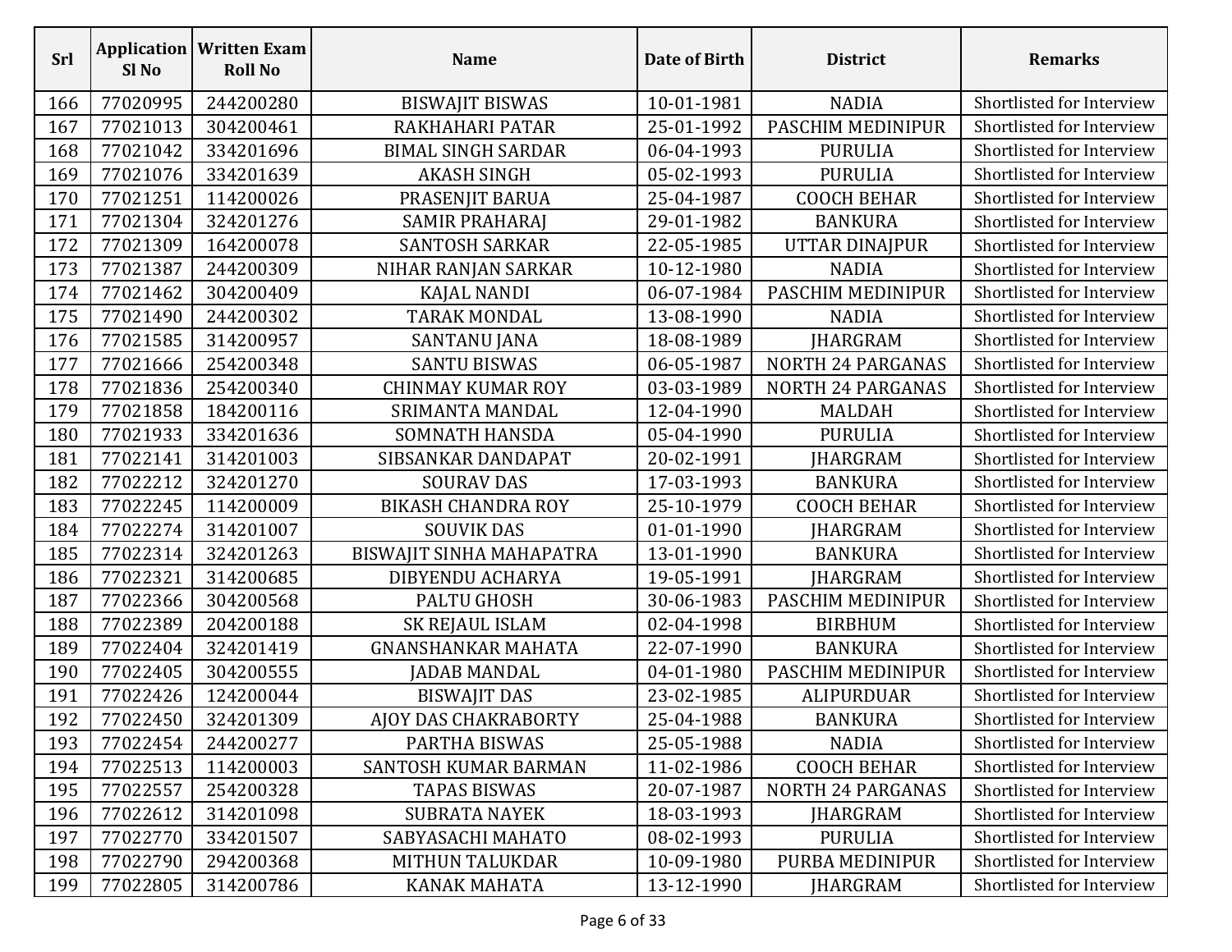| Srl | Application Sl No | Written Exam Roll No | Name | Date of Birth | District | Remarks |
|---|---|---|---|---|---|---|
| 166 | 77020995 | 244200280 | BISWAJIT BISWAS | 10-01-1981 | NADIA | Shortlisted for Interview |
| 167 | 77021013 | 304200461 | RAKHAHARI PATAR | 25-01-1992 | PASCHIM MEDINIPUR | Shortlisted for Interview |
| 168 | 77021042 | 334201696 | BIMAL SINGH SARDAR | 06-04-1993 | PURULIA | Shortlisted for Interview |
| 169 | 77021076 | 334201639 | AKASH SINGH | 05-02-1993 | PURULIA | Shortlisted for Interview |
| 170 | 77021251 | 114200026 | PRASENJIT BARUA | 25-04-1987 | COOCH BEHAR | Shortlisted for Interview |
| 171 | 77021304 | 324201276 | SAMIR PRAHARAJ | 29-01-1982 | BANKURA | Shortlisted for Interview |
| 172 | 77021309 | 164200078 | SANTOSH SARKAR | 22-05-1985 | UTTAR DINAJPUR | Shortlisted for Interview |
| 173 | 77021387 | 244200309 | NIHAR RANJAN SARKAR | 10-12-1980 | NADIA | Shortlisted for Interview |
| 174 | 77021462 | 304200409 | KAJAL NANDI | 06-07-1984 | PASCHIM MEDINIPUR | Shortlisted for Interview |
| 175 | 77021490 | 244200302 | TARAK MONDAL | 13-08-1990 | NADIA | Shortlisted for Interview |
| 176 | 77021585 | 314200957 | SANTANU JANA | 18-08-1989 | JHARGRAM | Shortlisted for Interview |
| 177 | 77021666 | 254200348 | SANTU BISWAS | 06-05-1987 | NORTH 24 PARGANAS | Shortlisted for Interview |
| 178 | 77021836 | 254200340 | CHINMAY KUMAR ROY | 03-03-1989 | NORTH 24 PARGANAS | Shortlisted for Interview |
| 179 | 77021858 | 184200116 | SRIMANTA MANDAL | 12-04-1990 | MALDAH | Shortlisted for Interview |
| 180 | 77021933 | 334201636 | SOMNATH HANSDA | 05-04-1990 | PURULIA | Shortlisted for Interview |
| 181 | 77022141 | 314201003 | SIBSANKAR DANDAPAT | 20-02-1991 | JHARGRAM | Shortlisted for Interview |
| 182 | 77022212 | 324201270 | SOURAV DAS | 17-03-1993 | BANKURA | Shortlisted for Interview |
| 183 | 77022245 | 114200009 | BIKASH CHANDRA ROY | 25-10-1979 | COOCH BEHAR | Shortlisted for Interview |
| 184 | 77022274 | 314201007 | SOUVIK DAS | 01-01-1990 | JHARGRAM | Shortlisted for Interview |
| 185 | 77022314 | 324201263 | BISWAJIT SINHA MAHAPATRA | 13-01-1990 | BANKURA | Shortlisted for Interview |
| 186 | 77022321 | 314200685 | DIBYENDU ACHARYA | 19-05-1991 | JHARGRAM | Shortlisted for Interview |
| 187 | 77022366 | 304200568 | PALTU GHOSH | 30-06-1983 | PASCHIM MEDINIPUR | Shortlisted for Interview |
| 188 | 77022389 | 204200188 | SK REJAUL ISLAM | 02-04-1998 | BIRBHUM | Shortlisted for Interview |
| 189 | 77022404 | 324201419 | GNANSHANKAR MAHATA | 22-07-1990 | BANKURA | Shortlisted for Interview |
| 190 | 77022405 | 304200555 | JADAB MANDAL | 04-01-1980 | PASCHIM MEDINIPUR | Shortlisted for Interview |
| 191 | 77022426 | 124200044 | BISWAJIT DAS | 23-02-1985 | ALIPURDUAR | Shortlisted for Interview |
| 192 | 77022450 | 324201309 | AJOY DAS CHAKRABORTY | 25-04-1988 | BANKURA | Shortlisted for Interview |
| 193 | 77022454 | 244200277 | PARTHA BISWAS | 25-05-1988 | NADIA | Shortlisted for Interview |
| 194 | 77022513 | 114200003 | SANTOSH KUMAR BARMAN | 11-02-1986 | COOCH BEHAR | Shortlisted for Interview |
| 195 | 77022557 | 254200328 | TAPAS BISWAS | 20-07-1987 | NORTH 24 PARGANAS | Shortlisted for Interview |
| 196 | 77022612 | 314201098 | SUBRATA NAYEK | 18-03-1993 | JHARGRAM | Shortlisted for Interview |
| 197 | 77022770 | 334201507 | SABYASACHI MAHATO | 08-02-1993 | PURULIA | Shortlisted for Interview |
| 198 | 77022790 | 294200368 | MITHUN TALUKDAR | 10-09-1980 | PURBA MEDINIPUR | Shortlisted for Interview |
| 199 | 77022805 | 314200786 | KANAK MAHATA | 13-12-1990 | JHARGRAM | Shortlisted for Interview |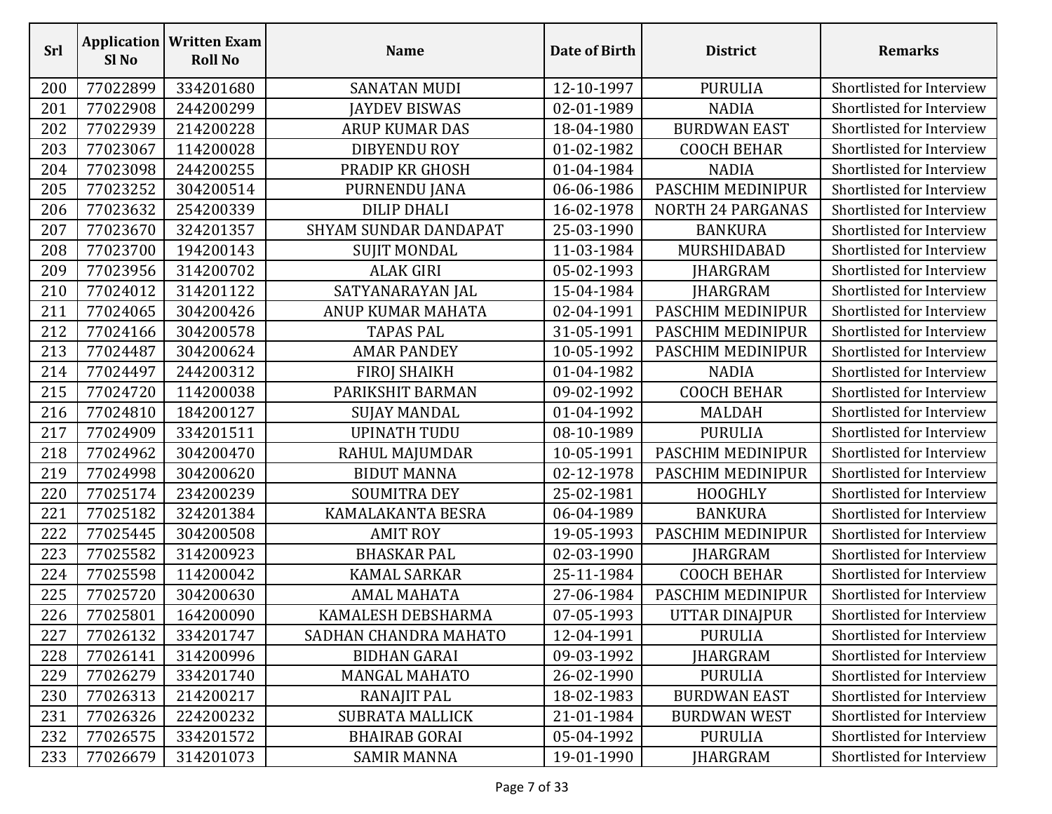| Srl | Application Sl No | Written Exam Roll No | Name | Date of Birth | District | Remarks |
|---|---|---|---|---|---|---|
| 200 | 77022899 | 334201680 | SANATAN MUDI | 12-10-1997 | PURULIA | Shortlisted for Interview |
| 201 | 77022908 | 244200299 | JAYDEV BISWAS | 02-01-1989 | NADIA | Shortlisted for Interview |
| 202 | 77022939 | 214200228 | ARUP KUMAR DAS | 18-04-1980 | BURDWAN EAST | Shortlisted for Interview |
| 203 | 77023067 | 114200028 | DIBYENDU ROY | 01-02-1982 | COOCH BEHAR | Shortlisted for Interview |
| 204 | 77023098 | 244200255 | PRADIP KR GHOSH | 01-04-1984 | NADIA | Shortlisted for Interview |
| 205 | 77023252 | 304200514 | PURNENDU JANA | 06-06-1986 | PASCHIM MEDINIPUR | Shortlisted for Interview |
| 206 | 77023632 | 254200339 | DILIP DHALI | 16-02-1978 | NORTH 24 PARGANAS | Shortlisted for Interview |
| 207 | 77023670 | 324201357 | SHYAM SUNDAR DANDAPAT | 25-03-1990 | BANKURA | Shortlisted for Interview |
| 208 | 77023700 | 194200143 | SUJIT MONDAL | 11-03-1984 | MURSHIDABAD | Shortlisted for Interview |
| 209 | 77023956 | 314200702 | ALAK GIRI | 05-02-1993 | JHARGRAM | Shortlisted for Interview |
| 210 | 77024012 | 314201122 | SATYANARAYAN JAL | 15-04-1984 | JHARGRAM | Shortlisted for Interview |
| 211 | 77024065 | 304200426 | ANUP KUMAR MAHATA | 02-04-1991 | PASCHIM MEDINIPUR | Shortlisted for Interview |
| 212 | 77024166 | 304200578 | TAPAS PAL | 31-05-1991 | PASCHIM MEDINIPUR | Shortlisted for Interview |
| 213 | 77024487 | 304200624 | AMAR PANDEY | 10-05-1992 | PASCHIM MEDINIPUR | Shortlisted for Interview |
| 214 | 77024497 | 244200312 | FIROJ SHAIKH | 01-04-1982 | NADIA | Shortlisted for Interview |
| 215 | 77024720 | 114200038 | PARIKSHIT BARMAN | 09-02-1992 | COOCH BEHAR | Shortlisted for Interview |
| 216 | 77024810 | 184200127 | SUJAY MANDAL | 01-04-1992 | MALDAH | Shortlisted for Interview |
| 217 | 77024909 | 334201511 | UPINATH TUDU | 08-10-1989 | PURULIA | Shortlisted for Interview |
| 218 | 77024962 | 304200470 | RAHUL MAJUMDAR | 10-05-1991 | PASCHIM MEDINIPUR | Shortlisted for Interview |
| 219 | 77024998 | 304200620 | BIDUT MANNA | 02-12-1978 | PASCHIM MEDINIPUR | Shortlisted for Interview |
| 220 | 77025174 | 234200239 | SOUMITRA DEY | 25-02-1981 | HOOGHLY | Shortlisted for Interview |
| 221 | 77025182 | 324201384 | KAMALAKANTA BESRA | 06-04-1989 | BANKURA | Shortlisted for Interview |
| 222 | 77025445 | 304200508 | AMIT ROY | 19-05-1993 | PASCHIM MEDINIPUR | Shortlisted for Interview |
| 223 | 77025582 | 314200923 | BHASKAR PAL | 02-03-1990 | JHARGRAM | Shortlisted for Interview |
| 224 | 77025598 | 114200042 | KAMAL SARKAR | 25-11-1984 | COOCH BEHAR | Shortlisted for Interview |
| 225 | 77025720 | 304200630 | AMAL MAHATA | 27-06-1984 | PASCHIM MEDINIPUR | Shortlisted for Interview |
| 226 | 77025801 | 164200090 | KAMALESH DEBSHARMA | 07-05-1993 | UTTAR DINAJPUR | Shortlisted for Interview |
| 227 | 77026132 | 334201747 | SADHAN CHANDRA MAHATO | 12-04-1991 | PURULIA | Shortlisted for Interview |
| 228 | 77026141 | 314200996 | BIDHAN GARAI | 09-03-1992 | JHARGRAM | Shortlisted for Interview |
| 229 | 77026279 | 334201740 | MANGAL MAHATO | 26-02-1990 | PURULIA | Shortlisted for Interview |
| 230 | 77026313 | 214200217 | RANAJIT PAL | 18-02-1983 | BURDWAN EAST | Shortlisted for Interview |
| 231 | 77026326 | 224200232 | SUBRATA MALLICK | 21-01-1984 | BURDWAN WEST | Shortlisted for Interview |
| 232 | 77026575 | 334201572 | BHAIRAB GORAI | 05-04-1992 | PURULIA | Shortlisted for Interview |
| 233 | 77026679 | 314201073 | SAMIR MANNA | 19-01-1990 | JHARGRAM | Shortlisted for Interview |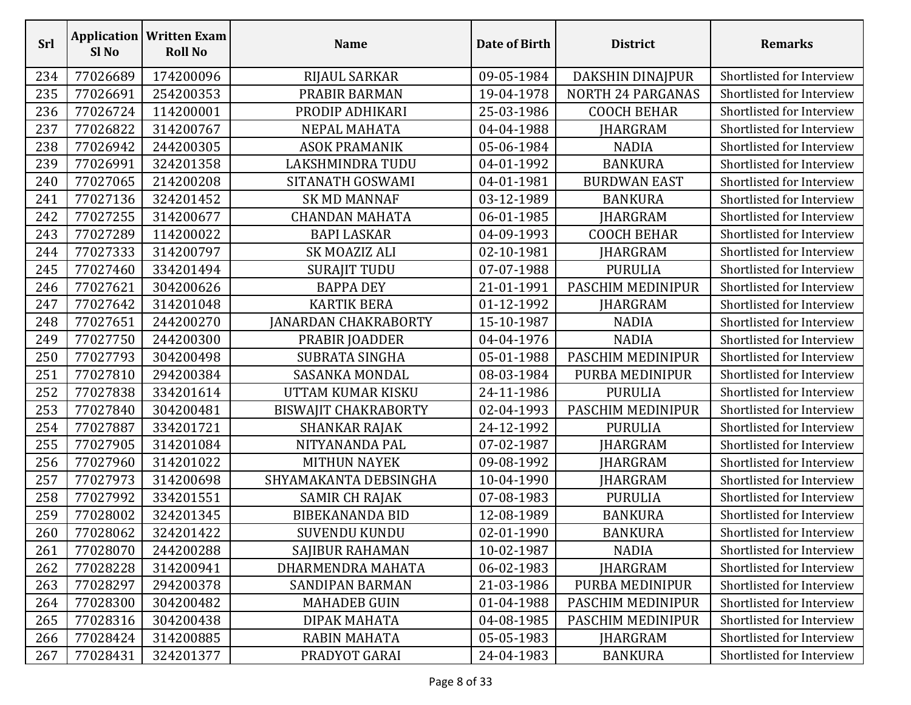| Srl | Application Sl No | Written Exam Roll No | Name | Date of Birth | District | Remarks |
|---|---|---|---|---|---|---|
| 234 | 77026689 | 174200096 | RIJAUL SARKAR | 09-05-1984 | DAKSHIN DINAJPUR | Shortlisted for Interview |
| 235 | 77026691 | 254200353 | PRABIR BARMAN | 19-04-1978 | NORTH 24 PARGANAS | Shortlisted for Interview |
| 236 | 77026724 | 114200001 | PRODIP ADHIKARI | 25-03-1986 | COOCH BEHAR | Shortlisted for Interview |
| 237 | 77026822 | 314200767 | NEPAL MAHATA | 04-04-1988 | JHARGRAM | Shortlisted for Interview |
| 238 | 77026942 | 244200305 | ASOK PRAMANIK | 05-06-1984 | NADIA | Shortlisted for Interview |
| 239 | 77026991 | 324201358 | LAKSHMINDRA TUDU | 04-01-1992 | BANKURA | Shortlisted for Interview |
| 240 | 77027065 | 214200208 | SITANATH GOSWAMI | 04-01-1981 | BURDWAN EAST | Shortlisted for Interview |
| 241 | 77027136 | 324201452 | SK MD MANNAF | 03-12-1989 | BANKURA | Shortlisted for Interview |
| 242 | 77027255 | 314200677 | CHANDAN MAHATA | 06-01-1985 | JHARGRAM | Shortlisted for Interview |
| 243 | 77027289 | 114200022 | BAPI LASKAR | 04-09-1993 | COOCH BEHAR | Shortlisted for Interview |
| 244 | 77027333 | 314200797 | SK MOAZIZ ALI | 02-10-1981 | JHARGRAM | Shortlisted for Interview |
| 245 | 77027460 | 334201494 | SURAJIT TUDU | 07-07-1988 | PURULIA | Shortlisted for Interview |
| 246 | 77027621 | 304200626 | BAPPA DEY | 21-01-1991 | PASCHIM MEDINIPUR | Shortlisted for Interview |
| 247 | 77027642 | 314201048 | KARTIK BERA | 01-12-1992 | JHARGRAM | Shortlisted for Interview |
| 248 | 77027651 | 244200270 | JANARDAN CHAKRABORTY | 15-10-1987 | NADIA | Shortlisted for Interview |
| 249 | 77027750 | 244200300 | PRABIR JOADDER | 04-04-1976 | NADIA | Shortlisted for Interview |
| 250 | 77027793 | 304200498 | SUBRATA SINGHA | 05-01-1988 | PASCHIM MEDINIPUR | Shortlisted for Interview |
| 251 | 77027810 | 294200384 | SASANKA MONDAL | 08-03-1984 | PURBA MEDINIPUR | Shortlisted for Interview |
| 252 | 77027838 | 334201614 | UTTAM KUMAR KISKU | 24-11-1986 | PURULIA | Shortlisted for Interview |
| 253 | 77027840 | 304200481 | BISWAJIT CHAKRABORTY | 02-04-1993 | PASCHIM MEDINIPUR | Shortlisted for Interview |
| 254 | 77027887 | 334201721 | SHANKAR RAJAK | 24-12-1992 | PURULIA | Shortlisted for Interview |
| 255 | 77027905 | 314201084 | NITYANANDA PAL | 07-02-1987 | JHARGRAM | Shortlisted for Interview |
| 256 | 77027960 | 314201022 | MITHUN NAYEK | 09-08-1992 | JHARGRAM | Shortlisted for Interview |
| 257 | 77027973 | 314200698 | SHYAMAKANTA DEBSINGHA | 10-04-1990 | JHARGRAM | Shortlisted for Interview |
| 258 | 77027992 | 334201551 | SAMIR CH RAJAK | 07-08-1983 | PURULIA | Shortlisted for Interview |
| 259 | 77028002 | 324201345 | BIBEKANANDA BID | 12-08-1989 | BANKURA | Shortlisted for Interview |
| 260 | 77028062 | 324201422 | SUVENDU KUNDU | 02-01-1990 | BANKURA | Shortlisted for Interview |
| 261 | 77028070 | 244200288 | SAJIBUR RAHAMAN | 10-02-1987 | NADIA | Shortlisted for Interview |
| 262 | 77028228 | 314200941 | DHARMENDRA MAHATA | 06-02-1983 | JHARGRAM | Shortlisted for Interview |
| 263 | 77028297 | 294200378 | SANDIPAN BARMAN | 21-03-1986 | PURBA MEDINIPUR | Shortlisted for Interview |
| 264 | 77028300 | 304200482 | MAHADEB GUIN | 01-04-1988 | PASCHIM MEDINIPUR | Shortlisted for Interview |
| 265 | 77028316 | 304200438 | DIPAK MAHATA | 04-08-1985 | PASCHIM MEDINIPUR | Shortlisted for Interview |
| 266 | 77028424 | 314200885 | RABIN MAHATA | 05-05-1983 | JHARGRAM | Shortlisted for Interview |
| 267 | 77028431 | 324201377 | PRADYOT GARAI | 24-04-1983 | BANKURA | Shortlisted for Interview |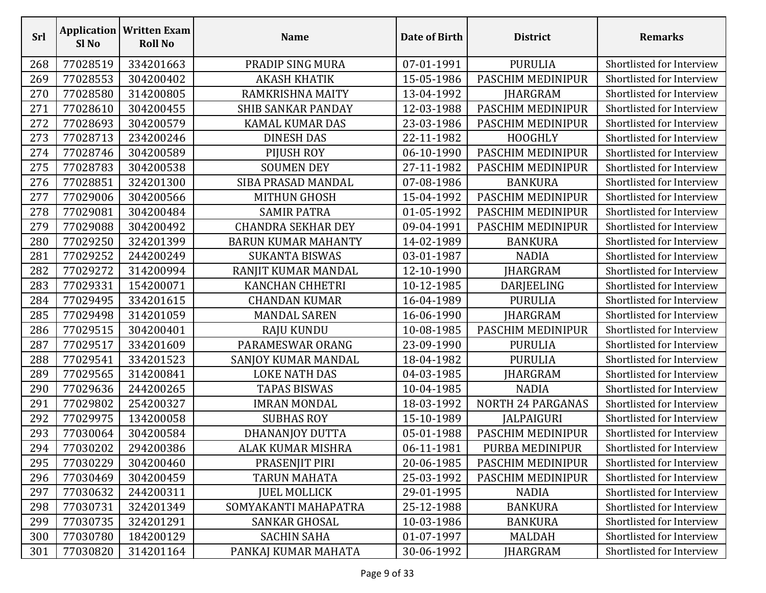| Srl | Application Sl No | Written Exam Roll No | Name | Date of Birth | District | Remarks |
|---|---|---|---|---|---|---|
| 268 | 77028519 | 334201663 | PRADIP SING MURA | 07-01-1991 | PURULIA | Shortlisted for Interview |
| 269 | 77028553 | 304200402 | AKASH KHATIK | 15-05-1986 | PASCHIM MEDINIPUR | Shortlisted for Interview |
| 270 | 77028580 | 314200805 | RAMKRISHNA MAITY | 13-04-1992 | JHARGRAM | Shortlisted for Interview |
| 271 | 77028610 | 304200455 | SHIB SANKAR PANDAY | 12-03-1988 | PASCHIM MEDINIPUR | Shortlisted for Interview |
| 272 | 77028693 | 304200579 | KAMAL KUMAR DAS | 23-03-1986 | PASCHIM MEDINIPUR | Shortlisted for Interview |
| 273 | 77028713 | 234200246 | DINESH DAS | 22-11-1982 | HOOGHLY | Shortlisted for Interview |
| 274 | 77028746 | 304200589 | PIJUSH ROY | 06-10-1990 | PASCHIM MEDINIPUR | Shortlisted for Interview |
| 275 | 77028783 | 304200538 | SOUMEN DEY | 27-11-1982 | PASCHIM MEDINIPUR | Shortlisted for Interview |
| 276 | 77028851 | 324201300 | SIBA PRASAD MANDAL | 07-08-1986 | BANKURA | Shortlisted for Interview |
| 277 | 77029006 | 304200566 | MITHUN GHOSH | 15-04-1992 | PASCHIM MEDINIPUR | Shortlisted for Interview |
| 278 | 77029081 | 304200484 | SAMIR PATRA | 01-05-1992 | PASCHIM MEDINIPUR | Shortlisted for Interview |
| 279 | 77029088 | 304200492 | CHANDRA SEKHAR DEY | 09-04-1991 | PASCHIM MEDINIPUR | Shortlisted for Interview |
| 280 | 77029250 | 324201399 | BARUN KUMAR MAHANTY | 14-02-1989 | BANKURA | Shortlisted for Interview |
| 281 | 77029252 | 244200249 | SUKANTA BISWAS | 03-01-1987 | NADIA | Shortlisted for Interview |
| 282 | 77029272 | 314200994 | RANJIT KUMAR MANDAL | 12-10-1990 | JHARGRAM | Shortlisted for Interview |
| 283 | 77029331 | 154200071 | KANCHAN CHHETRI | 10-12-1985 | DARJEELING | Shortlisted for Interview |
| 284 | 77029495 | 334201615 | CHANDAN KUMAR | 16-04-1989 | PURULIA | Shortlisted for Interview |
| 285 | 77029498 | 314201059 | MANDAL SAREN | 16-06-1990 | JHARGRAM | Shortlisted for Interview |
| 286 | 77029515 | 304200401 | RAJU KUNDU | 10-08-1985 | PASCHIM MEDINIPUR | Shortlisted for Interview |
| 287 | 77029517 | 334201609 | PARAMESWAR ORANG | 23-09-1990 | PURULIA | Shortlisted for Interview |
| 288 | 77029541 | 334201523 | SANJOY KUMAR MANDAL | 18-04-1982 | PURULIA | Shortlisted for Interview |
| 289 | 77029565 | 314200841 | LOKE NATH DAS | 04-03-1985 | JHARGRAM | Shortlisted for Interview |
| 290 | 77029636 | 244200265 | TAPAS BISWAS | 10-04-1985 | NADIA | Shortlisted for Interview |
| 291 | 77029802 | 254200327 | IMRAN MONDAL | 18-03-1992 | NORTH 24 PARGANAS | Shortlisted for Interview |
| 292 | 77029975 | 134200058 | SUBHAS ROY | 15-10-1989 | JALPAIGURI | Shortlisted for Interview |
| 293 | 77030064 | 304200584 | DHANANJOY DUTTA | 05-01-1988 | PASCHIM MEDINIPUR | Shortlisted for Interview |
| 294 | 77030202 | 294200386 | ALAK KUMAR MISHRA | 06-11-1981 | PURBA MEDINIPUR | Shortlisted for Interview |
| 295 | 77030229 | 304200460 | PRASENJIT PIRI | 20-06-1985 | PASCHIM MEDINIPUR | Shortlisted for Interview |
| 296 | 77030469 | 304200459 | TARUN MAHATA | 25-03-1992 | PASCHIM MEDINIPUR | Shortlisted for Interview |
| 297 | 77030632 | 244200311 | JUEL MOLLICK | 29-01-1995 | NADIA | Shortlisted for Interview |
| 298 | 77030731 | 324201349 | SOMYAKANTI MAHAPATRA | 25-12-1988 | BANKURA | Shortlisted for Interview |
| 299 | 77030735 | 324201291 | SANKAR GHOSAL | 10-03-1986 | BANKURA | Shortlisted for Interview |
| 300 | 77030780 | 184200129 | SACHIN SAHA | 01-07-1997 | MALDAH | Shortlisted for Interview |
| 301 | 77030820 | 314201164 | PANKAJ KUMAR MAHATA | 30-06-1992 | JHARGRAM | Shortlisted for Interview |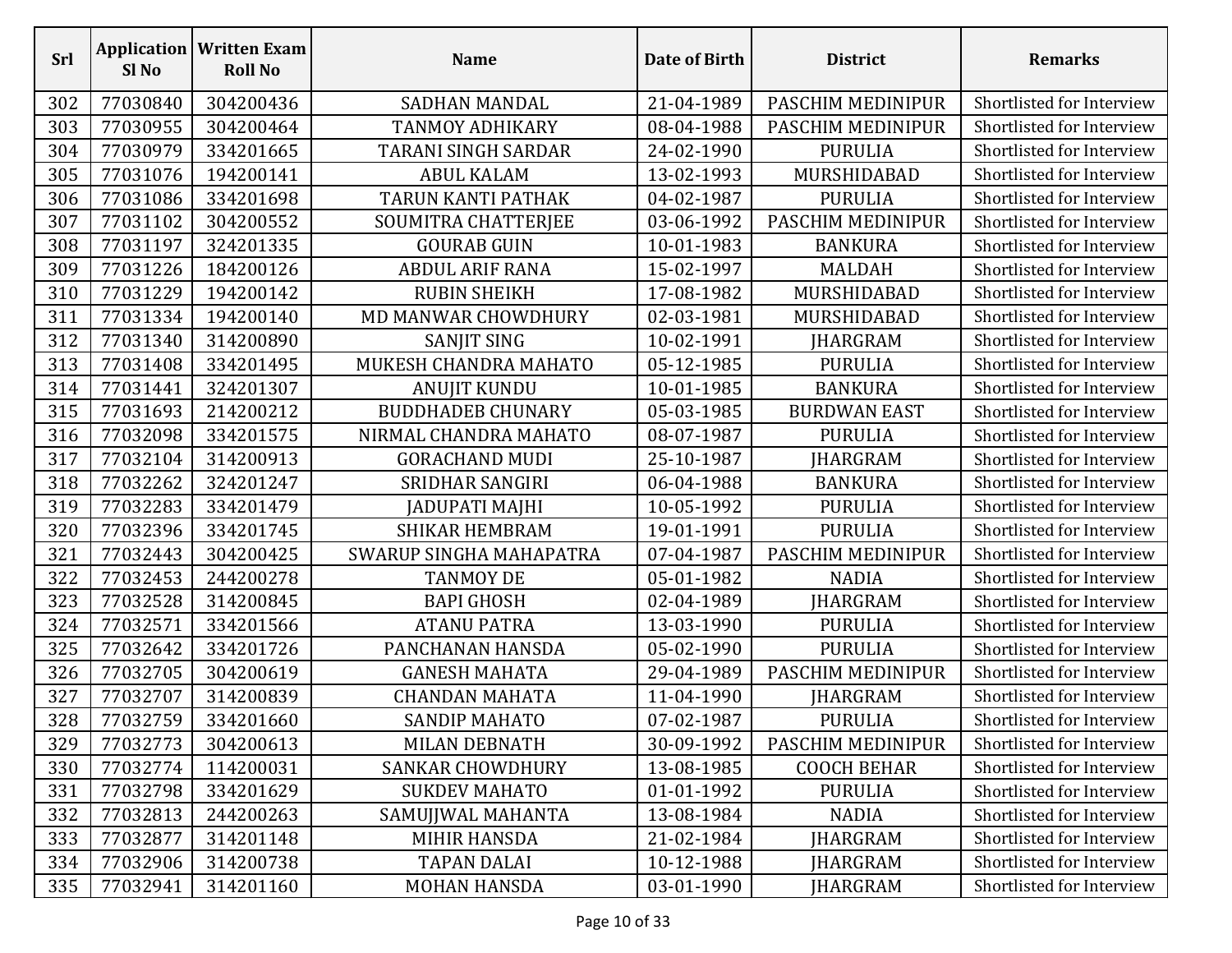| Srl | Application Sl No | Written Exam Roll No | Name | Date of Birth | District | Remarks |
|---|---|---|---|---|---|---|
| 302 | 77030840 | 304200436 | SADHAN MANDAL | 21-04-1989 | PASCHIM MEDINIPUR | Shortlisted for Interview |
| 303 | 77030955 | 304200464 | TANMOY ADHIKARY | 08-04-1988 | PASCHIM MEDINIPUR | Shortlisted for Interview |
| 304 | 77030979 | 334201665 | TARANI SINGH SARDAR | 24-02-1990 | PURULIA | Shortlisted for Interview |
| 305 | 77031076 | 194200141 | ABUL KALAM | 13-02-1993 | MURSHIDABAD | Shortlisted for Interview |
| 306 | 77031086 | 334201698 | TARUN KANTI PATHAK | 04-02-1987 | PURULIA | Shortlisted for Interview |
| 307 | 77031102 | 304200552 | SOUMITRA CHATTERJEE | 03-06-1992 | PASCHIM MEDINIPUR | Shortlisted for Interview |
| 308 | 77031197 | 324201335 | GOURAB GUIN | 10-01-1983 | BANKURA | Shortlisted for Interview |
| 309 | 77031226 | 184200126 | ABDUL ARIF RANA | 15-02-1997 | MALDAH | Shortlisted for Interview |
| 310 | 77031229 | 194200142 | RUBIN SHEIKH | 17-08-1982 | MURSHIDABAD | Shortlisted for Interview |
| 311 | 77031334 | 194200140 | MD MANWAR CHOWDHURY | 02-03-1981 | MURSHIDABAD | Shortlisted for Interview |
| 312 | 77031340 | 314200890 | SANJIT SING | 10-02-1991 | JHARGRAM | Shortlisted for Interview |
| 313 | 77031408 | 334201495 | MUKESH CHANDRA MAHATO | 05-12-1985 | PURULIA | Shortlisted for Interview |
| 314 | 77031441 | 324201307 | ANUJIT KUNDU | 10-01-1985 | BANKURA | Shortlisted for Interview |
| 315 | 77031693 | 214200212 | BUDDHADEB CHUNARY | 05-03-1985 | BURDWAN EAST | Shortlisted for Interview |
| 316 | 77032098 | 334201575 | NIRMAL CHANDRA MAHATO | 08-07-1987 | PURULIA | Shortlisted for Interview |
| 317 | 77032104 | 314200913 | GORACHAND MUDI | 25-10-1987 | JHARGRAM | Shortlisted for Interview |
| 318 | 77032262 | 324201247 | SRIDHAR SANGIRI | 06-04-1988 | BANKURA | Shortlisted for Interview |
| 319 | 77032283 | 334201479 | JADUPATI MAJHI | 10-05-1992 | PURULIA | Shortlisted for Interview |
| 320 | 77032396 | 334201745 | SHIKAR HEMBRAM | 19-01-1991 | PURULIA | Shortlisted for Interview |
| 321 | 77032443 | 304200425 | SWARUP SINGHA MAHAPATRA | 07-04-1987 | PASCHIM MEDINIPUR | Shortlisted for Interview |
| 322 | 77032453 | 244200278 | TANMOY DE | 05-01-1982 | NADIA | Shortlisted for Interview |
| 323 | 77032528 | 314200845 | BAPI GHOSH | 02-04-1989 | JHARGRAM | Shortlisted for Interview |
| 324 | 77032571 | 334201566 | ATANU PATRA | 13-03-1990 | PURULIA | Shortlisted for Interview |
| 325 | 77032642 | 334201726 | PANCHANAN HANSDA | 05-02-1990 | PURULIA | Shortlisted for Interview |
| 326 | 77032705 | 304200619 | GANESH MAHATA | 29-04-1989 | PASCHIM MEDINIPUR | Shortlisted for Interview |
| 327 | 77032707 | 314200839 | CHANDAN MAHATA | 11-04-1990 | JHARGRAM | Shortlisted for Interview |
| 328 | 77032759 | 334201660 | SANDIP MAHATO | 07-02-1987 | PURULIA | Shortlisted for Interview |
| 329 | 77032773 | 304200613 | MILAN DEBNATH | 30-09-1992 | PASCHIM MEDINIPUR | Shortlisted for Interview |
| 330 | 77032774 | 114200031 | SANKAR CHOWDHURY | 13-08-1985 | COOCH BEHAR | Shortlisted for Interview |
| 331 | 77032798 | 334201629 | SUKDEV MAHATO | 01-01-1992 | PURULIA | Shortlisted for Interview |
| 332 | 77032813 | 244200263 | SAMUJJWAL MAHANTA | 13-08-1984 | NADIA | Shortlisted for Interview |
| 333 | 77032877 | 314201148 | MIHIR HANSDA | 21-02-1984 | JHARGRAM | Shortlisted for Interview |
| 334 | 77032906 | 314200738 | TAPAN DALAI | 10-12-1988 | JHARGRAM | Shortlisted for Interview |
| 335 | 77032941 | 314201160 | MOHAN HANSDA | 03-01-1990 | JHARGRAM | Shortlisted for Interview |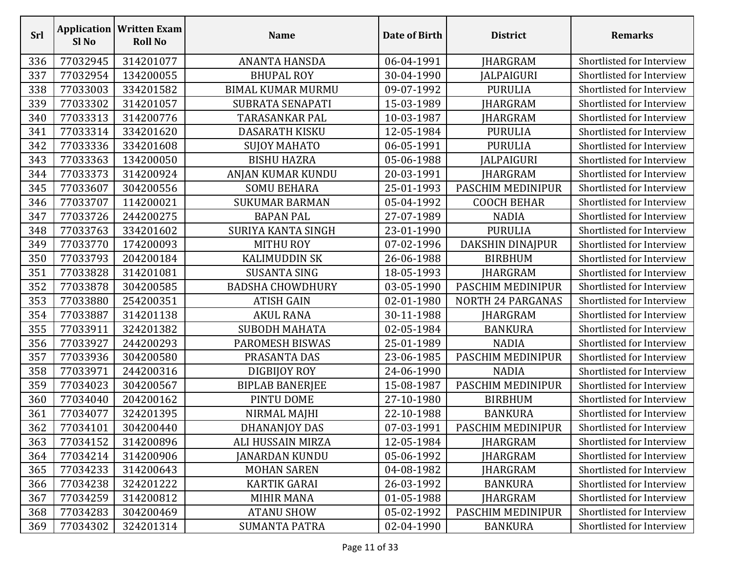| Srl | Application Sl No | Written Exam Roll No | Name | Date of Birth | District | Remarks |
|---|---|---|---|---|---|---|
| 336 | 77032945 | 314201077 | ANANTA HANSDA | 06-04-1991 | JHARGRAM | Shortlisted for Interview |
| 337 | 77032954 | 134200055 | BHUPAL ROY | 30-04-1990 | JALPAIGURI | Shortlisted for Interview |
| 338 | 77033003 | 334201582 | BIMAL KUMAR MURMU | 09-07-1992 | PURULIA | Shortlisted for Interview |
| 339 | 77033302 | 314201057 | SUBRATA SENAPATI | 15-03-1989 | JHARGRAM | Shortlisted for Interview |
| 340 | 77033313 | 314200776 | TARASANKAR PAL | 10-03-1987 | JHARGRAM | Shortlisted for Interview |
| 341 | 77033314 | 334201620 | DASARATH KISKU | 12-05-1984 | PURULIA | Shortlisted for Interview |
| 342 | 77033336 | 334201608 | SUJOY MAHATO | 06-05-1991 | PURULIA | Shortlisted for Interview |
| 343 | 77033363 | 134200050 | BISHU HAZRA | 05-06-1988 | JALPAIGURI | Shortlisted for Interview |
| 344 | 77033373 | 314200924 | ANJAN KUMAR KUNDU | 20-03-1991 | JHARGRAM | Shortlisted for Interview |
| 345 | 77033607 | 304200556 | SOMU BEHARA | 25-01-1993 | PASCHIM MEDINIPUR | Shortlisted for Interview |
| 346 | 77033707 | 114200021 | SUKUMAR BARMAN | 05-04-1992 | COOCH BEHAR | Shortlisted for Interview |
| 347 | 77033726 | 244200275 | BAPAN PAL | 27-07-1989 | NADIA | Shortlisted for Interview |
| 348 | 77033763 | 334201602 | SURIYA KANTA SINGH | 23-01-1990 | PURULIA | Shortlisted for Interview |
| 349 | 77033770 | 174200093 | MITHU ROY | 07-02-1996 | DAKSHIN DINAJPUR | Shortlisted for Interview |
| 350 | 77033793 | 204200184 | KALIMUDDIN SK | 26-06-1988 | BIRBHUM | Shortlisted for Interview |
| 351 | 77033828 | 314201081 | SUSANTA SING | 18-05-1993 | JHARGRAM | Shortlisted for Interview |
| 352 | 77033878 | 304200585 | BADSHA CHOWDHURY | 03-05-1990 | PASCHIM MEDINIPUR | Shortlisted for Interview |
| 353 | 77033880 | 254200351 | ATISH GAIN | 02-01-1980 | NORTH 24 PARGANAS | Shortlisted for Interview |
| 354 | 77033887 | 314201138 | AKUL RANA | 30-11-1988 | JHARGRAM | Shortlisted for Interview |
| 355 | 77033911 | 324201382 | SUBODH MAHATA | 02-05-1984 | BANKURA | Shortlisted for Interview |
| 356 | 77033927 | 244200293 | PAROMESH BISWAS | 25-01-1989 | NADIA | Shortlisted for Interview |
| 357 | 77033936 | 304200580 | PRASANTA DAS | 23-06-1985 | PASCHIM MEDINIPUR | Shortlisted for Interview |
| 358 | 77033971 | 244200316 | DIGBIJOY ROY | 24-06-1990 | NADIA | Shortlisted for Interview |
| 359 | 77034023 | 304200567 | BIPLAB BANERJEE | 15-08-1987 | PASCHIM MEDINIPUR | Shortlisted for Interview |
| 360 | 77034040 | 204200162 | PINTU DOME | 27-10-1980 | BIRBHUM | Shortlisted for Interview |
| 361 | 77034077 | 324201395 | NIRMAL MAJHI | 22-10-1988 | BANKURA | Shortlisted for Interview |
| 362 | 77034101 | 304200440 | DHANANJOY DAS | 07-03-1991 | PASCHIM MEDINIPUR | Shortlisted for Interview |
| 363 | 77034152 | 314200896 | ALI HUSSAIN MIRZA | 12-05-1984 | JHARGRAM | Shortlisted for Interview |
| 364 | 77034214 | 314200906 | JANARDAN KUNDU | 05-06-1992 | JHARGRAM | Shortlisted for Interview |
| 365 | 77034233 | 314200643 | MOHAN SAREN | 04-08-1982 | JHARGRAM | Shortlisted for Interview |
| 366 | 77034238 | 324201222 | KARTIK GARAI | 26-03-1992 | BANKURA | Shortlisted for Interview |
| 367 | 77034259 | 314200812 | MIHIR MANA | 01-05-1988 | JHARGRAM | Shortlisted for Interview |
| 368 | 77034283 | 304200469 | ATANU SHOW | 05-02-1992 | PASCHIM MEDINIPUR | Shortlisted for Interview |
| 369 | 77034302 | 324201314 | SUMANTA PATRA | 02-04-1990 | BANKURA | Shortlisted for Interview |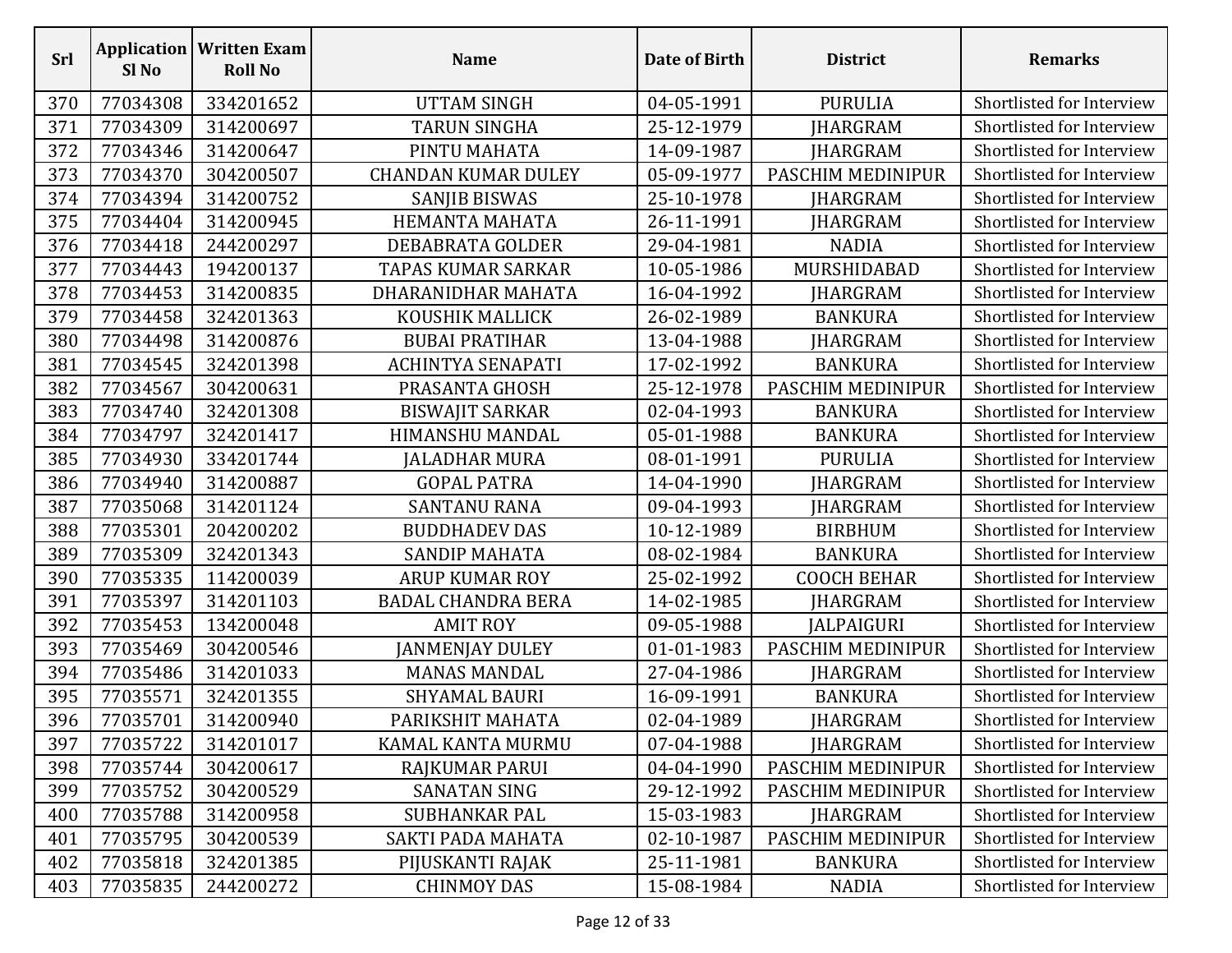| Srl | Application Sl No | Written Exam Roll No | Name | Date of Birth | District | Remarks |
|---|---|---|---|---|---|---|
| 370 | 77034308 | 334201652 | UTTAM SINGH | 04-05-1991 | PURULIA | Shortlisted for Interview |
| 371 | 77034309 | 314200697 | TARUN SINGHA | 25-12-1979 | JHARGRAM | Shortlisted for Interview |
| 372 | 77034346 | 314200647 | PINTU MAHATA | 14-09-1987 | JHARGRAM | Shortlisted for Interview |
| 373 | 77034370 | 304200507 | CHANDAN KUMAR DULEY | 05-09-1977 | PASCHIM MEDINIPUR | Shortlisted for Interview |
| 374 | 77034394 | 314200752 | SANJIB BISWAS | 25-10-1978 | JHARGRAM | Shortlisted for Interview |
| 375 | 77034404 | 314200945 | HEMANTA MAHATA | 26-11-1991 | JHARGRAM | Shortlisted for Interview |
| 376 | 77034418 | 244200297 | DEBABRATA GOLDER | 29-04-1981 | NADIA | Shortlisted for Interview |
| 377 | 77034443 | 194200137 | TAPAS KUMAR SARKAR | 10-05-1986 | MURSHIDABAD | Shortlisted for Interview |
| 378 | 77034453 | 314200835 | DHARANIDHAR MAHATA | 16-04-1992 | JHARGRAM | Shortlisted for Interview |
| 379 | 77034458 | 324201363 | KOUSHIK MALLICK | 26-02-1989 | BANKURA | Shortlisted for Interview |
| 380 | 77034498 | 314200876 | BUBAI PRATIHAR | 13-04-1988 | JHARGRAM | Shortlisted for Interview |
| 381 | 77034545 | 324201398 | ACHINTYA SENAPATI | 17-02-1992 | BANKURA | Shortlisted for Interview |
| 382 | 77034567 | 304200631 | PRASANTA GHOSH | 25-12-1978 | PASCHIM MEDINIPUR | Shortlisted for Interview |
| 383 | 77034740 | 324201308 | BISWAJIT SARKAR | 02-04-1993 | BANKURA | Shortlisted for Interview |
| 384 | 77034797 | 324201417 | HIMANSHU MANDAL | 05-01-1988 | BANKURA | Shortlisted for Interview |
| 385 | 77034930 | 334201744 | JALADHAR MURA | 08-01-1991 | PURULIA | Shortlisted for Interview |
| 386 | 77034940 | 314200887 | GOPAL PATRA | 14-04-1990 | JHARGRAM | Shortlisted for Interview |
| 387 | 77035068 | 314201124 | SANTANU RANA | 09-04-1993 | JHARGRAM | Shortlisted for Interview |
| 388 | 77035301 | 204200202 | BUDDHADEV DAS | 10-12-1989 | BIRBHUM | Shortlisted for Interview |
| 389 | 77035309 | 324201343 | SANDIP MAHATA | 08-02-1984 | BANKURA | Shortlisted for Interview |
| 390 | 77035335 | 114200039 | ARUP KUMAR ROY | 25-02-1992 | COOCH BEHAR | Shortlisted for Interview |
| 391 | 77035397 | 314201103 | BADAL CHANDRA BERA | 14-02-1985 | JHARGRAM | Shortlisted for Interview |
| 392 | 77035453 | 134200048 | AMIT ROY | 09-05-1988 | JALPAIGURI | Shortlisted for Interview |
| 393 | 77035469 | 304200546 | JANMENJAY DULEY | 01-01-1983 | PASCHIM MEDINIPUR | Shortlisted for Interview |
| 394 | 77035486 | 314201033 | MANAS MANDAL | 27-04-1986 | JHARGRAM | Shortlisted for Interview |
| 395 | 77035571 | 324201355 | SHYAMAL BAURI | 16-09-1991 | BANKURA | Shortlisted for Interview |
| 396 | 77035701 | 314200940 | PARIKSHIT MAHATA | 02-04-1989 | JHARGRAM | Shortlisted for Interview |
| 397 | 77035722 | 314201017 | KAMAL KANTA MURMU | 07-04-1988 | JHARGRAM | Shortlisted for Interview |
| 398 | 77035744 | 304200617 | RAJKUMAR PARUI | 04-04-1990 | PASCHIM MEDINIPUR | Shortlisted for Interview |
| 399 | 77035752 | 304200529 | SANATAN SING | 29-12-1992 | PASCHIM MEDINIPUR | Shortlisted for Interview |
| 400 | 77035788 | 314200958 | SUBHANKAR PAL | 15-03-1983 | JHARGRAM | Shortlisted for Interview |
| 401 | 77035795 | 304200539 | SAKTI PADA MAHATA | 02-10-1987 | PASCHIM MEDINIPUR | Shortlisted for Interview |
| 402 | 77035818 | 324201385 | PIJUSKANTI RAJAK | 25-11-1981 | BANKURA | Shortlisted for Interview |
| 403 | 77035835 | 244200272 | CHINMOY DAS | 15-08-1984 | NADIA | Shortlisted for Interview |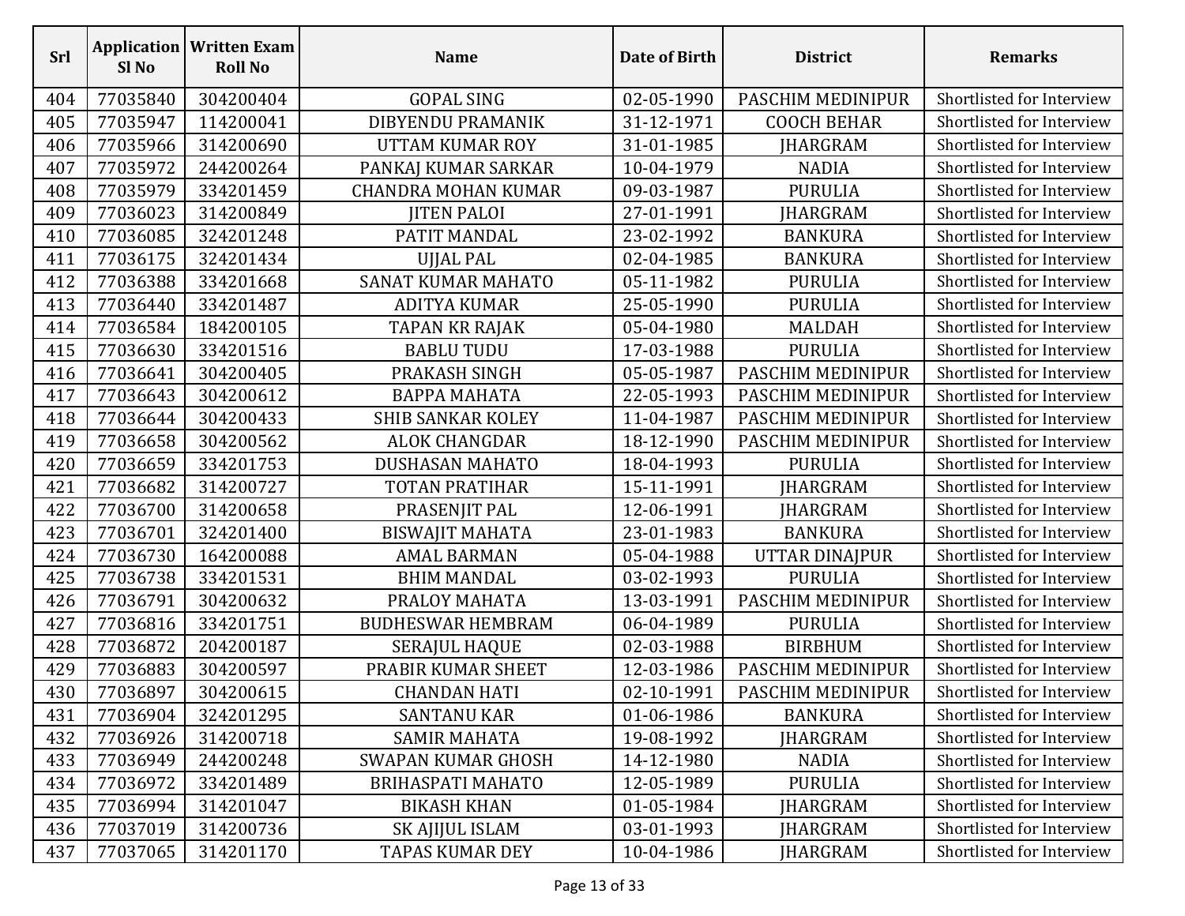| Srl | Application Sl No | Written Exam Roll No | Name | Date of Birth | District | Remarks |
|---|---|---|---|---|---|---|
| 404 | 77035840 | 304200404 | GOPAL SING | 02-05-1990 | PASCHIM MEDINIPUR | Shortlisted for Interview |
| 405 | 77035947 | 114200041 | DIBYENDU PRAMANIK | 31-12-1971 | COOCH BEHAR | Shortlisted for Interview |
| 406 | 77035966 | 314200690 | UTTAM KUMAR ROY | 31-01-1985 | JHARGRAM | Shortlisted for Interview |
| 407 | 77035972 | 244200264 | PANKAJ KUMAR SARKAR | 10-04-1979 | NADIA | Shortlisted for Interview |
| 408 | 77035979 | 334201459 | CHANDRA MOHAN KUMAR | 09-03-1987 | PURULIA | Shortlisted for Interview |
| 409 | 77036023 | 314200849 | JITEN PALOI | 27-01-1991 | JHARGRAM | Shortlisted for Interview |
| 410 | 77036085 | 324201248 | PATIT MANDAL | 23-02-1992 | BANKURA | Shortlisted for Interview |
| 411 | 77036175 | 324201434 | UJJAL PAL | 02-04-1985 | BANKURA | Shortlisted for Interview |
| 412 | 77036388 | 334201668 | SANAT KUMAR MAHATO | 05-11-1982 | PURULIA | Shortlisted for Interview |
| 413 | 77036440 | 334201487 | ADITYA KUMAR | 25-05-1990 | PURULIA | Shortlisted for Interview |
| 414 | 77036584 | 184200105 | TAPAN KR RAJAK | 05-04-1980 | MALDAH | Shortlisted for Interview |
| 415 | 77036630 | 334201516 | BABLU TUDU | 17-03-1988 | PURULIA | Shortlisted for Interview |
| 416 | 77036641 | 304200405 | PRAKASH SINGH | 05-05-1987 | PASCHIM MEDINIPUR | Shortlisted for Interview |
| 417 | 77036643 | 304200612 | BAPPA MAHATA | 22-05-1993 | PASCHIM MEDINIPUR | Shortlisted for Interview |
| 418 | 77036644 | 304200433 | SHIB SANKAR KOLEY | 11-04-1987 | PASCHIM MEDINIPUR | Shortlisted for Interview |
| 419 | 77036658 | 304200562 | ALOK CHANGDAR | 18-12-1990 | PASCHIM MEDINIPUR | Shortlisted for Interview |
| 420 | 77036659 | 334201753 | DUSHASAN MAHATO | 18-04-1993 | PURULIA | Shortlisted for Interview |
| 421 | 77036682 | 314200727 | TOTAN PRATIHAR | 15-11-1991 | JHARGRAM | Shortlisted for Interview |
| 422 | 77036700 | 314200658 | PRASENJIT PAL | 12-06-1991 | JHARGRAM | Shortlisted for Interview |
| 423 | 77036701 | 324201400 | BISWAJIT MAHATA | 23-01-1983 | BANKURA | Shortlisted for Interview |
| 424 | 77036730 | 164200088 | AMAL BARMAN | 05-04-1988 | UTTAR DINAJPUR | Shortlisted for Interview |
| 425 | 77036738 | 334201531 | BHIM MANDAL | 03-02-1993 | PURULIA | Shortlisted for Interview |
| 426 | 77036791 | 304200632 | PRALOY MAHATA | 13-03-1991 | PASCHIM MEDINIPUR | Shortlisted for Interview |
| 427 | 77036816 | 334201751 | BUDHESWAR HEMBRAM | 06-04-1989 | PURULIA | Shortlisted for Interview |
| 428 | 77036872 | 204200187 | SERAJUL HAQUE | 02-03-1988 | BIRBHUM | Shortlisted for Interview |
| 429 | 77036883 | 304200597 | PRABIR KUMAR SHEET | 12-03-1986 | PASCHIM MEDINIPUR | Shortlisted for Interview |
| 430 | 77036897 | 304200615 | CHANDAN HATI | 02-10-1991 | PASCHIM MEDINIPUR | Shortlisted for Interview |
| 431 | 77036904 | 324201295 | SANTANU KAR | 01-06-1986 | BANKURA | Shortlisted for Interview |
| 432 | 77036926 | 314200718 | SAMIR MAHATA | 19-08-1992 | JHARGRAM | Shortlisted for Interview |
| 433 | 77036949 | 244200248 | SWAPAN KUMAR GHOSH | 14-12-1980 | NADIA | Shortlisted for Interview |
| 434 | 77036972 | 334201489 | BRIHASPATI MAHATO | 12-05-1989 | PURULIA | Shortlisted for Interview |
| 435 | 77036994 | 314201047 | BIKASH KHAN | 01-05-1984 | JHARGRAM | Shortlisted for Interview |
| 436 | 77037019 | 314200736 | SK AJIJUL ISLAM | 03-01-1993 | JHARGRAM | Shortlisted for Interview |
| 437 | 77037065 | 314201170 | TAPAS KUMAR DEY | 10-04-1986 | JHARGRAM | Shortlisted for Interview |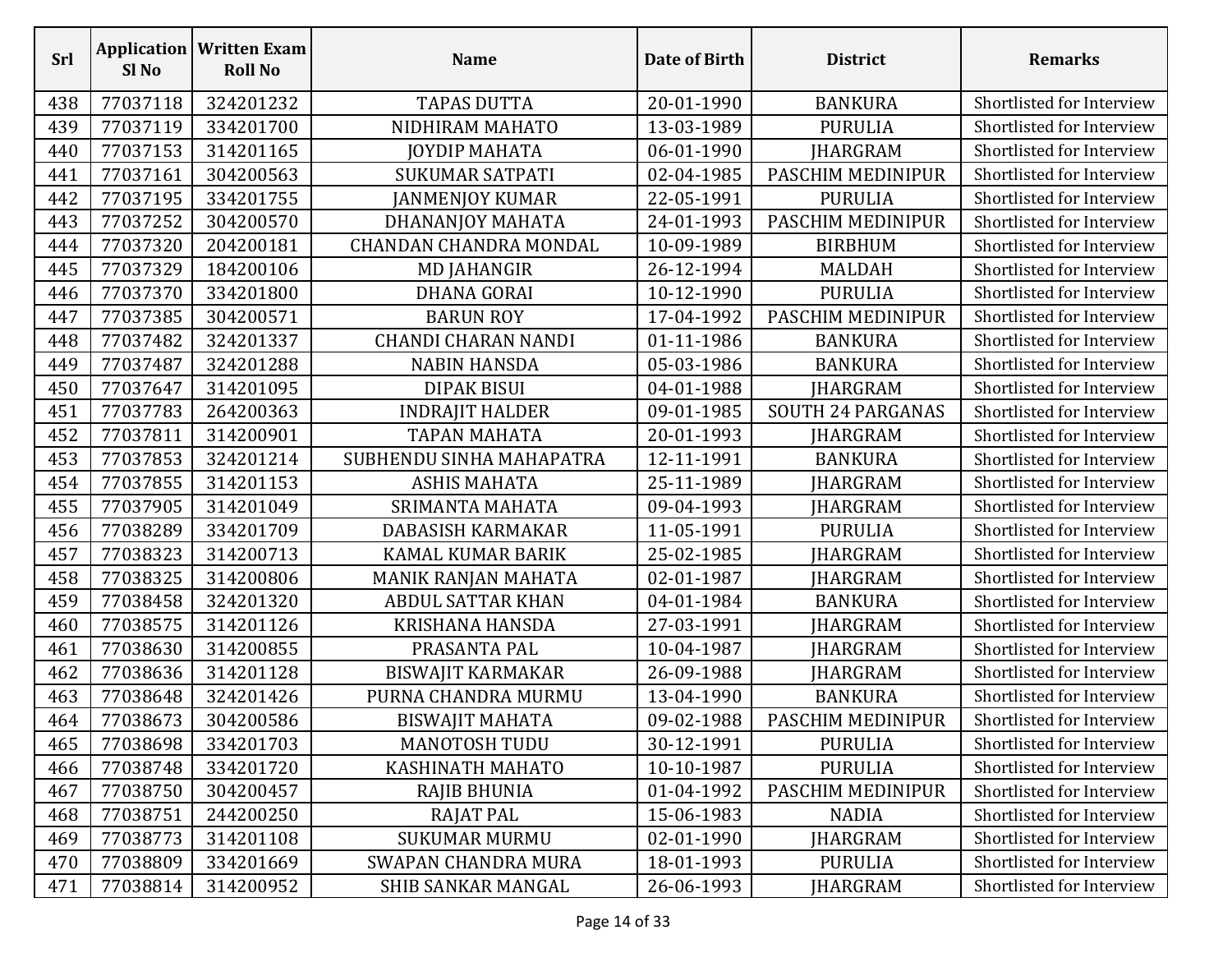| Srl | Application Sl No | Written Exam Roll No | Name | Date of Birth | District | Remarks |
|---|---|---|---|---|---|---|
| 438 | 77037118 | 324201232 | TAPAS DUTTA | 20-01-1990 | BANKURA | Shortlisted for Interview |
| 439 | 77037119 | 334201700 | NIDHIRAM MAHATO | 13-03-1989 | PURULIA | Shortlisted for Interview |
| 440 | 77037153 | 314201165 | JOYDIP MAHATA | 06-01-1990 | JHARGRAM | Shortlisted for Interview |
| 441 | 77037161 | 304200563 | SUKUMAR SATPATI | 02-04-1985 | PASCHIM MEDINIPUR | Shortlisted for Interview |
| 442 | 77037195 | 334201755 | JANMENJOY KUMAR | 22-05-1991 | PURULIA | Shortlisted for Interview |
| 443 | 77037252 | 304200570 | DHANANJOY MAHATA | 24-01-1993 | PASCHIM MEDINIPUR | Shortlisted for Interview |
| 444 | 77037320 | 204200181 | CHANDAN CHANDRA MONDAL | 10-09-1989 | BIRBHUM | Shortlisted for Interview |
| 445 | 77037329 | 184200106 | MD JAHANGIR | 26-12-1994 | MALDAH | Shortlisted for Interview |
| 446 | 77037370 | 334201800 | DHANA GORAI | 10-12-1990 | PURULIA | Shortlisted for Interview |
| 447 | 77037385 | 304200571 | BARUN ROY | 17-04-1992 | PASCHIM MEDINIPUR | Shortlisted for Interview |
| 448 | 77037482 | 324201337 | CHANDI CHARAN NANDI | 01-11-1986 | BANKURA | Shortlisted for Interview |
| 449 | 77037487 | 324201288 | NABIN HANSDA | 05-03-1986 | BANKURA | Shortlisted for Interview |
| 450 | 77037647 | 314201095 | DIPAK BISUI | 04-01-1988 | JHARGRAM | Shortlisted for Interview |
| 451 | 77037783 | 264200363 | INDRAJIT HALDER | 09-01-1985 | SOUTH 24 PARGANAS | Shortlisted for Interview |
| 452 | 77037811 | 314200901 | TAPAN MAHATA | 20-01-1993 | JHARGRAM | Shortlisted for Interview |
| 453 | 77037853 | 324201214 | SUBHENDU SINHA MAHAPATRA | 12-11-1991 | BANKURA | Shortlisted for Interview |
| 454 | 77037855 | 314201153 | ASHIS MAHATA | 25-11-1989 | JHARGRAM | Shortlisted for Interview |
| 455 | 77037905 | 314201049 | SRIMANTA MAHATA | 09-04-1993 | JHARGRAM | Shortlisted for Interview |
| 456 | 77038289 | 334201709 | DABASISH KARMAKAR | 11-05-1991 | PURULIA | Shortlisted for Interview |
| 457 | 77038323 | 314200713 | KAMAL KUMAR BARIK | 25-02-1985 | JHARGRAM | Shortlisted for Interview |
| 458 | 77038325 | 314200806 | MANIK RANJAN MAHATA | 02-01-1987 | JHARGRAM | Shortlisted for Interview |
| 459 | 77038458 | 324201320 | ABDUL SATTAR KHAN | 04-01-1984 | BANKURA | Shortlisted for Interview |
| 460 | 77038575 | 314201126 | KRISHANA HANSDA | 27-03-1991 | JHARGRAM | Shortlisted for Interview |
| 461 | 77038630 | 314200855 | PRASANTA PAL | 10-04-1987 | JHARGRAM | Shortlisted for Interview |
| 462 | 77038636 | 314201128 | BISWAJIT KARMAKAR | 26-09-1988 | JHARGRAM | Shortlisted for Interview |
| 463 | 77038648 | 324201426 | PURNA CHANDRA MURMU | 13-04-1990 | BANKURA | Shortlisted for Interview |
| 464 | 77038673 | 304200586 | BISWAJIT MAHATA | 09-02-1988 | PASCHIM MEDINIPUR | Shortlisted for Interview |
| 465 | 77038698 | 334201703 | MANOTOSH TUDU | 30-12-1991 | PURULIA | Shortlisted for Interview |
| 466 | 77038748 | 334201720 | KASHINATH MAHATO | 10-10-1987 | PURULIA | Shortlisted for Interview |
| 467 | 77038750 | 304200457 | RAJIB BHUNIA | 01-04-1992 | PASCHIM MEDINIPUR | Shortlisted for Interview |
| 468 | 77038751 | 244200250 | RAJAT PAL | 15-06-1983 | NADIA | Shortlisted for Interview |
| 469 | 77038773 | 314201108 | SUKUMAR MURMU | 02-01-1990 | JHARGRAM | Shortlisted for Interview |
| 470 | 77038809 | 334201669 | SWAPAN CHANDRA MURA | 18-01-1993 | PURULIA | Shortlisted for Interview |
| 471 | 77038814 | 314200952 | SHIB SANKAR MANGAL | 26-06-1993 | JHARGRAM | Shortlisted for Interview |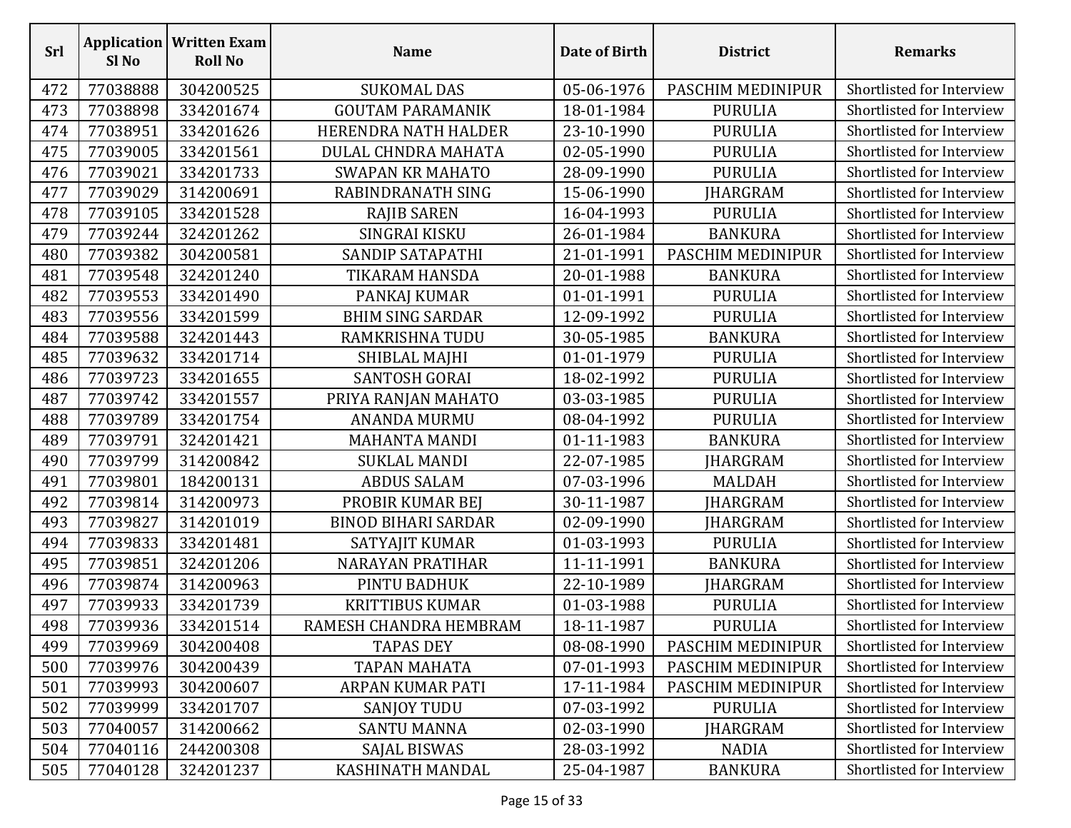| Srl | Application Sl No | Written Exam Roll No | Name | Date of Birth | District | Remarks |
|---|---|---|---|---|---|---|
| 472 | 77038888 | 304200525 | SUKOMAL DAS | 05-06-1976 | PASCHIM MEDINIPUR | Shortlisted for Interview |
| 473 | 77038898 | 334201674 | GOUTAM PARAMANIK | 18-01-1984 | PURULIA | Shortlisted for Interview |
| 474 | 77038951 | 334201626 | HERENDRA NATH HALDER | 23-10-1990 | PURULIA | Shortlisted for Interview |
| 475 | 77039005 | 334201561 | DULAL CHNDRA MAHATA | 02-05-1990 | PURULIA | Shortlisted for Interview |
| 476 | 77039021 | 334201733 | SWAPAN KR MAHATO | 28-09-1990 | PURULIA | Shortlisted for Interview |
| 477 | 77039029 | 314200691 | RABINDRANATH SING | 15-06-1990 | JHARGRAM | Shortlisted for Interview |
| 478 | 77039105 | 334201528 | RAJIB SAREN | 16-04-1993 | PURULIA | Shortlisted for Interview |
| 479 | 77039244 | 324201262 | SINGRAI KISKU | 26-01-1984 | BANKURA | Shortlisted for Interview |
| 480 | 77039382 | 304200581 | SANDIP SATAPATHI | 21-01-1991 | PASCHIM MEDINIPUR | Shortlisted for Interview |
| 481 | 77039548 | 324201240 | TIKARAM HANSDA | 20-01-1988 | BANKURA | Shortlisted for Interview |
| 482 | 77039553 | 334201490 | PANKAJ KUMAR | 01-01-1991 | PURULIA | Shortlisted for Interview |
| 483 | 77039556 | 334201599 | BHIM SING SARDAR | 12-09-1992 | PURULIA | Shortlisted for Interview |
| 484 | 77039588 | 324201443 | RAMKRISHNA TUDU | 30-05-1985 | BANKURA | Shortlisted for Interview |
| 485 | 77039632 | 334201714 | SHIBLAL MAJHI | 01-01-1979 | PURULIA | Shortlisted for Interview |
| 486 | 77039723 | 334201655 | SANTOSH GORAI | 18-02-1992 | PURULIA | Shortlisted for Interview |
| 487 | 77039742 | 334201557 | PRIYA RANJAN MAHATO | 03-03-1985 | PURULIA | Shortlisted for Interview |
| 488 | 77039789 | 334201754 | ANANDA MURMU | 08-04-1992 | PURULIA | Shortlisted for Interview |
| 489 | 77039791 | 324201421 | MAHANTA MANDI | 01-11-1983 | BANKURA | Shortlisted for Interview |
| 490 | 77039799 | 314200842 | SUKLAL MANDI | 22-07-1985 | JHARGRAM | Shortlisted for Interview |
| 491 | 77039801 | 184200131 | ABDUS SALAM | 07-03-1996 | MALDAH | Shortlisted for Interview |
| 492 | 77039814 | 314200973 | PROBIR KUMAR BEJ | 30-11-1987 | JHARGRAM | Shortlisted for Interview |
| 493 | 77039827 | 314201019 | BINOD BIHARI SARDAR | 02-09-1990 | JHARGRAM | Shortlisted for Interview |
| 494 | 77039833 | 334201481 | SATYAJIT KUMAR | 01-03-1993 | PURULIA | Shortlisted for Interview |
| 495 | 77039851 | 324201206 | NARAYAN PRATIHAR | 11-11-1991 | BANKURA | Shortlisted for Interview |
| 496 | 77039874 | 314200963 | PINTU BADHUK | 22-10-1989 | JHARGRAM | Shortlisted for Interview |
| 497 | 77039933 | 334201739 | KRITTIBUS KUMAR | 01-03-1988 | PURULIA | Shortlisted for Interview |
| 498 | 77039936 | 334201514 | RAMESH CHANDRA HEMBRAM | 18-11-1987 | PURULIA | Shortlisted for Interview |
| 499 | 77039969 | 304200408 | TAPAS DEY | 08-08-1990 | PASCHIM MEDINIPUR | Shortlisted for Interview |
| 500 | 77039976 | 304200439 | TAPAN MAHATA | 07-01-1993 | PASCHIM MEDINIPUR | Shortlisted for Interview |
| 501 | 77039993 | 304200607 | ARPAN KUMAR PATI | 17-11-1984 | PASCHIM MEDINIPUR | Shortlisted for Interview |
| 502 | 77039999 | 334201707 | SANJOY TUDU | 07-03-1992 | PURULIA | Shortlisted for Interview |
| 503 | 77040057 | 314200662 | SANTU MANNA | 02-03-1990 | JHARGRAM | Shortlisted for Interview |
| 504 | 77040116 | 244200308 | SAJAL BISWAS | 28-03-1992 | NADIA | Shortlisted for Interview |
| 505 | 77040128 | 324201237 | KASHINATH MANDAL | 25-04-1987 | BANKURA | Shortlisted for Interview |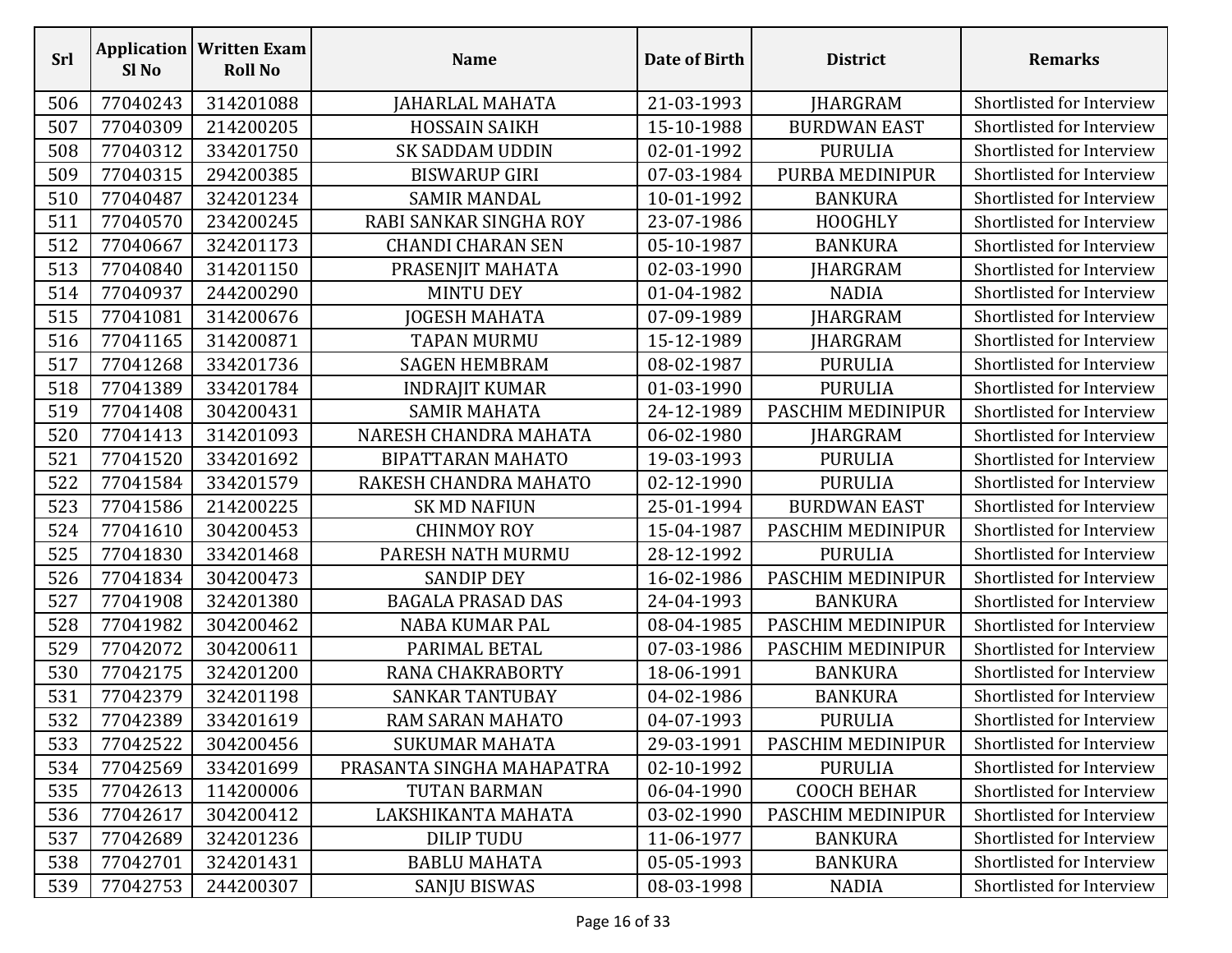| Srl | Application Sl No | Written Exam Roll No | Name | Date of Birth | District | Remarks |
|---|---|---|---|---|---|---|
| 506 | 77040243 | 314201088 | JAHARLAL MAHATA | 21-03-1993 | JHARGRAM | Shortlisted for Interview |
| 507 | 77040309 | 214200205 | HOSSAIN SAIKH | 15-10-1988 | BURDWAN EAST | Shortlisted for Interview |
| 508 | 77040312 | 334201750 | SK SADDAM UDDIN | 02-01-1992 | PURULIA | Shortlisted for Interview |
| 509 | 77040315 | 294200385 | BISWARUP GIRI | 07-03-1984 | PURBA MEDINIPUR | Shortlisted for Interview |
| 510 | 77040487 | 324201234 | SAMIR MANDAL | 10-01-1992 | BANKURA | Shortlisted for Interview |
| 511 | 77040570 | 234200245 | RABI SANKAR SINGHA ROY | 23-07-1986 | HOOGHLY | Shortlisted for Interview |
| 512 | 77040667 | 324201173 | CHANDI CHARAN SEN | 05-10-1987 | BANKURA | Shortlisted for Interview |
| 513 | 77040840 | 314201150 | PRASENJIT MAHATA | 02-03-1990 | JHARGRAM | Shortlisted for Interview |
| 514 | 77040937 | 244200290 | MINTU DEY | 01-04-1982 | NADIA | Shortlisted for Interview |
| 515 | 77041081 | 314200676 | JOGESH MAHATA | 07-09-1989 | JHARGRAM | Shortlisted for Interview |
| 516 | 77041165 | 314200871 | TAPAN MURMU | 15-12-1989 | JHARGRAM | Shortlisted for Interview |
| 517 | 77041268 | 334201736 | SAGEN HEMBRAM | 08-02-1987 | PURULIA | Shortlisted for Interview |
| 518 | 77041389 | 334201784 | INDRAJIT KUMAR | 01-03-1990 | PURULIA | Shortlisted for Interview |
| 519 | 77041408 | 304200431 | SAMIR MAHATA | 24-12-1989 | PASCHIM MEDINIPUR | Shortlisted for Interview |
| 520 | 77041413 | 314201093 | NARESH CHANDRA MAHATA | 06-02-1980 | JHARGRAM | Shortlisted for Interview |
| 521 | 77041520 | 334201692 | BIPATTARAN MAHATO | 19-03-1993 | PURULIA | Shortlisted for Interview |
| 522 | 77041584 | 334201579 | RAKESH CHANDRA MAHATO | 02-12-1990 | PURULIA | Shortlisted for Interview |
| 523 | 77041586 | 214200225 | SK MD NAFIUN | 25-01-1994 | BURDWAN EAST | Shortlisted for Interview |
| 524 | 77041610 | 304200453 | CHINMOY ROY | 15-04-1987 | PASCHIM MEDINIPUR | Shortlisted for Interview |
| 525 | 77041830 | 334201468 | PARESH NATH MURMU | 28-12-1992 | PURULIA | Shortlisted for Interview |
| 526 | 77041834 | 304200473 | SANDIP DEY | 16-02-1986 | PASCHIM MEDINIPUR | Shortlisted for Interview |
| 527 | 77041908 | 324201380 | BAGALA PRASAD DAS | 24-04-1993 | BANKURA | Shortlisted for Interview |
| 528 | 77041982 | 304200462 | NABA KUMAR PAL | 08-04-1985 | PASCHIM MEDINIPUR | Shortlisted for Interview |
| 529 | 77042072 | 304200611 | PARIMAL BETAL | 07-03-1986 | PASCHIM MEDINIPUR | Shortlisted for Interview |
| 530 | 77042175 | 324201200 | RANA CHAKRABORTY | 18-06-1991 | BANKURA | Shortlisted for Interview |
| 531 | 77042379 | 324201198 | SANKAR TANTUBAY | 04-02-1986 | BANKURA | Shortlisted for Interview |
| 532 | 77042389 | 334201619 | RAM SARAN MAHATO | 04-07-1993 | PURULIA | Shortlisted for Interview |
| 533 | 77042522 | 304200456 | SUKUMAR MAHATA | 29-03-1991 | PASCHIM MEDINIPUR | Shortlisted for Interview |
| 534 | 77042569 | 334201699 | PRASANTA SINGHA MAHAPATRA | 02-10-1992 | PURULIA | Shortlisted for Interview |
| 535 | 77042613 | 114200006 | TUTAN BARMAN | 06-04-1990 | COOCH BEHAR | Shortlisted for Interview |
| 536 | 77042617 | 304200412 | LAKSHIKANTA MAHATA | 03-02-1990 | PASCHIM MEDINIPUR | Shortlisted for Interview |
| 537 | 77042689 | 324201236 | DILIP TUDU | 11-06-1977 | BANKURA | Shortlisted for Interview |
| 538 | 77042701 | 324201431 | BABLU MAHATA | 05-05-1993 | BANKURA | Shortlisted for Interview |
| 539 | 77042753 | 244200307 | SANJU BISWAS | 08-03-1998 | NADIA | Shortlisted for Interview |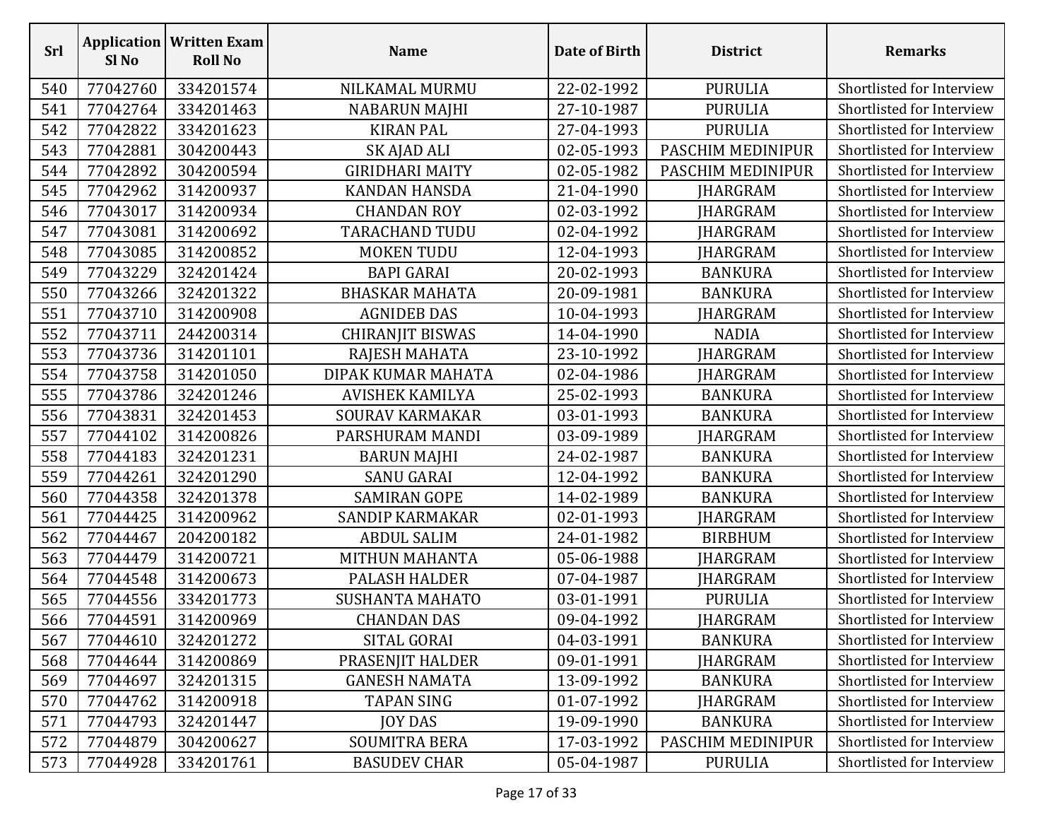| Srl | Application Sl No | Written Exam Roll No | Name | Date of Birth | District | Remarks |
|---|---|---|---|---|---|---|
| 540 | 77042760 | 334201574 | NILKAMAL MURMU | 22-02-1992 | PURULIA | Shortlisted for Interview |
| 541 | 77042764 | 334201463 | NABARUN MAJHI | 27-10-1987 | PURULIA | Shortlisted for Interview |
| 542 | 77042822 | 334201623 | KIRAN PAL | 27-04-1993 | PURULIA | Shortlisted for Interview |
| 543 | 77042881 | 304200443 | SK AJAD ALI | 02-05-1993 | PASCHIM MEDINIPUR | Shortlisted for Interview |
| 544 | 77042892 | 304200594 | GIRIDHARI MAITY | 02-05-1982 | PASCHIM MEDINIPUR | Shortlisted for Interview |
| 545 | 77042962 | 314200937 | KANDAN HANSDA | 21-04-1990 | JHARGRAM | Shortlisted for Interview |
| 546 | 77043017 | 314200934 | CHANDAN ROY | 02-03-1992 | JHARGRAM | Shortlisted for Interview |
| 547 | 77043081 | 314200692 | TARACHAND TUDU | 02-04-1992 | JHARGRAM | Shortlisted for Interview |
| 548 | 77043085 | 314200852 | MOKEN TUDU | 12-04-1993 | JHARGRAM | Shortlisted for Interview |
| 549 | 77043229 | 324201424 | BAPI GARAI | 20-02-1993 | BANKURA | Shortlisted for Interview |
| 550 | 77043266 | 324201322 | BHASKAR MAHATA | 20-09-1981 | BANKURA | Shortlisted for Interview |
| 551 | 77043710 | 314200908 | AGNIDEB DAS | 10-04-1993 | JHARGRAM | Shortlisted for Interview |
| 552 | 77043711 | 244200314 | CHIRANJIT BISWAS | 14-04-1990 | NADIA | Shortlisted for Interview |
| 553 | 77043736 | 314201101 | RAJESH MAHATA | 23-10-1992 | JHARGRAM | Shortlisted for Interview |
| 554 | 77043758 | 314201050 | DIPAK KUMAR MAHATA | 02-04-1986 | JHARGRAM | Shortlisted for Interview |
| 555 | 77043786 | 324201246 | AVISHEK KAMILYA | 25-02-1993 | BANKURA | Shortlisted for Interview |
| 556 | 77043831 | 324201453 | SOURAV KARMAKAR | 03-01-1993 | BANKURA | Shortlisted for Interview |
| 557 | 77044102 | 314200826 | PARSHURAM MANDI | 03-09-1989 | JHARGRAM | Shortlisted for Interview |
| 558 | 77044183 | 324201231 | BARUN MAJHI | 24-02-1987 | BANKURA | Shortlisted for Interview |
| 559 | 77044261 | 324201290 | SANU GARAI | 12-04-1992 | BANKURA | Shortlisted for Interview |
| 560 | 77044358 | 324201378 | SAMIRAN GOPE | 14-02-1989 | BANKURA | Shortlisted for Interview |
| 561 | 77044425 | 314200962 | SANDIP KARMAKAR | 02-01-1993 | JHARGRAM | Shortlisted for Interview |
| 562 | 77044467 | 204200182 | ABDUL SALIM | 24-01-1982 | BIRBHUM | Shortlisted for Interview |
| 563 | 77044479 | 314200721 | MITHUN MAHANTA | 05-06-1988 | JHARGRAM | Shortlisted for Interview |
| 564 | 77044548 | 314200673 | PALASH HALDER | 07-04-1987 | JHARGRAM | Shortlisted for Interview |
| 565 | 77044556 | 334201773 | SUSHANTA MAHATO | 03-01-1991 | PURULIA | Shortlisted for Interview |
| 566 | 77044591 | 314200969 | CHANDAN DAS | 09-04-1992 | JHARGRAM | Shortlisted for Interview |
| 567 | 77044610 | 324201272 | SITAL GORAI | 04-03-1991 | BANKURA | Shortlisted for Interview |
| 568 | 77044644 | 314200869 | PRASENJIT HALDER | 09-01-1991 | JHARGRAM | Shortlisted for Interview |
| 569 | 77044697 | 324201315 | GANESH NAMATA | 13-09-1992 | BANKURA | Shortlisted for Interview |
| 570 | 77044762 | 314200918 | TAPAN SING | 01-07-1992 | JHARGRAM | Shortlisted for Interview |
| 571 | 77044793 | 324201447 | JOY DAS | 19-09-1990 | BANKURA | Shortlisted for Interview |
| 572 | 77044879 | 304200627 | SOUMITRA BERA | 17-03-1992 | PASCHIM MEDINIPUR | Shortlisted for Interview |
| 573 | 77044928 | 334201761 | BASUDEV CHAR | 05-04-1987 | PURULIA | Shortlisted for Interview |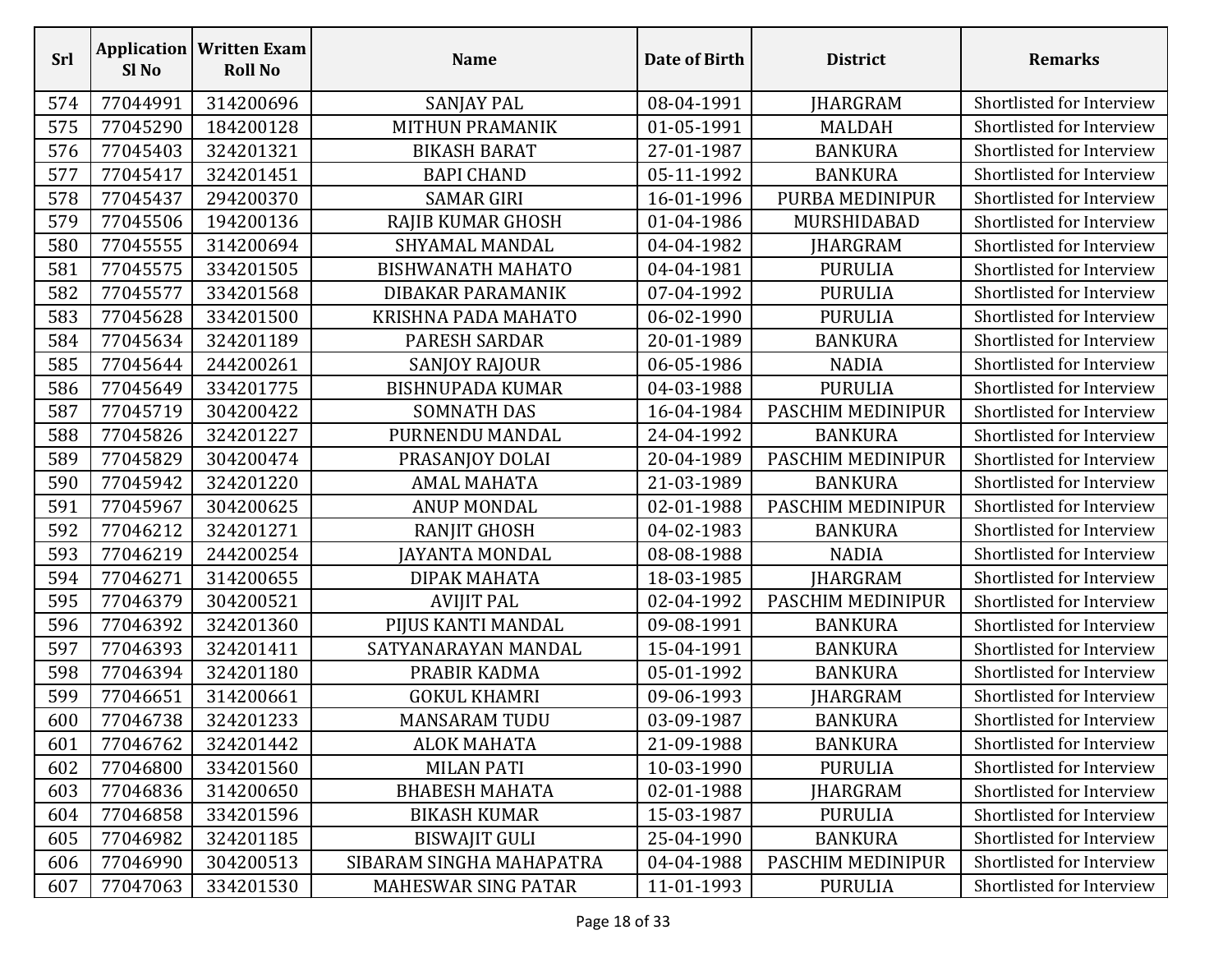| Srl | Application Sl No | Written Exam Roll No | Name | Date of Birth | District | Remarks |
|---|---|---|---|---|---|---|
| 574 | 77044991 | 314200696 | SANJAY PAL | 08-04-1991 | JHARGRAM | Shortlisted for Interview |
| 575 | 77045290 | 184200128 | MITHUN PRAMANIK | 01-05-1991 | MALDAH | Shortlisted for Interview |
| 576 | 77045403 | 324201321 | BIKASH BARAT | 27-01-1987 | BANKURA | Shortlisted for Interview |
| 577 | 77045417 | 324201451 | BAPI CHAND | 05-11-1992 | BANKURA | Shortlisted for Interview |
| 578 | 77045437 | 294200370 | SAMAR GIRI | 16-01-1996 | PURBA MEDINIPUR | Shortlisted for Interview |
| 579 | 77045506 | 194200136 | RAJIB KUMAR GHOSH | 01-04-1986 | MURSHIDABAD | Shortlisted for Interview |
| 580 | 77045555 | 314200694 | SHYAMAL MANDAL | 04-04-1982 | JHARGRAM | Shortlisted for Interview |
| 581 | 77045575 | 334201505 | BISHWANATH MAHATO | 04-04-1981 | PURULIA | Shortlisted for Interview |
| 582 | 77045577 | 334201568 | DIBAKAR PARAMANIK | 07-04-1992 | PURULIA | Shortlisted for Interview |
| 583 | 77045628 | 334201500 | KRISHNA PADA MAHATO | 06-02-1990 | PURULIA | Shortlisted for Interview |
| 584 | 77045634 | 324201189 | PARESH SARDAR | 20-01-1989 | BANKURA | Shortlisted for Interview |
| 585 | 77045644 | 244200261 | SANJOY RAJOUR | 06-05-1986 | NADIA | Shortlisted for Interview |
| 586 | 77045649 | 334201775 | BISHNUPADA KUMAR | 04-03-1988 | PURULIA | Shortlisted for Interview |
| 587 | 77045719 | 304200422 | SOMNATH DAS | 16-04-1984 | PASCHIM MEDINIPUR | Shortlisted for Interview |
| 588 | 77045826 | 324201227 | PURNENDU MANDAL | 24-04-1992 | BANKURA | Shortlisted for Interview |
| 589 | 77045829 | 304200474 | PRASANJOY DOLAI | 20-04-1989 | PASCHIM MEDINIPUR | Shortlisted for Interview |
| 590 | 77045942 | 324201220 | AMAL MAHATA | 21-03-1989 | BANKURA | Shortlisted for Interview |
| 591 | 77045967 | 304200625 | ANUP MONDAL | 02-01-1988 | PASCHIM MEDINIPUR | Shortlisted for Interview |
| 592 | 77046212 | 324201271 | RANJIT GHOSH | 04-02-1983 | BANKURA | Shortlisted for Interview |
| 593 | 77046219 | 244200254 | JAYANTA MONDAL | 08-08-1988 | NADIA | Shortlisted for Interview |
| 594 | 77046271 | 314200655 | DIPAK MAHATA | 18-03-1985 | JHARGRAM | Shortlisted for Interview |
| 595 | 77046379 | 304200521 | AVIJIT PAL | 02-04-1992 | PASCHIM MEDINIPUR | Shortlisted for Interview |
| 596 | 77046392 | 324201360 | PIJUS KANTI MANDAL | 09-08-1991 | BANKURA | Shortlisted for Interview |
| 597 | 77046393 | 324201411 | SATYANARAYAN MANDAL | 15-04-1991 | BANKURA | Shortlisted for Interview |
| 598 | 77046394 | 324201180 | PRABIR KADMA | 05-01-1992 | BANKURA | Shortlisted for Interview |
| 599 | 77046651 | 314200661 | GOKUL KHAMRI | 09-06-1993 | JHARGRAM | Shortlisted for Interview |
| 600 | 77046738 | 324201233 | MANSARAM TUDU | 03-09-1987 | BANKURA | Shortlisted for Interview |
| 601 | 77046762 | 324201442 | ALOK MAHATA | 21-09-1988 | BANKURA | Shortlisted for Interview |
| 602 | 77046800 | 334201560 | MILAN PATI | 10-03-1990 | PURULIA | Shortlisted for Interview |
| 603 | 77046836 | 314200650 | BHABESH MAHATA | 02-01-1988 | JHARGRAM | Shortlisted for Interview |
| 604 | 77046858 | 334201596 | BIKASH KUMAR | 15-03-1987 | PURULIA | Shortlisted for Interview |
| 605 | 77046982 | 324201185 | BISWAJIT GULI | 25-04-1990 | BANKURA | Shortlisted for Interview |
| 606 | 77046990 | 304200513 | SIBARAM SINGHA MAHAPATRA | 04-04-1988 | PASCHIM MEDINIPUR | Shortlisted for Interview |
| 607 | 77047063 | 334201530 | MAHESWAR SING PATAR | 11-01-1993 | PURULIA | Shortlisted for Interview |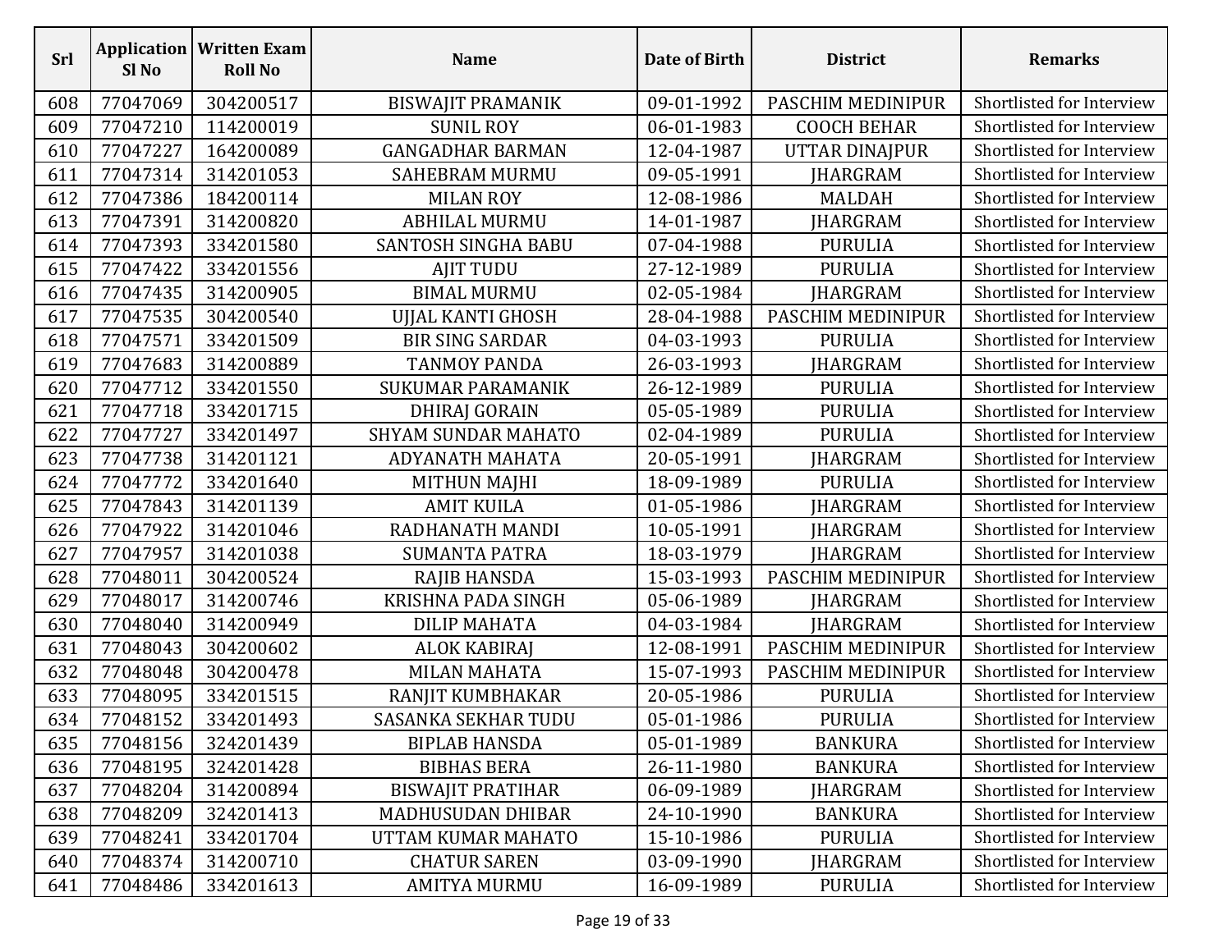| Srl | Application Sl No | Written Exam Roll No | Name | Date of Birth | District | Remarks |
|---|---|---|---|---|---|---|
| 608 | 77047069 | 304200517 | BISWAJIT PRAMANIK | 09-01-1992 | PASCHIM MEDINIPUR | Shortlisted for Interview |
| 609 | 77047210 | 114200019 | SUNIL ROY | 06-01-1983 | COOCH BEHAR | Shortlisted for Interview |
| 610 | 77047227 | 164200089 | GANGADHAR BARMAN | 12-04-1987 | UTTAR DINAJPUR | Shortlisted for Interview |
| 611 | 77047314 | 314201053 | SAHEBRAM MURMU | 09-05-1991 | JHARGRAM | Shortlisted for Interview |
| 612 | 77047386 | 184200114 | MILAN ROY | 12-08-1986 | MALDAH | Shortlisted for Interview |
| 613 | 77047391 | 314200820 | ABHILAL MURMU | 14-01-1987 | JHARGRAM | Shortlisted for Interview |
| 614 | 77047393 | 334201580 | SANTOSH SINGHA BABU | 07-04-1988 | PURULIA | Shortlisted for Interview |
| 615 | 77047422 | 334201556 | AJIT TUDU | 27-12-1989 | PURULIA | Shortlisted for Interview |
| 616 | 77047435 | 314200905 | BIMAL MURMU | 02-05-1984 | JHARGRAM | Shortlisted for Interview |
| 617 | 77047535 | 304200540 | UJJAL KANTI GHOSH | 28-04-1988 | PASCHIM MEDINIPUR | Shortlisted for Interview |
| 618 | 77047571 | 334201509 | BIR SING SARDAR | 04-03-1993 | PURULIA | Shortlisted for Interview |
| 619 | 77047683 | 314200889 | TANMOY PANDA | 26-03-1993 | JHARGRAM | Shortlisted for Interview |
| 620 | 77047712 | 334201550 | SUKUMAR PARAMANIK | 26-12-1989 | PURULIA | Shortlisted for Interview |
| 621 | 77047718 | 334201715 | DHIRAJ GORAIN | 05-05-1989 | PURULIA | Shortlisted for Interview |
| 622 | 77047727 | 334201497 | SHYAM SUNDAR MAHATO | 02-04-1989 | PURULIA | Shortlisted for Interview |
| 623 | 77047738 | 314201121 | ADYANATH MAHATA | 20-05-1991 | JHARGRAM | Shortlisted for Interview |
| 624 | 77047772 | 334201640 | MITHUN MAJHI | 18-09-1989 | PURULIA | Shortlisted for Interview |
| 625 | 77047843 | 314201139 | AMIT KUILA | 01-05-1986 | JHARGRAM | Shortlisted for Interview |
| 626 | 77047922 | 314201046 | RADHANATH MANDI | 10-05-1991 | JHARGRAM | Shortlisted for Interview |
| 627 | 77047957 | 314201038 | SUMANTA PATRA | 18-03-1979 | JHARGRAM | Shortlisted for Interview |
| 628 | 77048011 | 304200524 | RAJIB HANSDA | 15-03-1993 | PASCHIM MEDINIPUR | Shortlisted for Interview |
| 629 | 77048017 | 314200746 | KRISHNA PADA SINGH | 05-06-1989 | JHARGRAM | Shortlisted for Interview |
| 630 | 77048040 | 314200949 | DILIP MAHATA | 04-03-1984 | JHARGRAM | Shortlisted for Interview |
| 631 | 77048043 | 304200602 | ALOK KABIRAJ | 12-08-1991 | PASCHIM MEDINIPUR | Shortlisted for Interview |
| 632 | 77048048 | 304200478 | MILAN MAHATA | 15-07-1993 | PASCHIM MEDINIPUR | Shortlisted for Interview |
| 633 | 77048095 | 334201515 | RANJIT KUMBHAKAR | 20-05-1986 | PURULIA | Shortlisted for Interview |
| 634 | 77048152 | 334201493 | SASANKA SEKHAR TUDU | 05-01-1986 | PURULIA | Shortlisted for Interview |
| 635 | 77048156 | 324201439 | BIPLAB HANSDA | 05-01-1989 | BANKURA | Shortlisted for Interview |
| 636 | 77048195 | 324201428 | BIBHAS BERA | 26-11-1980 | BANKURA | Shortlisted for Interview |
| 637 | 77048204 | 314200894 | BISWAJIT PRATIHAR | 06-09-1989 | JHARGRAM | Shortlisted for Interview |
| 638 | 77048209 | 324201413 | MADHUSUDAN DHIBAR | 24-10-1990 | BANKURA | Shortlisted for Interview |
| 639 | 77048241 | 334201704 | UTTAM KUMAR MAHATO | 15-10-1986 | PURULIA | Shortlisted for Interview |
| 640 | 77048374 | 314200710 | CHATUR SAREN | 03-09-1990 | JHARGRAM | Shortlisted for Interview |
| 641 | 77048486 | 334201613 | AMITYA MURMU | 16-09-1989 | PURULIA | Shortlisted for Interview |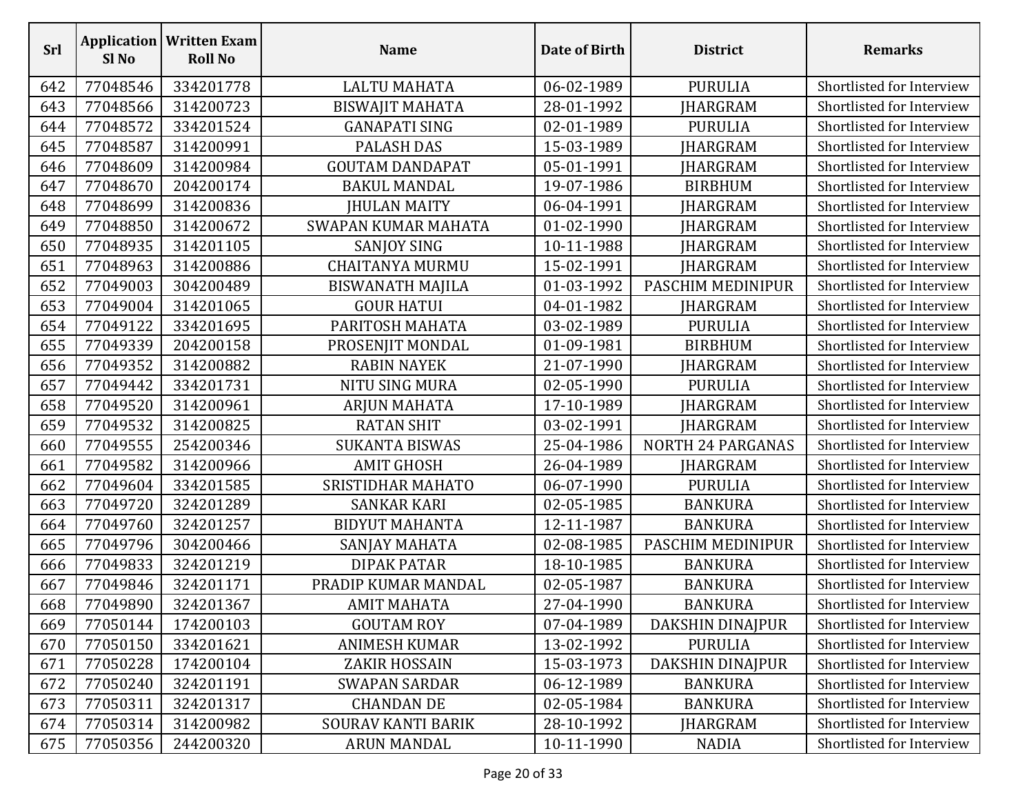| Srl | Application Sl No | Written Exam Roll No | Name | Date of Birth | District | Remarks |
|---|---|---|---|---|---|---|
| 642 | 77048546 | 334201778 | LALTU MAHATA | 06-02-1989 | PURULIA | Shortlisted for Interview |
| 643 | 77048566 | 314200723 | BISWAJIT MAHATA | 28-01-1992 | JHARGRAM | Shortlisted for Interview |
| 644 | 77048572 | 334201524 | GANAPATI SING | 02-01-1989 | PURULIA | Shortlisted for Interview |
| 645 | 77048587 | 314200991 | PALASH DAS | 15-03-1989 | JHARGRAM | Shortlisted for Interview |
| 646 | 77048609 | 314200984 | GOUTAM DANDAPAT | 05-01-1991 | JHARGRAM | Shortlisted for Interview |
| 647 | 77048670 | 204200174 | BAKUL MANDAL | 19-07-1986 | BIRBHUM | Shortlisted for Interview |
| 648 | 77048699 | 314200836 | JHULAN MAITY | 06-04-1991 | JHARGRAM | Shortlisted for Interview |
| 649 | 77048850 | 314200672 | SWAPAN KUMAR MAHATA | 01-02-1990 | JHARGRAM | Shortlisted for Interview |
| 650 | 77048935 | 314201105 | SANJOY SING | 10-11-1988 | JHARGRAM | Shortlisted for Interview |
| 651 | 77048963 | 314200886 | CHAITANYA MURMU | 15-02-1991 | JHARGRAM | Shortlisted for Interview |
| 652 | 77049003 | 304200489 | BISWANATH MAJILA | 01-03-1992 | PASCHIM MEDINIPUR | Shortlisted for Interview |
| 653 | 77049004 | 314201065 | GOUR HATUI | 04-01-1982 | JHARGRAM | Shortlisted for Interview |
| 654 | 77049122 | 334201695 | PARITOSH MAHATA | 03-02-1989 | PURULIA | Shortlisted for Interview |
| 655 | 77049339 | 204200158 | PROSENJIT MONDAL | 01-09-1981 | BIRBHUM | Shortlisted for Interview |
| 656 | 77049352 | 314200882 | RABIN NAYEK | 21-07-1990 | JHARGRAM | Shortlisted for Interview |
| 657 | 77049442 | 334201731 | NITU SING MURA | 02-05-1990 | PURULIA | Shortlisted for Interview |
| 658 | 77049520 | 314200961 | ARJUN MAHATA | 17-10-1989 | JHARGRAM | Shortlisted for Interview |
| 659 | 77049532 | 314200825 | RATAN SHIT | 03-02-1991 | JHARGRAM | Shortlisted for Interview |
| 660 | 77049555 | 254200346 | SUKANTA BISWAS | 25-04-1986 | NORTH 24 PARGANAS | Shortlisted for Interview |
| 661 | 77049582 | 314200966 | AMIT GHOSH | 26-04-1989 | JHARGRAM | Shortlisted for Interview |
| 662 | 77049604 | 334201585 | SRISTIDHAR MAHATO | 06-07-1990 | PURULIA | Shortlisted for Interview |
| 663 | 77049720 | 324201289 | SANKAR KARI | 02-05-1985 | BANKURA | Shortlisted for Interview |
| 664 | 77049760 | 324201257 | BIDYUT MAHANTA | 12-11-1987 | BANKURA | Shortlisted for Interview |
| 665 | 77049796 | 304200466 | SANJAY MAHATA | 02-08-1985 | PASCHIM MEDINIPUR | Shortlisted for Interview |
| 666 | 77049833 | 324201219 | DIPAK PATAR | 18-10-1985 | BANKURA | Shortlisted for Interview |
| 667 | 77049846 | 324201171 | PRADIP KUMAR MANDAL | 02-05-1987 | BANKURA | Shortlisted for Interview |
| 668 | 77049890 | 324201367 | AMIT MAHATA | 27-04-1990 | BANKURA | Shortlisted for Interview |
| 669 | 77050144 | 174200103 | GOUTAM ROY | 07-04-1989 | DAKSHIN DINAJPUR | Shortlisted for Interview |
| 670 | 77050150 | 334201621 | ANIMESH KUMAR | 13-02-1992 | PURULIA | Shortlisted for Interview |
| 671 | 77050228 | 174200104 | ZAKIR HOSSAIN | 15-03-1973 | DAKSHIN DINAJPUR | Shortlisted for Interview |
| 672 | 77050240 | 324201191 | SWAPAN SARDAR | 06-12-1989 | BANKURA | Shortlisted for Interview |
| 673 | 77050311 | 324201317 | CHANDAN DE | 02-05-1984 | BANKURA | Shortlisted for Interview |
| 674 | 77050314 | 314200982 | SOURAV KANTI BARIK | 28-10-1992 | JHARGRAM | Shortlisted for Interview |
| 675 | 77050356 | 244200320 | ARUN MANDAL | 10-11-1990 | NADIA | Shortlisted for Interview |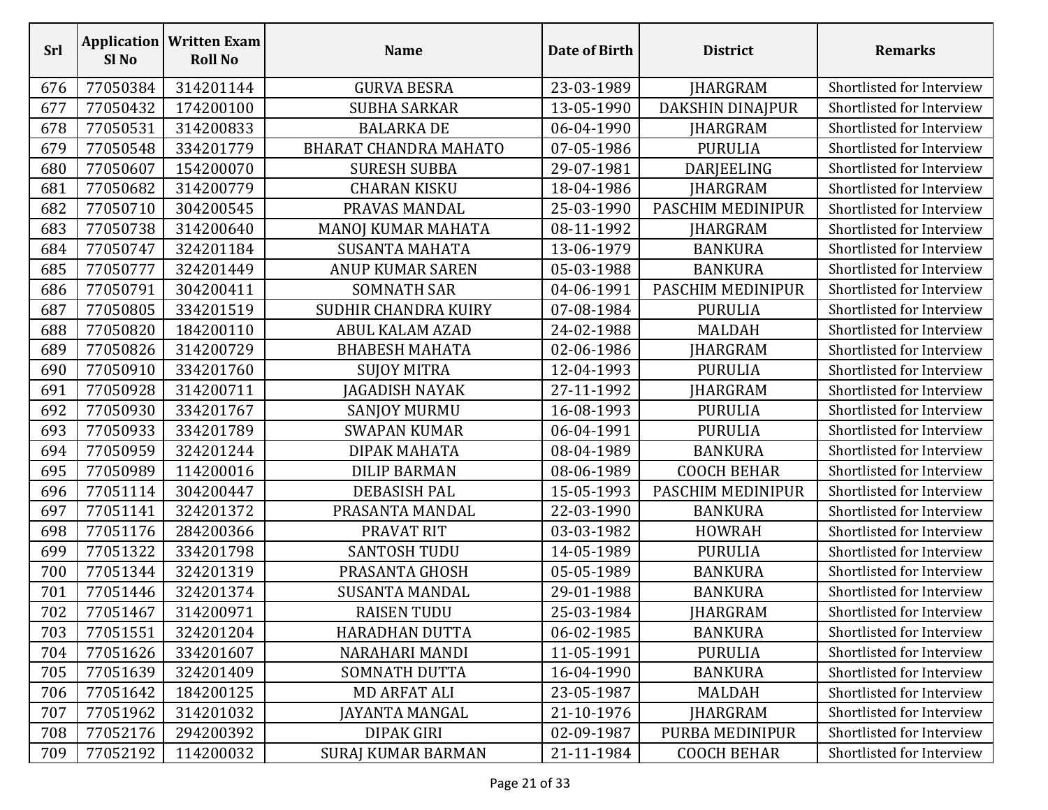| Srl | Application Sl No | Written Exam Roll No | Name | Date of Birth | District | Remarks |
|---|---|---|---|---|---|---|
| 676 | 77050384 | 314201144 | GURVA BESRA | 23-03-1989 | JHARGRAM | Shortlisted for Interview |
| 677 | 77050432 | 174200100 | SUBHA SARKAR | 13-05-1990 | DAKSHIN DINAJPUR | Shortlisted for Interview |
| 678 | 77050531 | 314200833 | BALARKA DE | 06-04-1990 | JHARGRAM | Shortlisted for Interview |
| 679 | 77050548 | 334201779 | BHARAT CHANDRA MAHATO | 07-05-1986 | PURULIA | Shortlisted for Interview |
| 680 | 77050607 | 154200070 | SURESH SUBBA | 29-07-1981 | DARJEELING | Shortlisted for Interview |
| 681 | 77050682 | 314200779 | CHARAN KISKU | 18-04-1986 | JHARGRAM | Shortlisted for Interview |
| 682 | 77050710 | 304200545 | PRAVAS MANDAL | 25-03-1990 | PASCHIM MEDINIPUR | Shortlisted for Interview |
| 683 | 77050738 | 314200640 | MANOJ KUMAR MAHATA | 08-11-1992 | JHARGRAM | Shortlisted for Interview |
| 684 | 77050747 | 324201184 | SUSANTA MAHATA | 13-06-1979 | BANKURA | Shortlisted for Interview |
| 685 | 77050777 | 324201449 | ANUP KUMAR SAREN | 05-03-1988 | BANKURA | Shortlisted for Interview |
| 686 | 77050791 | 304200411 | SOMNATH SAR | 04-06-1991 | PASCHIM MEDINIPUR | Shortlisted for Interview |
| 687 | 77050805 | 334201519 | SUDHIR CHANDRA KUIRY | 07-08-1984 | PURULIA | Shortlisted for Interview |
| 688 | 77050820 | 184200110 | ABUL KALAM AZAD | 24-02-1988 | MALDAH | Shortlisted for Interview |
| 689 | 77050826 | 314200729 | BHABESH MAHATA | 02-06-1986 | JHARGRAM | Shortlisted for Interview |
| 690 | 77050910 | 334201760 | SUJOY MITRA | 12-04-1993 | PURULIA | Shortlisted for Interview |
| 691 | 77050928 | 314200711 | JAGADISH NAYAK | 27-11-1992 | JHARGRAM | Shortlisted for Interview |
| 692 | 77050930 | 334201767 | SANJOY MURMU | 16-08-1993 | PURULIA | Shortlisted for Interview |
| 693 | 77050933 | 334201789 | SWAPAN KUMAR | 06-04-1991 | PURULIA | Shortlisted for Interview |
| 694 | 77050959 | 324201244 | DIPAK MAHATA | 08-04-1989 | BANKURA | Shortlisted for Interview |
| 695 | 77050989 | 114200016 | DILIP BARMAN | 08-06-1989 | COOCH BEHAR | Shortlisted for Interview |
| 696 | 77051114 | 304200447 | DEBASISH PAL | 15-05-1993 | PASCHIM MEDINIPUR | Shortlisted for Interview |
| 697 | 77051141 | 324201372 | PRASANTA MANDAL | 22-03-1990 | BANKURA | Shortlisted for Interview |
| 698 | 77051176 | 284200366 | PRAVAT RIT | 03-03-1982 | HOWRAH | Shortlisted for Interview |
| 699 | 77051322 | 334201798 | SANTOSH TUDU | 14-05-1989 | PURULIA | Shortlisted for Interview |
| 700 | 77051344 | 324201319 | PRASANTA GHOSH | 05-05-1989 | BANKURA | Shortlisted for Interview |
| 701 | 77051446 | 324201374 | SUSANTA MANDAL | 29-01-1988 | BANKURA | Shortlisted for Interview |
| 702 | 77051467 | 314200971 | RAISEN TUDU | 25-03-1984 | JHARGRAM | Shortlisted for Interview |
| 703 | 77051551 | 324201204 | HARADHAN DUTTA | 06-02-1985 | BANKURA | Shortlisted for Interview |
| 704 | 77051626 | 334201607 | NARAHARI MANDI | 11-05-1991 | PURULIA | Shortlisted for Interview |
| 705 | 77051639 | 324201409 | SOMNATH DUTTA | 16-04-1990 | BANKURA | Shortlisted for Interview |
| 706 | 77051642 | 184200125 | MD ARFAT ALI | 23-05-1987 | MALDAH | Shortlisted for Interview |
| 707 | 77051962 | 314201032 | JAYANTA MANGAL | 21-10-1976 | JHARGRAM | Shortlisted for Interview |
| 708 | 77052176 | 294200392 | DIPAK GIRI | 02-09-1987 | PURBA MEDINIPUR | Shortlisted for Interview |
| 709 | 77052192 | 114200032 | SURAJ KUMAR BARMAN | 21-11-1984 | COOCH BEHAR | Shortlisted for Interview |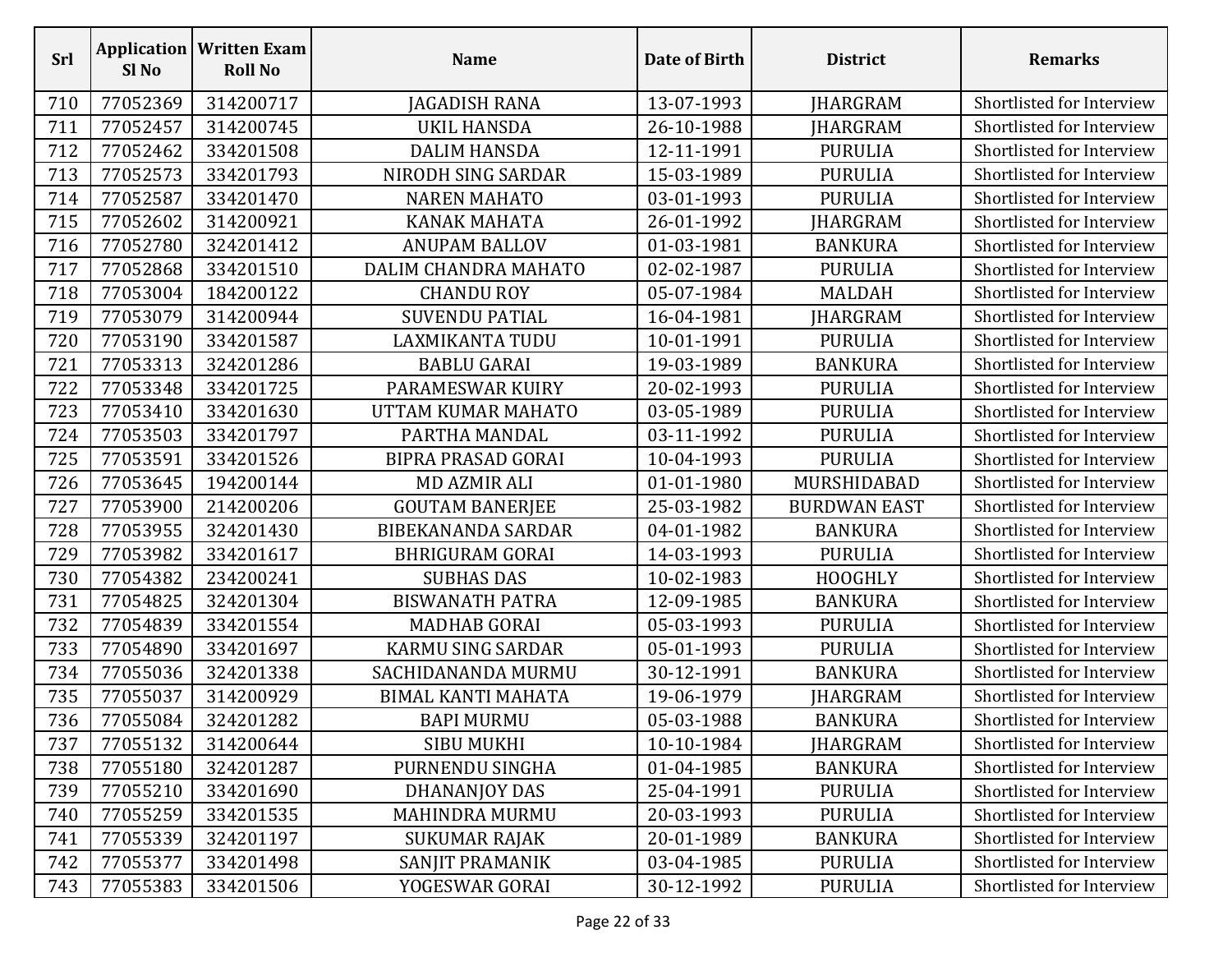| Srl | Application Sl No | Written Exam Roll No | Name | Date of Birth | District | Remarks |
|---|---|---|---|---|---|---|
| 710 | 77052369 | 314200717 | JAGADISH RANA | 13-07-1993 | JHARGRAM | Shortlisted for Interview |
| 711 | 77052457 | 314200745 | UKIL HANSDA | 26-10-1988 | JHARGRAM | Shortlisted for Interview |
| 712 | 77052462 | 334201508 | DALIM HANSDA | 12-11-1991 | PURULIA | Shortlisted for Interview |
| 713 | 77052573 | 334201793 | NIRODH SING SARDAR | 15-03-1989 | PURULIA | Shortlisted for Interview |
| 714 | 77052587 | 334201470 | NAREN MAHATO | 03-01-1993 | PURULIA | Shortlisted for Interview |
| 715 | 77052602 | 314200921 | KANAK MAHATA | 26-01-1992 | JHARGRAM | Shortlisted for Interview |
| 716 | 77052780 | 324201412 | ANUPAM BALLOV | 01-03-1981 | BANKURA | Shortlisted for Interview |
| 717 | 77052868 | 334201510 | DALIM CHANDRA MAHATO | 02-02-1987 | PURULIA | Shortlisted for Interview |
| 718 | 77053004 | 184200122 | CHANDU ROY | 05-07-1984 | MALDAH | Shortlisted for Interview |
| 719 | 77053079 | 314200944 | SUVENDU PATIAL | 16-04-1981 | JHARGRAM | Shortlisted for Interview |
| 720 | 77053190 | 334201587 | LAXMIKANTA TUDU | 10-01-1991 | PURULIA | Shortlisted for Interview |
| 721 | 77053313 | 324201286 | BABLU GARAI | 19-03-1989 | BANKURA | Shortlisted for Interview |
| 722 | 77053348 | 334201725 | PARAMESWAR KUIRY | 20-02-1993 | PURULIA | Shortlisted for Interview |
| 723 | 77053410 | 334201630 | UTTAM KUMAR MAHATO | 03-05-1989 | PURULIA | Shortlisted for Interview |
| 724 | 77053503 | 334201797 | PARTHA MANDAL | 03-11-1992 | PURULIA | Shortlisted for Interview |
| 725 | 77053591 | 334201526 | BIPRA PRASAD GORAI | 10-04-1993 | PURULIA | Shortlisted for Interview |
| 726 | 77053645 | 194200144 | MD AZMIR ALI | 01-01-1980 | MURSHIDABAD | Shortlisted for Interview |
| 727 | 77053900 | 214200206 | GOUTAM BANERJEE | 25-03-1982 | BURDWAN EAST | Shortlisted for Interview |
| 728 | 77053955 | 324201430 | BIBEKANANDA SARDAR | 04-01-1982 | BANKURA | Shortlisted for Interview |
| 729 | 77053982 | 334201617 | BHRIGURAM GORAI | 14-03-1993 | PURULIA | Shortlisted for Interview |
| 730 | 77054382 | 234200241 | SUBHAS DAS | 10-02-1983 | HOOGHLY | Shortlisted for Interview |
| 731 | 77054825 | 324201304 | BISWANATH PATRA | 12-09-1985 | BANKURA | Shortlisted for Interview |
| 732 | 77054839 | 334201554 | MADHAB GORAI | 05-03-1993 | PURULIA | Shortlisted for Interview |
| 733 | 77054890 | 334201697 | KARMU SING SARDAR | 05-01-1993 | PURULIA | Shortlisted for Interview |
| 734 | 77055036 | 324201338 | SACHIDANANDA MURMU | 30-12-1991 | BANKURA | Shortlisted for Interview |
| 735 | 77055037 | 314200929 | BIMAL KANTI MAHATA | 19-06-1979 | JHARGRAM | Shortlisted for Interview |
| 736 | 77055084 | 324201282 | BAPI MURMU | 05-03-1988 | BANKURA | Shortlisted for Interview |
| 737 | 77055132 | 314200644 | SIBU MUKHI | 10-10-1984 | JHARGRAM | Shortlisted for Interview |
| 738 | 77055180 | 324201287 | PURNENDU SINGHA | 01-04-1985 | BANKURA | Shortlisted for Interview |
| 739 | 77055210 | 334201690 | DHANANJOY DAS | 25-04-1991 | PURULIA | Shortlisted for Interview |
| 740 | 77055259 | 334201535 | MAHINDRA MURMU | 20-03-1993 | PURULIA | Shortlisted for Interview |
| 741 | 77055339 | 324201197 | SUKUMAR RAJAK | 20-01-1989 | BANKURA | Shortlisted for Interview |
| 742 | 77055377 | 334201498 | SANJIT PRAMANIK | 03-04-1985 | PURULIA | Shortlisted for Interview |
| 743 | 77055383 | 334201506 | YOGESWAR GORAI | 30-12-1992 | PURULIA | Shortlisted for Interview |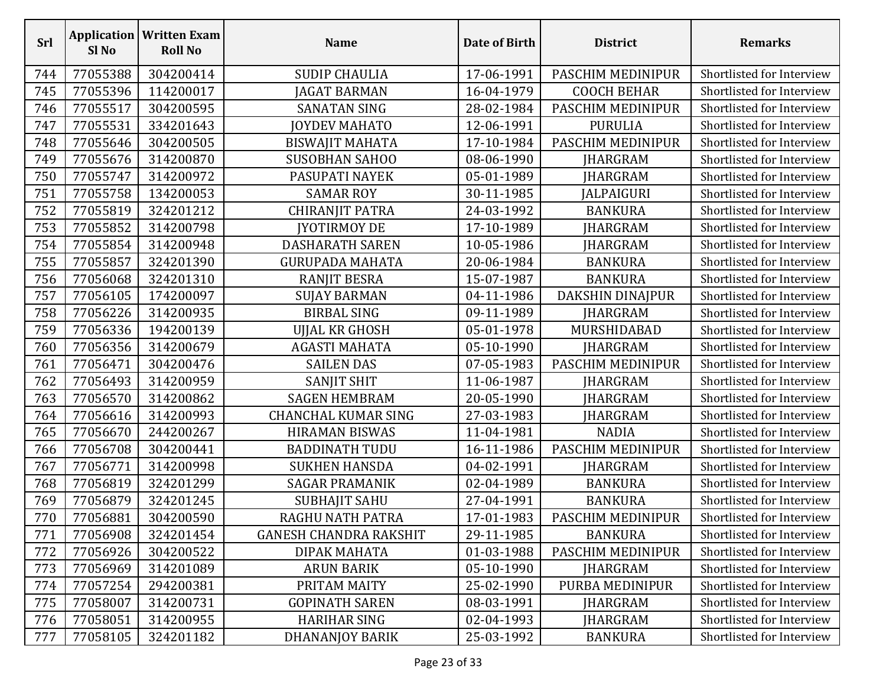| Srl | Application Sl No | Written Exam Roll No | Name | Date of Birth | District | Remarks |
|---|---|---|---|---|---|---|
| 744 | 77055388 | 304200414 | SUDIP CHAULIA | 17-06-1991 | PASCHIM MEDINIPUR | Shortlisted for Interview |
| 745 | 77055396 | 114200017 | JAGAT BARMAN | 16-04-1979 | COOCH BEHAR | Shortlisted for Interview |
| 746 | 77055517 | 304200595 | SANATAN SING | 28-02-1984 | PASCHIM MEDINIPUR | Shortlisted for Interview |
| 747 | 77055531 | 334201643 | JOYDEV MAHATO | 12-06-1991 | PURULIA | Shortlisted for Interview |
| 748 | 77055646 | 304200505 | BISWAJIT MAHATA | 17-10-1984 | PASCHIM MEDINIPUR | Shortlisted for Interview |
| 749 | 77055676 | 314200870 | SUSOBHAN SAHOO | 08-06-1990 | JHARGRAM | Shortlisted for Interview |
| 750 | 77055747 | 314200972 | PASUPATI NAYEK | 05-01-1989 | JHARGRAM | Shortlisted for Interview |
| 751 | 77055758 | 134200053 | SAMAR ROY | 30-11-1985 | JALPAIGURI | Shortlisted for Interview |
| 752 | 77055819 | 324201212 | CHIRANJIT PATRA | 24-03-1992 | BANKURA | Shortlisted for Interview |
| 753 | 77055852 | 314200798 | JYOTIRMOY DE | 17-10-1989 | JHARGRAM | Shortlisted for Interview |
| 754 | 77055854 | 314200948 | DASHARATH SAREN | 10-05-1986 | JHARGRAM | Shortlisted for Interview |
| 755 | 77055857 | 324201390 | GURUPADA MAHATA | 20-06-1984 | BANKURA | Shortlisted for Interview |
| 756 | 77056068 | 324201310 | RANJIT BESRA | 15-07-1987 | BANKURA | Shortlisted for Interview |
| 757 | 77056105 | 174200097 | SUJAY BARMAN | 04-11-1986 | DAKSHIN DINAJPUR | Shortlisted for Interview |
| 758 | 77056226 | 314200935 | BIRBAL SING | 09-11-1989 | JHARGRAM | Shortlisted for Interview |
| 759 | 77056336 | 194200139 | UJJAL KR GHOSH | 05-01-1978 | MURSHIDABAD | Shortlisted for Interview |
| 760 | 77056356 | 314200679 | AGASTI MAHATA | 05-10-1990 | JHARGRAM | Shortlisted for Interview |
| 761 | 77056471 | 304200476 | SAILEN DAS | 07-05-1983 | PASCHIM MEDINIPUR | Shortlisted for Interview |
| 762 | 77056493 | 314200959 | SANJIT SHIT | 11-06-1987 | JHARGRAM | Shortlisted for Interview |
| 763 | 77056570 | 314200862 | SAGEN HEMBRAM | 20-05-1990 | JHARGRAM | Shortlisted for Interview |
| 764 | 77056616 | 314200993 | CHANCHAL KUMAR SING | 27-03-1983 | JHARGRAM | Shortlisted for Interview |
| 765 | 77056670 | 244200267 | HIRAMAN BISWAS | 11-04-1981 | NADIA | Shortlisted for Interview |
| 766 | 77056708 | 304200441 | BADDINATH TUDU | 16-11-1986 | PASCHIM MEDINIPUR | Shortlisted for Interview |
| 767 | 77056771 | 314200998 | SUKHEN HANSDA | 04-02-1991 | JHARGRAM | Shortlisted for Interview |
| 768 | 77056819 | 324201299 | SAGAR PRAMANIK | 02-04-1989 | BANKURA | Shortlisted for Interview |
| 769 | 77056879 | 324201245 | SUBHAJIT SAHU | 27-04-1991 | BANKURA | Shortlisted for Interview |
| 770 | 77056881 | 304200590 | RAGHU NATH PATRA | 17-01-1983 | PASCHIM MEDINIPUR | Shortlisted for Interview |
| 771 | 77056908 | 324201454 | GANESH CHANDRA RAKSHIT | 29-11-1985 | BANKURA | Shortlisted for Interview |
| 772 | 77056926 | 304200522 | DIPAK MAHATA | 01-03-1988 | PASCHIM MEDINIPUR | Shortlisted for Interview |
| 773 | 77056969 | 314201089 | ARUN BARIK | 05-10-1990 | JHARGRAM | Shortlisted for Interview |
| 774 | 77057254 | 294200381 | PRITAM MAITY | 25-02-1990 | PURBA MEDINIPUR | Shortlisted for Interview |
| 775 | 77058007 | 314200731 | GOPINATH SAREN | 08-03-1991 | JHARGRAM | Shortlisted for Interview |
| 776 | 77058051 | 314200955 | HARIHAR SING | 02-04-1993 | JHARGRAM | Shortlisted for Interview |
| 777 | 77058105 | 324201182 | DHANANJOY BARIK | 25-03-1992 | BANKURA | Shortlisted for Interview |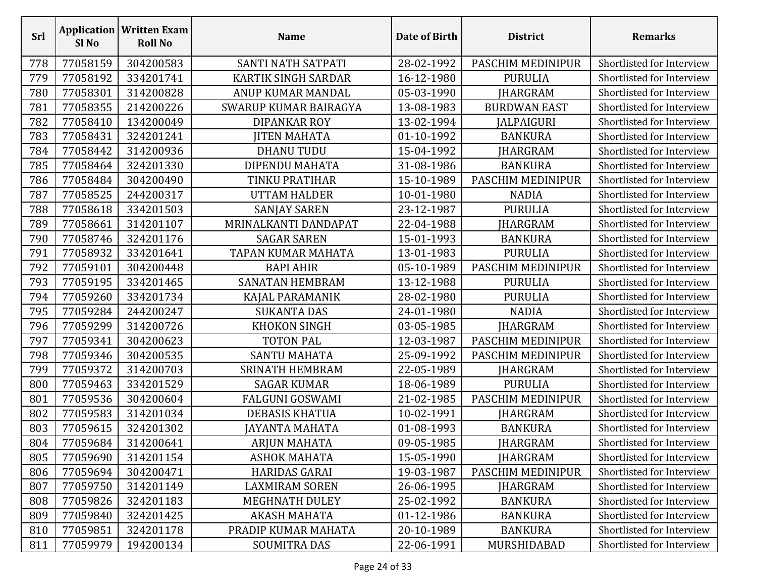| Srl | Application Sl No | Written Exam Roll No | Name | Date of Birth | District | Remarks |
|---|---|---|---|---|---|---|
| 778 | 77058159 | 304200583 | SANTI NATH SATPATI | 28-02-1992 | PASCHIM MEDINIPUR | Shortlisted for Interview |
| 779 | 77058192 | 334201741 | KARTIK SINGH SARDAR | 16-12-1980 | PURULIA | Shortlisted for Interview |
| 780 | 77058301 | 314200828 | ANUP KUMAR MANDAL | 05-03-1990 | JHARGRAM | Shortlisted for Interview |
| 781 | 77058355 | 214200226 | SWARUP KUMAR BAIRAGYA | 13-08-1983 | BURDWAN EAST | Shortlisted for Interview |
| 782 | 77058410 | 134200049 | DIPANKAR ROY | 13-02-1994 | JALPAIGURI | Shortlisted for Interview |
| 783 | 77058431 | 324201241 | JITEN MAHATA | 01-10-1992 | BANKURA | Shortlisted for Interview |
| 784 | 77058442 | 314200936 | DHANU TUDU | 15-04-1992 | JHARGRAM | Shortlisted for Interview |
| 785 | 77058464 | 324201330 | DIPENDU MAHATA | 31-08-1986 | BANKURA | Shortlisted for Interview |
| 786 | 77058484 | 304200490 | TINKU PRATIHAR | 15-10-1989 | PASCHIM MEDINIPUR | Shortlisted for Interview |
| 787 | 77058525 | 244200317 | UTTAM HALDER | 10-01-1980 | NADIA | Shortlisted for Interview |
| 788 | 77058618 | 334201503 | SANJAY SAREN | 23-12-1987 | PURULIA | Shortlisted for Interview |
| 789 | 77058661 | 314201107 | MRINALKANTI DANDAPAT | 22-04-1988 | JHARGRAM | Shortlisted for Interview |
| 790 | 77058746 | 324201176 | SAGAR SAREN | 15-01-1993 | BANKURA | Shortlisted for Interview |
| 791 | 77058932 | 334201641 | TAPAN KUMAR MAHATA | 13-01-1983 | PURULIA | Shortlisted for Interview |
| 792 | 77059101 | 304200448 | BAPI AHIR | 05-10-1989 | PASCHIM MEDINIPUR | Shortlisted for Interview |
| 793 | 77059195 | 334201465 | SANATAN HEMBRAM | 13-12-1988 | PURULIA | Shortlisted for Interview |
| 794 | 77059260 | 334201734 | KAJAL PARAMANIK | 28-02-1980 | PURULIA | Shortlisted for Interview |
| 795 | 77059284 | 244200247 | SUKANTA DAS | 24-01-1980 | NADIA | Shortlisted for Interview |
| 796 | 77059299 | 314200726 | KHOKON SINGH | 03-05-1985 | JHARGRAM | Shortlisted for Interview |
| 797 | 77059341 | 304200623 | TOTON PAL | 12-03-1987 | PASCHIM MEDINIPUR | Shortlisted for Interview |
| 798 | 77059346 | 304200535 | SANTU MAHATA | 25-09-1992 | PASCHIM MEDINIPUR | Shortlisted for Interview |
| 799 | 77059372 | 314200703 | SRINATH HEMBRAM | 22-05-1989 | JHARGRAM | Shortlisted for Interview |
| 800 | 77059463 | 334201529 | SAGAR KUMAR | 18-06-1989 | PURULIA | Shortlisted for Interview |
| 801 | 77059536 | 304200604 | FALGUNI GOSWAMI | 21-02-1985 | PASCHIM MEDINIPUR | Shortlisted for Interview |
| 802 | 77059583 | 314201034 | DEBASIS KHATUA | 10-02-1991 | JHARGRAM | Shortlisted for Interview |
| 803 | 77059615 | 324201302 | JAYANTA MAHATA | 01-08-1993 | BANKURA | Shortlisted for Interview |
| 804 | 77059684 | 314200641 | ARJUN MAHATA | 09-05-1985 | JHARGRAM | Shortlisted for Interview |
| 805 | 77059690 | 314201154 | ASHOK MAHATA | 15-05-1990 | JHARGRAM | Shortlisted for Interview |
| 806 | 77059694 | 304200471 | HARIDAS GARAI | 19-03-1987 | PASCHIM MEDINIPUR | Shortlisted for Interview |
| 807 | 77059750 | 314201149 | LAXMIRAM SOREN | 26-06-1995 | JHARGRAM | Shortlisted for Interview |
| 808 | 77059826 | 324201183 | MEGHNATH DULEY | 25-02-1992 | BANKURA | Shortlisted for Interview |
| 809 | 77059840 | 324201425 | AKASH MAHATA | 01-12-1986 | BANKURA | Shortlisted for Interview |
| 810 | 77059851 | 324201178 | PRADIP KUMAR MAHATA | 20-10-1989 | BANKURA | Shortlisted for Interview |
| 811 | 77059979 | 194200134 | SOUMITRA DAS | 22-06-1991 | MURSHIDABAD | Shortlisted for Interview |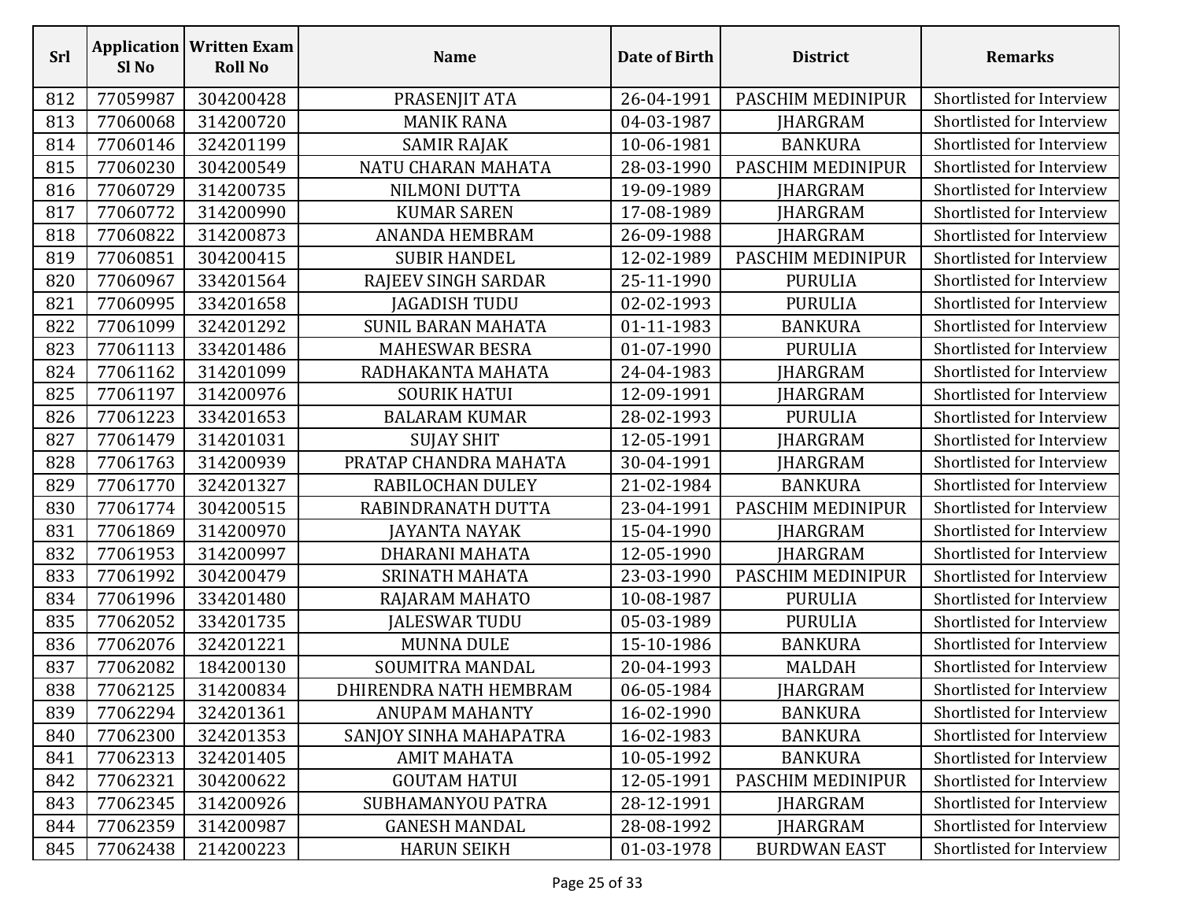| Srl | Application Sl No | Written Exam Roll No | Name | Date of Birth | District | Remarks |
|---|---|---|---|---|---|---|
| 812 | 77059987 | 304200428 | PRASENJIT ATA | 26-04-1991 | PASCHIM MEDINIPUR | Shortlisted for Interview |
| 813 | 77060068 | 314200720 | MANIK RANA | 04-03-1987 | JHARGRAM | Shortlisted for Interview |
| 814 | 77060146 | 324201199 | SAMIR RAJAK | 10-06-1981 | BANKURA | Shortlisted for Interview |
| 815 | 77060230 | 304200549 | NATU CHARAN MAHATA | 28-03-1990 | PASCHIM MEDINIPUR | Shortlisted for Interview |
| 816 | 77060729 | 314200735 | NILMONI DUTTA | 19-09-1989 | JHARGRAM | Shortlisted for Interview |
| 817 | 77060772 | 314200990 | KUMAR SAREN | 17-08-1989 | JHARGRAM | Shortlisted for Interview |
| 818 | 77060822 | 314200873 | ANANDA HEMBRAM | 26-09-1988 | JHARGRAM | Shortlisted for Interview |
| 819 | 77060851 | 304200415 | SUBIR HANDEL | 12-02-1989 | PASCHIM MEDINIPUR | Shortlisted for Interview |
| 820 | 77060967 | 334201564 | RAJEEV SINGH SARDAR | 25-11-1990 | PURULIA | Shortlisted for Interview |
| 821 | 77060995 | 334201658 | JAGADISH TUDU | 02-02-1993 | PURULIA | Shortlisted for Interview |
| 822 | 77061099 | 324201292 | SUNIL BARAN MAHATA | 01-11-1983 | BANKURA | Shortlisted for Interview |
| 823 | 77061113 | 334201486 | MAHESWAR BESRA | 01-07-1990 | PURULIA | Shortlisted for Interview |
| 824 | 77061162 | 314201099 | RADHAKANTA MAHATA | 24-04-1983 | JHARGRAM | Shortlisted for Interview |
| 825 | 77061197 | 314200976 | SOURIK HATUI | 12-09-1991 | JHARGRAM | Shortlisted for Interview |
| 826 | 77061223 | 334201653 | BALARAM KUMAR | 28-02-1993 | PURULIA | Shortlisted for Interview |
| 827 | 77061479 | 314201031 | SUJAY SHIT | 12-05-1991 | JHARGRAM | Shortlisted for Interview |
| 828 | 77061763 | 314200939 | PRATAP CHANDRA MAHATA | 30-04-1991 | JHARGRAM | Shortlisted for Interview |
| 829 | 77061770 | 324201327 | RABILOCHAN DULEY | 21-02-1984 | BANKURA | Shortlisted for Interview |
| 830 | 77061774 | 304200515 | RABINDRANATH DUTTA | 23-04-1991 | PASCHIM MEDINIPUR | Shortlisted for Interview |
| 831 | 77061869 | 314200970 | JAYANTA NAYAK | 15-04-1990 | JHARGRAM | Shortlisted for Interview |
| 832 | 77061953 | 314200997 | DHARANI MAHATA | 12-05-1990 | JHARGRAM | Shortlisted for Interview |
| 833 | 77061992 | 304200479 | SRINATH MAHATA | 23-03-1990 | PASCHIM MEDINIPUR | Shortlisted for Interview |
| 834 | 77061996 | 334201480 | RAJARAM MAHATO | 10-08-1987 | PURULIA | Shortlisted for Interview |
| 835 | 77062052 | 334201735 | JALESWAR TUDU | 05-03-1989 | PURULIA | Shortlisted for Interview |
| 836 | 77062076 | 324201221 | MUNNA DULE | 15-10-1986 | BANKURA | Shortlisted for Interview |
| 837 | 77062082 | 184200130 | SOUMITRA MANDAL | 20-04-1993 | MALDAH | Shortlisted for Interview |
| 838 | 77062125 | 314200834 | DHIRENDRA NATH HEMBRAM | 06-05-1984 | JHARGRAM | Shortlisted for Interview |
| 839 | 77062294 | 324201361 | ANUPAM MAHANTY | 16-02-1990 | BANKURA | Shortlisted for Interview |
| 840 | 77062300 | 324201353 | SANJOY SINHA MAHAPATRA | 16-02-1983 | BANKURA | Shortlisted for Interview |
| 841 | 77062313 | 324201405 | AMIT MAHATA | 10-05-1992 | BANKURA | Shortlisted for Interview |
| 842 | 77062321 | 304200622 | GOUTAM HATUI | 12-05-1991 | PASCHIM MEDINIPUR | Shortlisted for Interview |
| 843 | 77062345 | 314200926 | SUBHAMANYOU PATRA | 28-12-1991 | JHARGRAM | Shortlisted for Interview |
| 844 | 77062359 | 314200987 | GANESH MANDAL | 28-08-1992 | JHARGRAM | Shortlisted for Interview |
| 845 | 77062438 | 214200223 | HARUN SEIKH | 01-03-1978 | BURDWAN EAST | Shortlisted for Interview |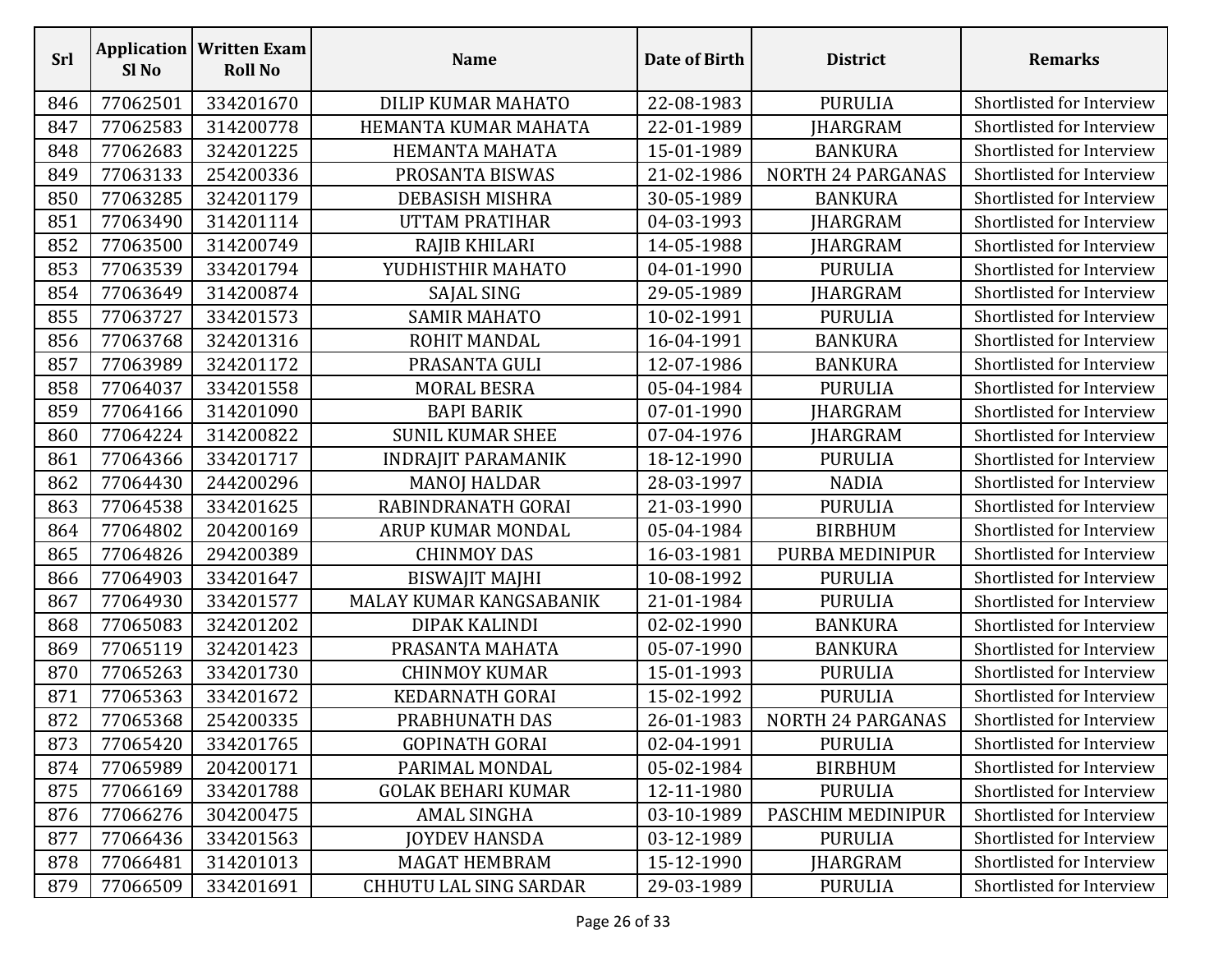| Srl | Application Sl No | Written Exam Roll No | Name | Date of Birth | District | Remarks |
|---|---|---|---|---|---|---|
| 846 | 77062501 | 334201670 | DILIP KUMAR MAHATO | 22-08-1983 | PURULIA | Shortlisted for Interview |
| 847 | 77062583 | 314200778 | HEMANTA KUMAR MAHATA | 22-01-1989 | JHARGRAM | Shortlisted for Interview |
| 848 | 77062683 | 324201225 | HEMANTA MAHATA | 15-01-1989 | BANKURA | Shortlisted for Interview |
| 849 | 77063133 | 254200336 | PROSANTA BISWAS | 21-02-1986 | NORTH 24 PARGANAS | Shortlisted for Interview |
| 850 | 77063285 | 324201179 | DEBASISH MISHRA | 30-05-1989 | BANKURA | Shortlisted for Interview |
| 851 | 77063490 | 314201114 | UTTAM PRATIHAR | 04-03-1993 | JHARGRAM | Shortlisted for Interview |
| 852 | 77063500 | 314200749 | RAJIB KHILARI | 14-05-1988 | JHARGRAM | Shortlisted for Interview |
| 853 | 77063539 | 334201794 | YUDHISTHIR MAHATO | 04-01-1990 | PURULIA | Shortlisted for Interview |
| 854 | 77063649 | 314200874 | SAJAL SING | 29-05-1989 | JHARGRAM | Shortlisted for Interview |
| 855 | 77063727 | 334201573 | SAMIR MAHATO | 10-02-1991 | PURULIA | Shortlisted for Interview |
| 856 | 77063768 | 324201316 | ROHIT MANDAL | 16-04-1991 | BANKURA | Shortlisted for Interview |
| 857 | 77063989 | 324201172 | PRASANTA GULI | 12-07-1986 | BANKURA | Shortlisted for Interview |
| 858 | 77064037 | 334201558 | MORAL BESRA | 05-04-1984 | PURULIA | Shortlisted for Interview |
| 859 | 77064166 | 314201090 | BAPI BARIK | 07-01-1990 | JHARGRAM | Shortlisted for Interview |
| 860 | 77064224 | 314200822 | SUNIL KUMAR SHEE | 07-04-1976 | JHARGRAM | Shortlisted for Interview |
| 861 | 77064366 | 334201717 | INDRAJIT PARAMANIK | 18-12-1990 | PURULIA | Shortlisted for Interview |
| 862 | 77064430 | 244200296 | MANOJ HALDAR | 28-03-1997 | NADIA | Shortlisted for Interview |
| 863 | 77064538 | 334201625 | RABINDRANATH GORAI | 21-03-1990 | PURULIA | Shortlisted for Interview |
| 864 | 77064802 | 204200169 | ARUP KUMAR MONDAL | 05-04-1984 | BIRBHUM | Shortlisted for Interview |
| 865 | 77064826 | 294200389 | CHINMOY DAS | 16-03-1981 | PURBA MEDINIPUR | Shortlisted for Interview |
| 866 | 77064903 | 334201647 | BISWAJIT MAJHI | 10-08-1992 | PURULIA | Shortlisted for Interview |
| 867 | 77064930 | 334201577 | MALAY KUMAR KANGSABANIK | 21-01-1984 | PURULIA | Shortlisted for Interview |
| 868 | 77065083 | 324201202 | DIPAK KALINDI | 02-02-1990 | BANKURA | Shortlisted for Interview |
| 869 | 77065119 | 324201423 | PRASANTA MAHATA | 05-07-1990 | BANKURA | Shortlisted for Interview |
| 870 | 77065263 | 334201730 | CHINMOY KUMAR | 15-01-1993 | PURULIA | Shortlisted for Interview |
| 871 | 77065363 | 334201672 | KEDARNATH GORAI | 15-02-1992 | PURULIA | Shortlisted for Interview |
| 872 | 77065368 | 254200335 | PRABHUNATH DAS | 26-01-1983 | NORTH 24 PARGANAS | Shortlisted for Interview |
| 873 | 77065420 | 334201765 | GOPINATH GORAI | 02-04-1991 | PURULIA | Shortlisted for Interview |
| 874 | 77065989 | 204200171 | PARIMAL MONDAL | 05-02-1984 | BIRBHUM | Shortlisted for Interview |
| 875 | 77066169 | 334201788 | GOLAK BEHARI KUMAR | 12-11-1980 | PURULIA | Shortlisted for Interview |
| 876 | 77066276 | 304200475 | AMAL SINGHA | 03-10-1989 | PASCHIM MEDINIPUR | Shortlisted for Interview |
| 877 | 77066436 | 334201563 | JOYDEV HANSDA | 03-12-1989 | PURULIA | Shortlisted for Interview |
| 878 | 77066481 | 314201013 | MAGAT HEMBRAM | 15-12-1990 | JHARGRAM | Shortlisted for Interview |
| 879 | 77066509 | 334201691 | CHHUTU LAL SING SARDAR | 29-03-1989 | PURULIA | Shortlisted for Interview |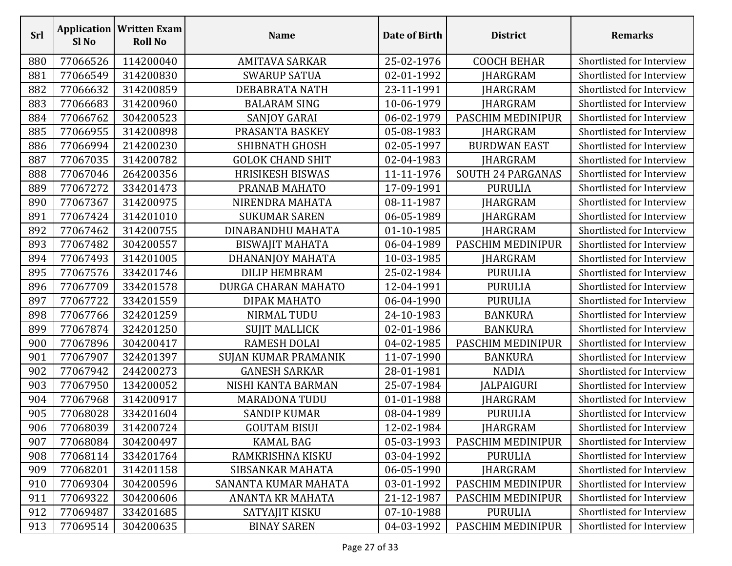| Srl | Application Sl No | Written Exam Roll No | Name | Date of Birth | District | Remarks |
|---|---|---|---|---|---|---|
| 880 | 77066526 | 114200040 | AMITAVA SARKAR | 25-02-1976 | COOCH BEHAR | Shortlisted for Interview |
| 881 | 77066549 | 314200830 | SWARUP SATUA | 02-01-1992 | JHARGRAM | Shortlisted for Interview |
| 882 | 77066632 | 314200859 | DEBABRATA NATH | 23-11-1991 | JHARGRAM | Shortlisted for Interview |
| 883 | 77066683 | 314200960 | BALARAM SING | 10-06-1979 | JHARGRAM | Shortlisted for Interview |
| 884 | 77066762 | 304200523 | SANJOY GARAI | 06-02-1979 | PASCHIM MEDINIPUR | Shortlisted for Interview |
| 885 | 77066955 | 314200898 | PRASANTA BASKEY | 05-08-1983 | JHARGRAM | Shortlisted for Interview |
| 886 | 77066994 | 214200230 | SHIBNATH GHOSH | 02-05-1997 | BURDWAN EAST | Shortlisted for Interview |
| 887 | 77067035 | 314200782 | GOLOK CHAND SHIT | 02-04-1983 | JHARGRAM | Shortlisted for Interview |
| 888 | 77067046 | 264200356 | HRISIKESH BISWAS | 11-11-1976 | SOUTH 24 PARGANAS | Shortlisted for Interview |
| 889 | 77067272 | 334201473 | PRANAB MAHATO | 17-09-1991 | PURULIA | Shortlisted for Interview |
| 890 | 77067367 | 314200975 | NIRENDRA MAHATA | 08-11-1987 | JHARGRAM | Shortlisted for Interview |
| 891 | 77067424 | 314201010 | SUKUMAR SAREN | 06-05-1989 | JHARGRAM | Shortlisted for Interview |
| 892 | 77067462 | 314200755 | DINABANDHU MAHATA | 01-10-1985 | JHARGRAM | Shortlisted for Interview |
| 893 | 77067482 | 304200557 | BISWAJIT MAHATA | 06-04-1989 | PASCHIM MEDINIPUR | Shortlisted for Interview |
| 894 | 77067493 | 314201005 | DHANANJOY MAHATA | 10-03-1985 | JHARGRAM | Shortlisted for Interview |
| 895 | 77067576 | 334201746 | DILIP HEMBRAM | 25-02-1984 | PURULIA | Shortlisted for Interview |
| 896 | 77067709 | 334201578 | DURGA CHARAN MAHATO | 12-04-1991 | PURULIA | Shortlisted for Interview |
| 897 | 77067722 | 334201559 | DIPAK MAHATO | 06-04-1990 | PURULIA | Shortlisted for Interview |
| 898 | 77067766 | 324201259 | NIRMAL TUDU | 24-10-1983 | BANKURA | Shortlisted for Interview |
| 899 | 77067874 | 324201250 | SUJIT MALLICK | 02-01-1986 | BANKURA | Shortlisted for Interview |
| 900 | 77067896 | 304200417 | RAMESH DOLAI | 04-02-1985 | PASCHIM MEDINIPUR | Shortlisted for Interview |
| 901 | 77067907 | 324201397 | SUJAN KUMAR PRAMANIK | 11-07-1990 | BANKURA | Shortlisted for Interview |
| 902 | 77067942 | 244200273 | GANESH SARKAR | 28-01-1981 | NADIA | Shortlisted for Interview |
| 903 | 77067950 | 134200052 | NISHI KANTA BARMAN | 25-07-1984 | JALPAIGURI | Shortlisted for Interview |
| 904 | 77067968 | 314200917 | MARADONA TUDU | 01-01-1988 | JHARGRAM | Shortlisted for Interview |
| 905 | 77068028 | 334201604 | SANDIP KUMAR | 08-04-1989 | PURULIA | Shortlisted for Interview |
| 906 | 77068039 | 314200724 | GOUTAM BISUI | 12-02-1984 | JHARGRAM | Shortlisted for Interview |
| 907 | 77068084 | 304200497 | KAMAL BAG | 05-03-1993 | PASCHIM MEDINIPUR | Shortlisted for Interview |
| 908 | 77068114 | 334201764 | RAMKRISHNA KISKU | 03-04-1992 | PURULIA | Shortlisted for Interview |
| 909 | 77068201 | 314201158 | SIBSANKAR MAHATA | 06-05-1990 | JHARGRAM | Shortlisted for Interview |
| 910 | 77069304 | 304200596 | SANANTA KUMAR MAHATA | 03-01-1992 | PASCHIM MEDINIPUR | Shortlisted for Interview |
| 911 | 77069322 | 304200606 | ANANTA KR MAHATA | 21-12-1987 | PASCHIM MEDINIPUR | Shortlisted for Interview |
| 912 | 77069487 | 334201685 | SATYAJIT KISKU | 07-10-1988 | PURULIA | Shortlisted for Interview |
| 913 | 77069514 | 304200635 | BINAY SAREN | 04-03-1992 | PASCHIM MEDINIPUR | Shortlisted for Interview |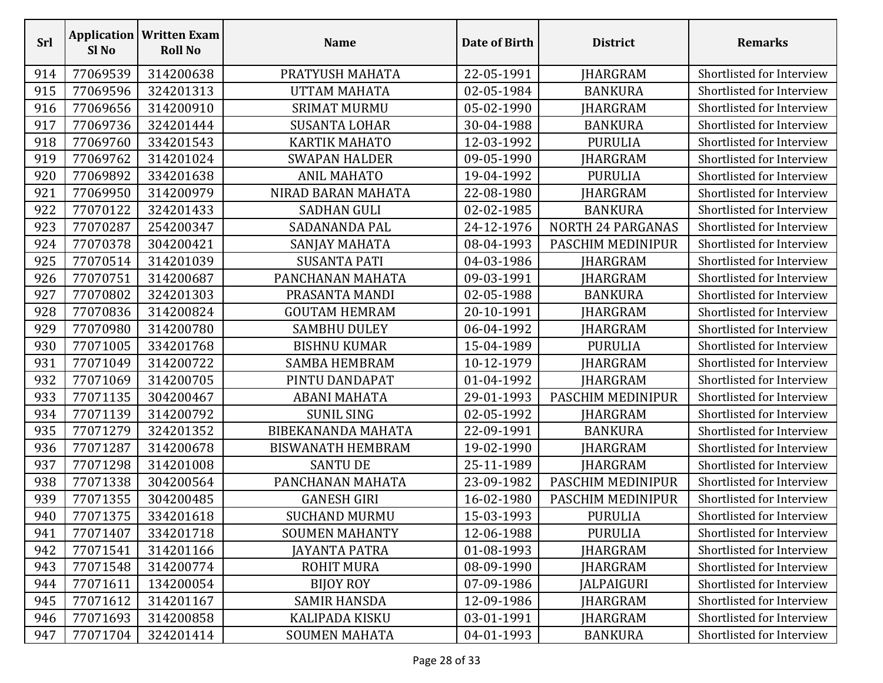| Srl | Application Sl No | Written Exam Roll No | Name | Date of Birth | District | Remarks |
|---|---|---|---|---|---|---|
| 914 | 77069539 | 314200638 | PRATYUSH MAHATA | 22-05-1991 | JHARGRAM | Shortlisted for Interview |
| 915 | 77069596 | 324201313 | UTTAM MAHATA | 02-05-1984 | BANKURA | Shortlisted for Interview |
| 916 | 77069656 | 314200910 | SRIMAT MURMU | 05-02-1990 | JHARGRAM | Shortlisted for Interview |
| 917 | 77069736 | 324201444 | SUSANTA LOHAR | 30-04-1988 | BANKURA | Shortlisted for Interview |
| 918 | 77069760 | 334201543 | KARTIK MAHATO | 12-03-1992 | PURULIA | Shortlisted for Interview |
| 919 | 77069762 | 314201024 | SWAPAN HALDER | 09-05-1990 | JHARGRAM | Shortlisted for Interview |
| 920 | 77069892 | 334201638 | ANIL MAHATO | 19-04-1992 | PURULIA | Shortlisted for Interview |
| 921 | 77069950 | 314200979 | NIRAD BARAN MAHATA | 22-08-1980 | JHARGRAM | Shortlisted for Interview |
| 922 | 77070122 | 324201433 | SADHAN GULI | 02-02-1985 | BANKURA | Shortlisted for Interview |
| 923 | 77070287 | 254200347 | SADANANDA PAL | 24-12-1976 | NORTH 24 PARGANAS | Shortlisted for Interview |
| 924 | 77070378 | 304200421 | SANJAY MAHATA | 08-04-1993 | PASCHIM MEDINIPUR | Shortlisted for Interview |
| 925 | 77070514 | 314201039 | SUSANTA PATI | 04-03-1986 | JHARGRAM | Shortlisted for Interview |
| 926 | 77070751 | 314200687 | PANCHANAN MAHATA | 09-03-1991 | JHARGRAM | Shortlisted for Interview |
| 927 | 77070802 | 324201303 | PRASANTA MANDI | 02-05-1988 | BANKURA | Shortlisted for Interview |
| 928 | 77070836 | 314200824 | GOUTAM HEMRAM | 20-10-1991 | JHARGRAM | Shortlisted for Interview |
| 929 | 77070980 | 314200780 | SAMBHU DULEY | 06-04-1992 | JHARGRAM | Shortlisted for Interview |
| 930 | 77071005 | 334201768 | BISHNU KUMAR | 15-04-1989 | PURULIA | Shortlisted for Interview |
| 931 | 77071049 | 314200722 | SAMBA HEMBRAM | 10-12-1979 | JHARGRAM | Shortlisted for Interview |
| 932 | 77071069 | 314200705 | PINTU DANDAPAT | 01-04-1992 | JHARGRAM | Shortlisted for Interview |
| 933 | 77071135 | 304200467 | ABANI MAHATA | 29-01-1993 | PASCHIM MEDINIPUR | Shortlisted for Interview |
| 934 | 77071139 | 314200792 | SUNIL SING | 02-05-1992 | JHARGRAM | Shortlisted for Interview |
| 935 | 77071279 | 324201352 | BIBEKANANDA MAHATA | 22-09-1991 | BANKURA | Shortlisted for Interview |
| 936 | 77071287 | 314200678 | BISWANATH HEMBRAM | 19-02-1990 | JHARGRAM | Shortlisted for Interview |
| 937 | 77071298 | 314201008 | SANTU DE | 25-11-1989 | JHARGRAM | Shortlisted for Interview |
| 938 | 77071338 | 304200564 | PANCHANAN MAHATA | 23-09-1982 | PASCHIM MEDINIPUR | Shortlisted for Interview |
| 939 | 77071355 | 304200485 | GANESH GIRI | 16-02-1980 | PASCHIM MEDINIPUR | Shortlisted for Interview |
| 940 | 77071375 | 334201618 | SUCHAND MURMU | 15-03-1993 | PURULIA | Shortlisted for Interview |
| 941 | 77071407 | 334201718 | SOUMEN MAHANTY | 12-06-1988 | PURULIA | Shortlisted for Interview |
| 942 | 77071541 | 314201166 | JAYANTA PATRA | 01-08-1993 | JHARGRAM | Shortlisted for Interview |
| 943 | 77071548 | 314200774 | ROHIT MURA | 08-09-1990 | JHARGRAM | Shortlisted for Interview |
| 944 | 77071611 | 134200054 | BIJOY ROY | 07-09-1986 | JALPAIGURI | Shortlisted for Interview |
| 945 | 77071612 | 314201167 | SAMIR HANSDA | 12-09-1986 | JHARGRAM | Shortlisted for Interview |
| 946 | 77071693 | 314200858 | KALIPADA KISKU | 03-01-1991 | JHARGRAM | Shortlisted for Interview |
| 947 | 77071704 | 324201414 | SOUMEN MAHATA | 04-01-1993 | BANKURA | Shortlisted for Interview |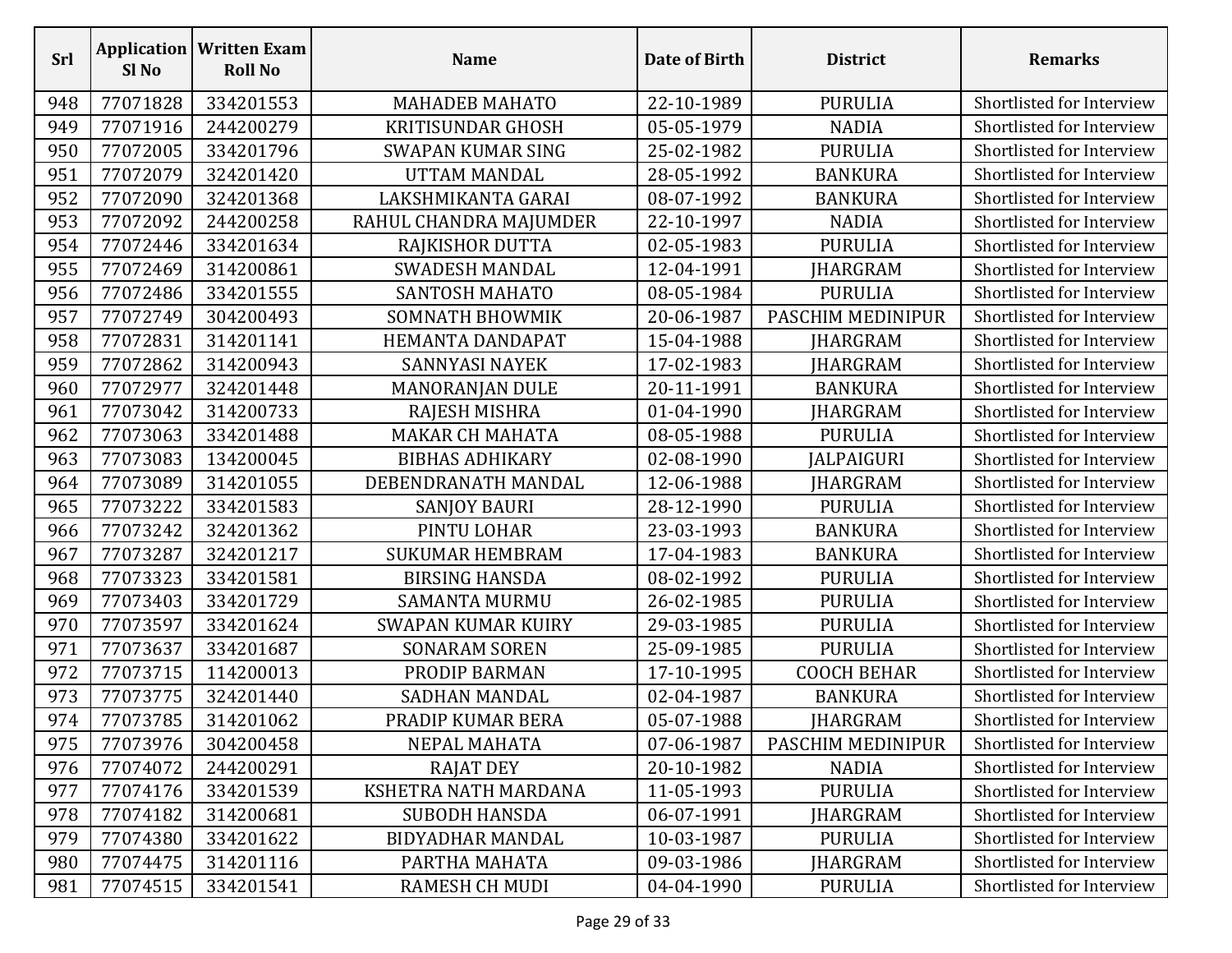| Srl | Application Sl No | Written Exam Roll No | Name | Date of Birth | District | Remarks |
|---|---|---|---|---|---|---|
| 948 | 77071828 | 334201553 | MAHADEB MAHATO | 22-10-1989 | PURULIA | Shortlisted for Interview |
| 949 | 77071916 | 244200279 | KRITISUNDAR GHOSH | 05-05-1979 | NADIA | Shortlisted for Interview |
| 950 | 77072005 | 334201796 | SWAPAN KUMAR SING | 25-02-1982 | PURULIA | Shortlisted for Interview |
| 951 | 77072079 | 324201420 | UTTAM MANDAL | 28-05-1992 | BANKURA | Shortlisted for Interview |
| 952 | 77072090 | 324201368 | LAKSHMIKANTA GARAI | 08-07-1992 | BANKURA | Shortlisted for Interview |
| 953 | 77072092 | 244200258 | RAHUL CHANDRA MAJUMDER | 22-10-1997 | NADIA | Shortlisted for Interview |
| 954 | 77072446 | 334201634 | RAJKISHOR DUTTA | 02-05-1983 | PURULIA | Shortlisted for Interview |
| 955 | 77072469 | 314200861 | SWADESH MANDAL | 12-04-1991 | JHARGRAM | Shortlisted for Interview |
| 956 | 77072486 | 334201555 | SANTOSH MAHATO | 08-05-1984 | PURULIA | Shortlisted for Interview |
| 957 | 77072749 | 304200493 | SOMNATH BHOWMIK | 20-06-1987 | PASCHIM MEDINIPUR | Shortlisted for Interview |
| 958 | 77072831 | 314201141 | HEMANTA DANDAPAT | 15-04-1988 | JHARGRAM | Shortlisted for Interview |
| 959 | 77072862 | 314200943 | SANNYASI NAYEK | 17-02-1983 | JHARGRAM | Shortlisted for Interview |
| 960 | 77072977 | 324201448 | MANORANJAN DULE | 20-11-1991 | BANKURA | Shortlisted for Interview |
| 961 | 77073042 | 314200733 | RAJESH MISHRA | 01-04-1990 | JHARGRAM | Shortlisted for Interview |
| 962 | 77073063 | 334201488 | MAKAR CH MAHATA | 08-05-1988 | PURULIA | Shortlisted for Interview |
| 963 | 77073083 | 134200045 | BIBHAS ADHIKARY | 02-08-1990 | JALPAIGURI | Shortlisted for Interview |
| 964 | 77073089 | 314201055 | DEBENDRANATH MANDAL | 12-06-1988 | JHARGRAM | Shortlisted for Interview |
| 965 | 77073222 | 334201583 | SANJOY BAURI | 28-12-1990 | PURULIA | Shortlisted for Interview |
| 966 | 77073242 | 324201362 | PINTU LOHAR | 23-03-1993 | BANKURA | Shortlisted for Interview |
| 967 | 77073287 | 324201217 | SUKUMAR HEMBRAM | 17-04-1983 | BANKURA | Shortlisted for Interview |
| 968 | 77073323 | 334201581 | BIRSING HANSDA | 08-02-1992 | PURULIA | Shortlisted for Interview |
| 969 | 77073403 | 334201729 | SAMANTA MURMU | 26-02-1985 | PURULIA | Shortlisted for Interview |
| 970 | 77073597 | 334201624 | SWAPAN KUMAR KUIRY | 29-03-1985 | PURULIA | Shortlisted for Interview |
| 971 | 77073637 | 334201687 | SONARAM SOREN | 25-09-1985 | PURULIA | Shortlisted for Interview |
| 972 | 77073715 | 114200013 | PRODIP BARMAN | 17-10-1995 | COOCH BEHAR | Shortlisted for Interview |
| 973 | 77073775 | 324201440 | SADHAN MANDAL | 02-04-1987 | BANKURA | Shortlisted for Interview |
| 974 | 77073785 | 314201062 | PRADIP KUMAR BERA | 05-07-1988 | JHARGRAM | Shortlisted for Interview |
| 975 | 77073976 | 304200458 | NEPAL MAHATA | 07-06-1987 | PASCHIM MEDINIPUR | Shortlisted for Interview |
| 976 | 77074072 | 244200291 | RAJAT DEY | 20-10-1982 | NADIA | Shortlisted for Interview |
| 977 | 77074176 | 334201539 | KSHETRA NATH MARDANA | 11-05-1993 | PURULIA | Shortlisted for Interview |
| 978 | 77074182 | 314200681 | SUBODH HANSDA | 06-07-1991 | JHARGRAM | Shortlisted for Interview |
| 979 | 77074380 | 334201622 | BIDYADHAR MANDAL | 10-03-1987 | PURULIA | Shortlisted for Interview |
| 980 | 77074475 | 314201116 | PARTHA MAHATA | 09-03-1986 | JHARGRAM | Shortlisted for Interview |
| 981 | 77074515 | 334201541 | RAMESH CH MUDI | 04-04-1990 | PURULIA | Shortlisted for Interview |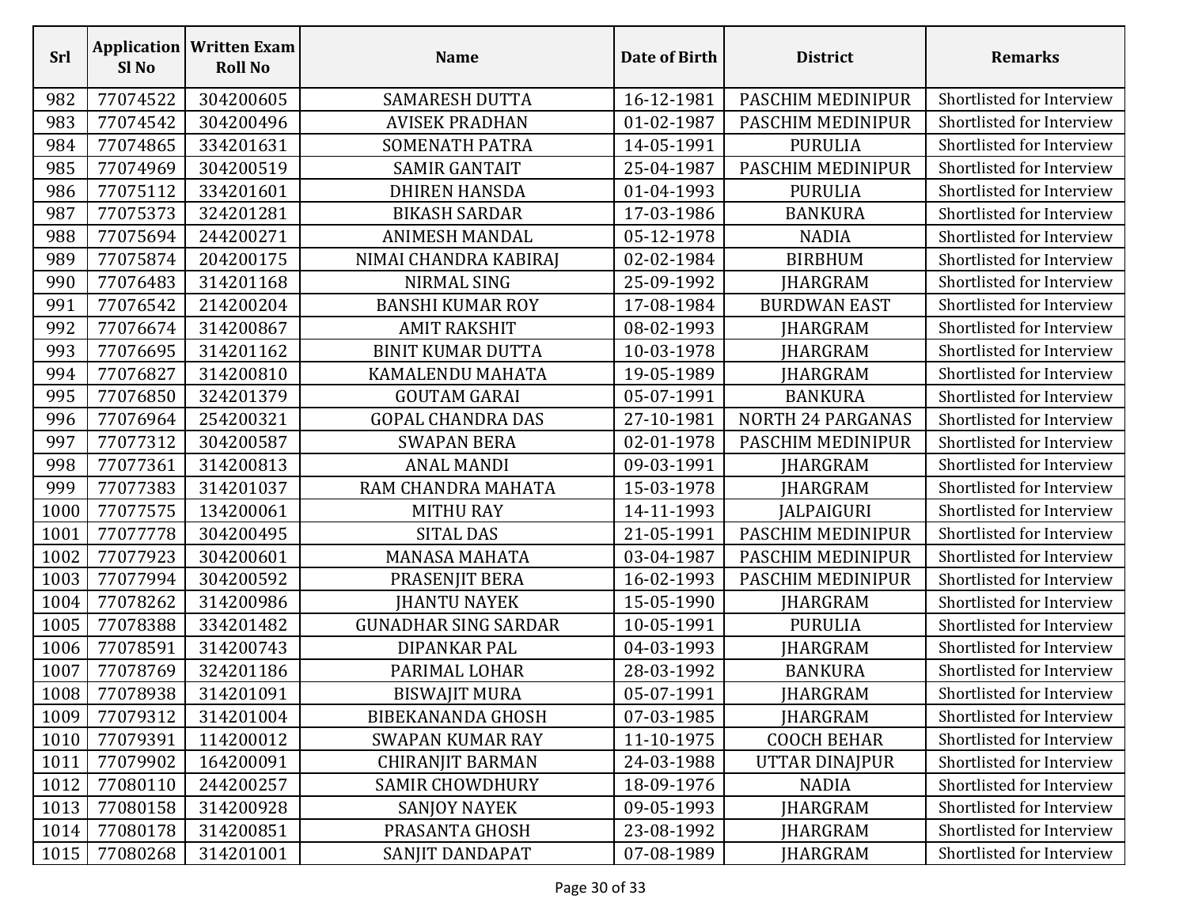| Srl | Application Sl No | Written Exam Roll No | Name | Date of Birth | District | Remarks |
|---|---|---|---|---|---|---|
| 982 | 77074522 | 304200605 | SAMARESH DUTTA | 16-12-1981 | PASCHIM MEDINIPUR | Shortlisted for Interview |
| 983 | 77074542 | 304200496 | AVISEK PRADHAN | 01-02-1987 | PASCHIM MEDINIPUR | Shortlisted for Interview |
| 984 | 77074865 | 334201631 | SOMENATH PATRA | 14-05-1991 | PURULIA | Shortlisted for Interview |
| 985 | 77074969 | 304200519 | SAMIR GANTAIT | 25-04-1987 | PASCHIM MEDINIPUR | Shortlisted for Interview |
| 986 | 77075112 | 334201601 | DHIREN HANSDA | 01-04-1993 | PURULIA | Shortlisted for Interview |
| 987 | 77075373 | 324201281 | BIKASH SARDAR | 17-03-1986 | BANKURA | Shortlisted for Interview |
| 988 | 77075694 | 244200271 | ANIMESH MANDAL | 05-12-1978 | NADIA | Shortlisted for Interview |
| 989 | 77075874 | 204200175 | NIMAI CHANDRA KABIRAJ | 02-02-1984 | BIRBHUM | Shortlisted for Interview |
| 990 | 77076483 | 314201168 | NIRMAL SING | 25-09-1992 | JHARGRAM | Shortlisted for Interview |
| 991 | 77076542 | 214200204 | BANSHI KUMAR ROY | 17-08-1984 | BURDWAN EAST | Shortlisted for Interview |
| 992 | 77076674 | 314200867 | AMIT RAKSHIT | 08-02-1993 | JHARGRAM | Shortlisted for Interview |
| 993 | 77076695 | 314201162 | BINIT KUMAR DUTTA | 10-03-1978 | JHARGRAM | Shortlisted for Interview |
| 994 | 77076827 | 314200810 | KAMALENDU MAHATA | 19-05-1989 | JHARGRAM | Shortlisted for Interview |
| 995 | 77076850 | 324201379 | GOUTAM GARAI | 05-07-1991 | BANKURA | Shortlisted for Interview |
| 996 | 77076964 | 254200321 | GOPAL CHANDRA DAS | 27-10-1981 | NORTH 24 PARGANAS | Shortlisted for Interview |
| 997 | 77077312 | 304200587 | SWAPAN BERA | 02-01-1978 | PASCHIM MEDINIPUR | Shortlisted for Interview |
| 998 | 77077361 | 314200813 | ANAL MANDI | 09-03-1991 | JHARGRAM | Shortlisted for Interview |
| 999 | 77077383 | 314201037 | RAM CHANDRA MAHATA | 15-03-1978 | JHARGRAM | Shortlisted for Interview |
| 1000 | 77077575 | 134200061 | MITHU RAY | 14-11-1993 | JALPAIGURI | Shortlisted for Interview |
| 1001 | 77077778 | 304200495 | SITAL DAS | 21-05-1991 | PASCHIM MEDINIPUR | Shortlisted for Interview |
| 1002 | 77077923 | 304200601 | MANASA MAHATA | 03-04-1987 | PASCHIM MEDINIPUR | Shortlisted for Interview |
| 1003 | 77077994 | 304200592 | PRASENJIT BERA | 16-02-1993 | PASCHIM MEDINIPUR | Shortlisted for Interview |
| 1004 | 77078262 | 314200986 | JHANTU NAYEK | 15-05-1990 | JHARGRAM | Shortlisted for Interview |
| 1005 | 77078388 | 334201482 | GUNADHAR SING SARDAR | 10-05-1991 | PURULIA | Shortlisted for Interview |
| 1006 | 77078591 | 314200743 | DIPANKAR PAL | 04-03-1993 | JHARGRAM | Shortlisted for Interview |
| 1007 | 77078769 | 324201186 | PARIMAL LOHAR | 28-03-1992 | BANKURA | Shortlisted for Interview |
| 1008 | 77078938 | 314201091 | BISWAJIT MURA | 05-07-1991 | JHARGRAM | Shortlisted for Interview |
| 1009 | 77079312 | 314201004 | BIBEKANANDA GHOSH | 07-03-1985 | JHARGRAM | Shortlisted for Interview |
| 1010 | 77079391 | 114200012 | SWAPAN KUMAR RAY | 11-10-1975 | COOCH BEHAR | Shortlisted for Interview |
| 1011 | 77079902 | 164200091 | CHIRANJIT BARMAN | 24-03-1988 | UTTAR DINAJPUR | Shortlisted for Interview |
| 1012 | 77080110 | 244200257 | SAMIR CHOWDHURY | 18-09-1976 | NADIA | Shortlisted for Interview |
| 1013 | 77080158 | 314200928 | SANJOY NAYEK | 09-05-1993 | JHARGRAM | Shortlisted for Interview |
| 1014 | 77080178 | 314200851 | PRASANTA GHOSH | 23-08-1992 | JHARGRAM | Shortlisted for Interview |
| 1015 | 77080268 | 314201001 | SANJIT DANDAPAT | 07-08-1989 | JHARGRAM | Shortlisted for Interview |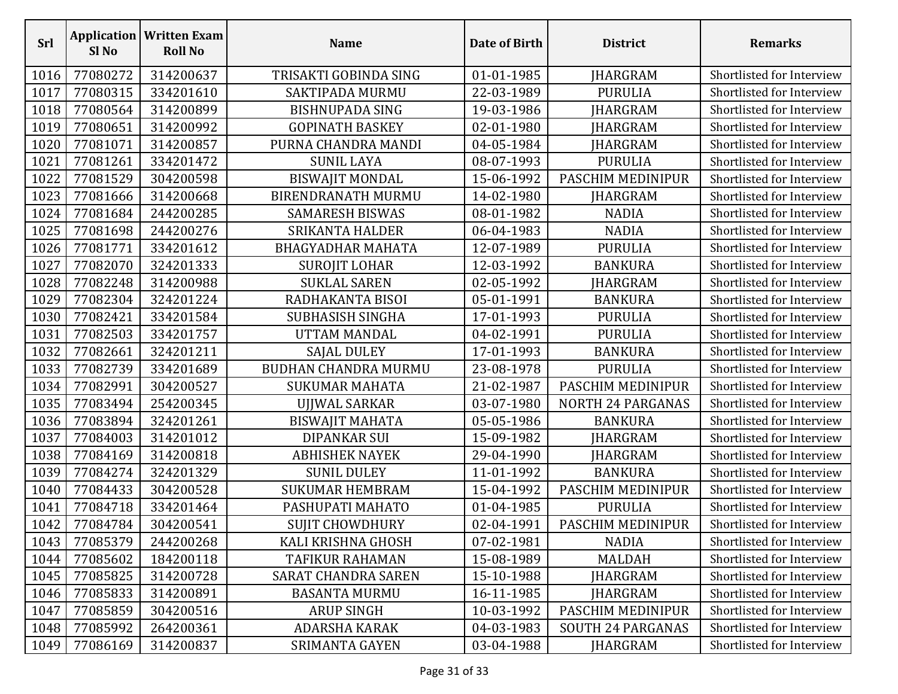| Srl | Application Sl No | Written Exam Roll No | Name | Date of Birth | District | Remarks |
|---|---|---|---|---|---|---|
| 1016 | 77080272 | 314200637 | TRISAKTI GOBINDA SING | 01-01-1985 | JHARGRAM | Shortlisted for Interview |
| 1017 | 77080315 | 334201610 | SAKTIPADA MURMU | 22-03-1989 | PURULIA | Shortlisted for Interview |
| 1018 | 77080564 | 314200899 | BISHNUPADA SING | 19-03-1986 | JHARGRAM | Shortlisted for Interview |
| 1019 | 77080651 | 314200992 | GOPINATH BASKEY | 02-01-1980 | JHARGRAM | Shortlisted for Interview |
| 1020 | 77081071 | 314200857 | PURNA CHANDRA MANDI | 04-05-1984 | JHARGRAM | Shortlisted for Interview |
| 1021 | 77081261 | 334201472 | SUNIL LAYA | 08-07-1993 | PURULIA | Shortlisted for Interview |
| 1022 | 77081529 | 304200598 | BISWAJIT MONDAL | 15-06-1992 | PASCHIM MEDINIPUR | Shortlisted for Interview |
| 1023 | 77081666 | 314200668 | BIRENDRANATH MURMU | 14-02-1980 | JHARGRAM | Shortlisted for Interview |
| 1024 | 77081684 | 244200285 | SAMARESH BISWAS | 08-01-1982 | NADIA | Shortlisted for Interview |
| 1025 | 77081698 | 244200276 | SRIKANTA HALDER | 06-04-1983 | NADIA | Shortlisted for Interview |
| 1026 | 77081771 | 334201612 | BHAGYADHAR MAHATA | 12-07-1989 | PURULIA | Shortlisted for Interview |
| 1027 | 77082070 | 324201333 | SUROJIT LOHAR | 12-03-1992 | BANKURA | Shortlisted for Interview |
| 1028 | 77082248 | 314200988 | SUKLAL SAREN | 02-05-1992 | JHARGRAM | Shortlisted for Interview |
| 1029 | 77082304 | 324201224 | RADHAKANTA BISOI | 05-01-1991 | BANKURA | Shortlisted for Interview |
| 1030 | 77082421 | 334201584 | SUBHASISH SINGHA | 17-01-1993 | PURULIA | Shortlisted for Interview |
| 1031 | 77082503 | 334201757 | UTTAM MANDAL | 04-02-1991 | PURULIA | Shortlisted for Interview |
| 1032 | 77082661 | 324201211 | SAJAL DULEY | 17-01-1993 | BANKURA | Shortlisted for Interview |
| 1033 | 77082739 | 334201689 | BUDHAN CHANDRA MURMU | 23-08-1978 | PURULIA | Shortlisted for Interview |
| 1034 | 77082991 | 304200527 | SUKUMAR MAHATA | 21-02-1987 | PASCHIM MEDINIPUR | Shortlisted for Interview |
| 1035 | 77083494 | 254200345 | UJJWAL SARKAR | 03-07-1980 | NORTH 24 PARGANAS | Shortlisted for Interview |
| 1036 | 77083894 | 324201261 | BISWAJIT MAHATA | 05-05-1986 | BANKURA | Shortlisted for Interview |
| 1037 | 77084003 | 314201012 | DIPANKAR SUI | 15-09-1982 | JHARGRAM | Shortlisted for Interview |
| 1038 | 77084169 | 314200818 | ABHISHEK NAYEK | 29-04-1990 | JHARGRAM | Shortlisted for Interview |
| 1039 | 77084274 | 324201329 | SUNIL DULEY | 11-01-1992 | BANKURA | Shortlisted for Interview |
| 1040 | 77084433 | 304200528 | SUKUMAR HEMBRAM | 15-04-1992 | PASCHIM MEDINIPUR | Shortlisted for Interview |
| 1041 | 77084718 | 334201464 | PASHUPATI MAHATO | 01-04-1985 | PURULIA | Shortlisted for Interview |
| 1042 | 77084784 | 304200541 | SUJIT CHOWDHURY | 02-04-1991 | PASCHIM MEDINIPUR | Shortlisted for Interview |
| 1043 | 77085379 | 244200268 | KALI KRISHNA GHOSH | 07-02-1981 | NADIA | Shortlisted for Interview |
| 1044 | 77085602 | 184200118 | TAFIKUR RAHAMAN | 15-08-1989 | MALDAH | Shortlisted for Interview |
| 1045 | 77085825 | 314200728 | SARAT CHANDRA SAREN | 15-10-1988 | JHARGRAM | Shortlisted for Interview |
| 1046 | 77085833 | 314200891 | BASANTA MURMU | 16-11-1985 | JHARGRAM | Shortlisted for Interview |
| 1047 | 77085859 | 304200516 | ARUP SINGH | 10-03-1992 | PASCHIM MEDINIPUR | Shortlisted for Interview |
| 1048 | 77085992 | 264200361 | ADARSHA KARAK | 04-03-1983 | SOUTH 24 PARGANAS | Shortlisted for Interview |
| 1049 | 77086169 | 314200837 | SRIMANTA GAYEN | 03-04-1988 | JHARGRAM | Shortlisted for Interview |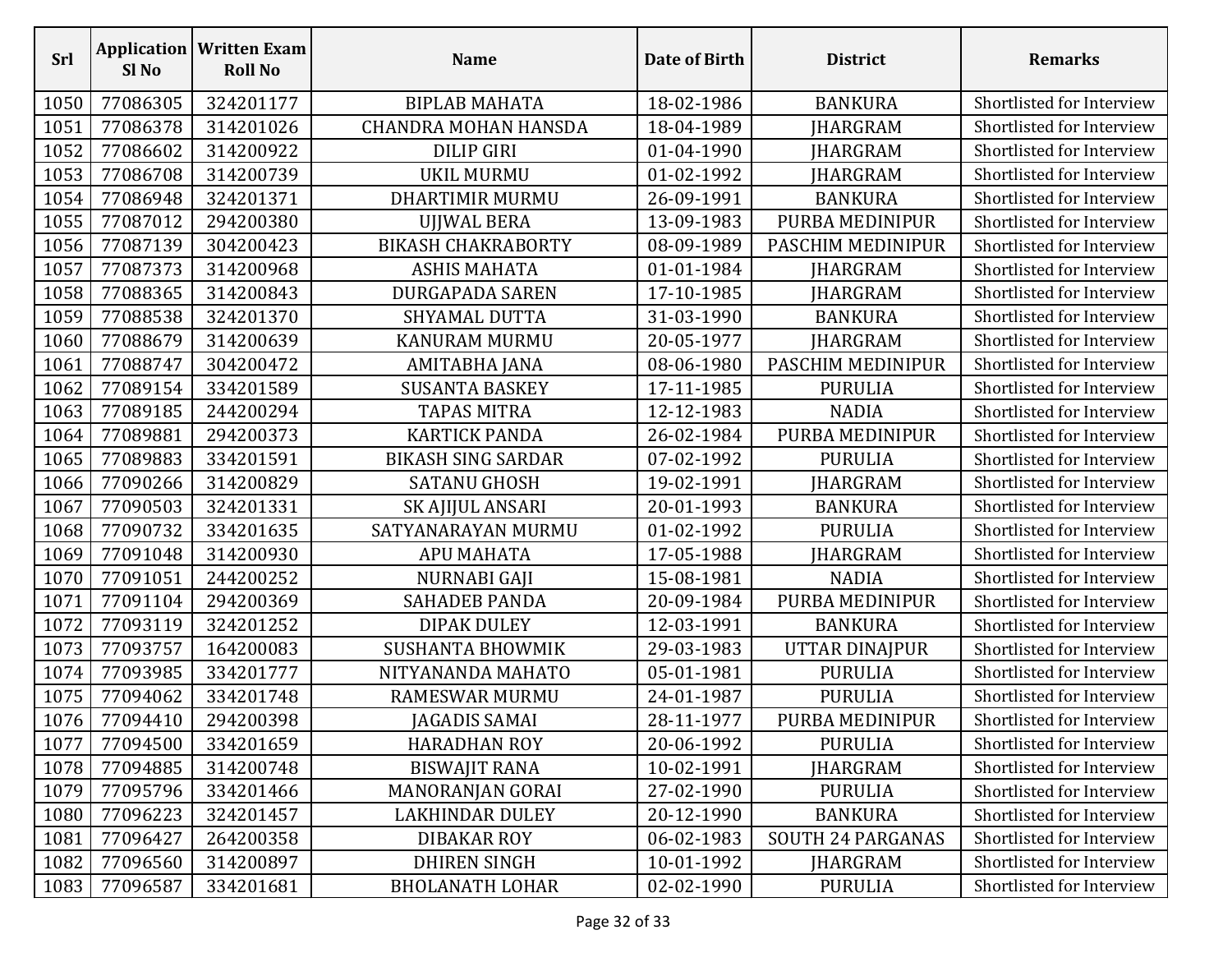| Srl | Application Sl No | Written Exam Roll No | Name | Date of Birth | District | Remarks |
|---|---|---|---|---|---|---|
| 1050 | 77086305 | 324201177 | BIPLAB MAHATA | 18-02-1986 | BANKURA | Shortlisted for Interview |
| 1051 | 77086378 | 314201026 | CHANDRA MOHAN HANSDA | 18-04-1989 | JHARGRAM | Shortlisted for Interview |
| 1052 | 77086602 | 314200922 | DILIP GIRI | 01-04-1990 | JHARGRAM | Shortlisted for Interview |
| 1053 | 77086708 | 314200739 | UKIL MURMU | 01-02-1992 | JHARGRAM | Shortlisted for Interview |
| 1054 | 77086948 | 324201371 | DHARTIMIR MURMU | 26-09-1991 | BANKURA | Shortlisted for Interview |
| 1055 | 77087012 | 294200380 | UJJWAL BERA | 13-09-1983 | PURBA MEDINIPUR | Shortlisted for Interview |
| 1056 | 77087139 | 304200423 | BIKASH CHAKRABORTY | 08-09-1989 | PASCHIM MEDINIPUR | Shortlisted for Interview |
| 1057 | 77087373 | 314200968 | ASHIS MAHATA | 01-01-1984 | JHARGRAM | Shortlisted for Interview |
| 1058 | 77088365 | 314200843 | DURGAPADA SAREN | 17-10-1985 | JHARGRAM | Shortlisted for Interview |
| 1059 | 77088538 | 324201370 | SHYAMAL DUTTA | 31-03-1990 | BANKURA | Shortlisted for Interview |
| 1060 | 77088679 | 314200639 | KANURAM MURMU | 20-05-1977 | JHARGRAM | Shortlisted for Interview |
| 1061 | 77088747 | 304200472 | AMITABHA JANA | 08-06-1980 | PASCHIM MEDINIPUR | Shortlisted for Interview |
| 1062 | 77089154 | 334201589 | SUSANTA BASKEY | 17-11-1985 | PURULIA | Shortlisted for Interview |
| 1063 | 77089185 | 244200294 | TAPAS MITRA | 12-12-1983 | NADIA | Shortlisted for Interview |
| 1064 | 77089881 | 294200373 | KARTICK PANDA | 26-02-1984 | PURBA MEDINIPUR | Shortlisted for Interview |
| 1065 | 77089883 | 334201591 | BIKASH SING SARDAR | 07-02-1992 | PURULIA | Shortlisted for Interview |
| 1066 | 77090266 | 314200829 | SATANU GHOSH | 19-02-1991 | JHARGRAM | Shortlisted for Interview |
| 1067 | 77090503 | 324201331 | SK AJIJUL ANSARI | 20-01-1993 | BANKURA | Shortlisted for Interview |
| 1068 | 77090732 | 334201635 | SATYANARAYAN MURMU | 01-02-1992 | PURULIA | Shortlisted for Interview |
| 1069 | 77091048 | 314200930 | APU MAHATA | 17-05-1988 | JHARGRAM | Shortlisted for Interview |
| 1070 | 77091051 | 244200252 | NURNABI GAJI | 15-08-1981 | NADIA | Shortlisted for Interview |
| 1071 | 77091104 | 294200369 | SAHADEB PANDA | 20-09-1984 | PURBA MEDINIPUR | Shortlisted for Interview |
| 1072 | 77093119 | 324201252 | DIPAK DULEY | 12-03-1991 | BANKURA | Shortlisted for Interview |
| 1073 | 77093757 | 164200083 | SUSHANTA BHOWMIK | 29-03-1983 | UTTAR DINAJPUR | Shortlisted for Interview |
| 1074 | 77093985 | 334201777 | NITYANANDA MAHATO | 05-01-1981 | PURULIA | Shortlisted for Interview |
| 1075 | 77094062 | 334201748 | RAMESWAR MURMU | 24-01-1987 | PURULIA | Shortlisted for Interview |
| 1076 | 77094410 | 294200398 | JAGADIS SAMAI | 28-11-1977 | PURBA MEDINIPUR | Shortlisted for Interview |
| 1077 | 77094500 | 334201659 | HARADHAN ROY | 20-06-1992 | PURULIA | Shortlisted for Interview |
| 1078 | 77094885 | 314200748 | BISWAJIT RANA | 10-02-1991 | JHARGRAM | Shortlisted for Interview |
| 1079 | 77095796 | 334201466 | MANORANJAN GORAI | 27-02-1990 | PURULIA | Shortlisted for Interview |
| 1080 | 77096223 | 324201457 | LAKHINDAR DULEY | 20-12-1990 | BANKURA | Shortlisted for Interview |
| 1081 | 77096427 | 264200358 | DIBAKAR ROY | 06-02-1983 | SOUTH 24 PARGANAS | Shortlisted for Interview |
| 1082 | 77096560 | 314200897 | DHIREN SINGH | 10-01-1992 | JHARGRAM | Shortlisted for Interview |
| 1083 | 77096587 | 334201681 | BHOLANATH LOHAR | 02-02-1990 | PURULIA | Shortlisted for Interview |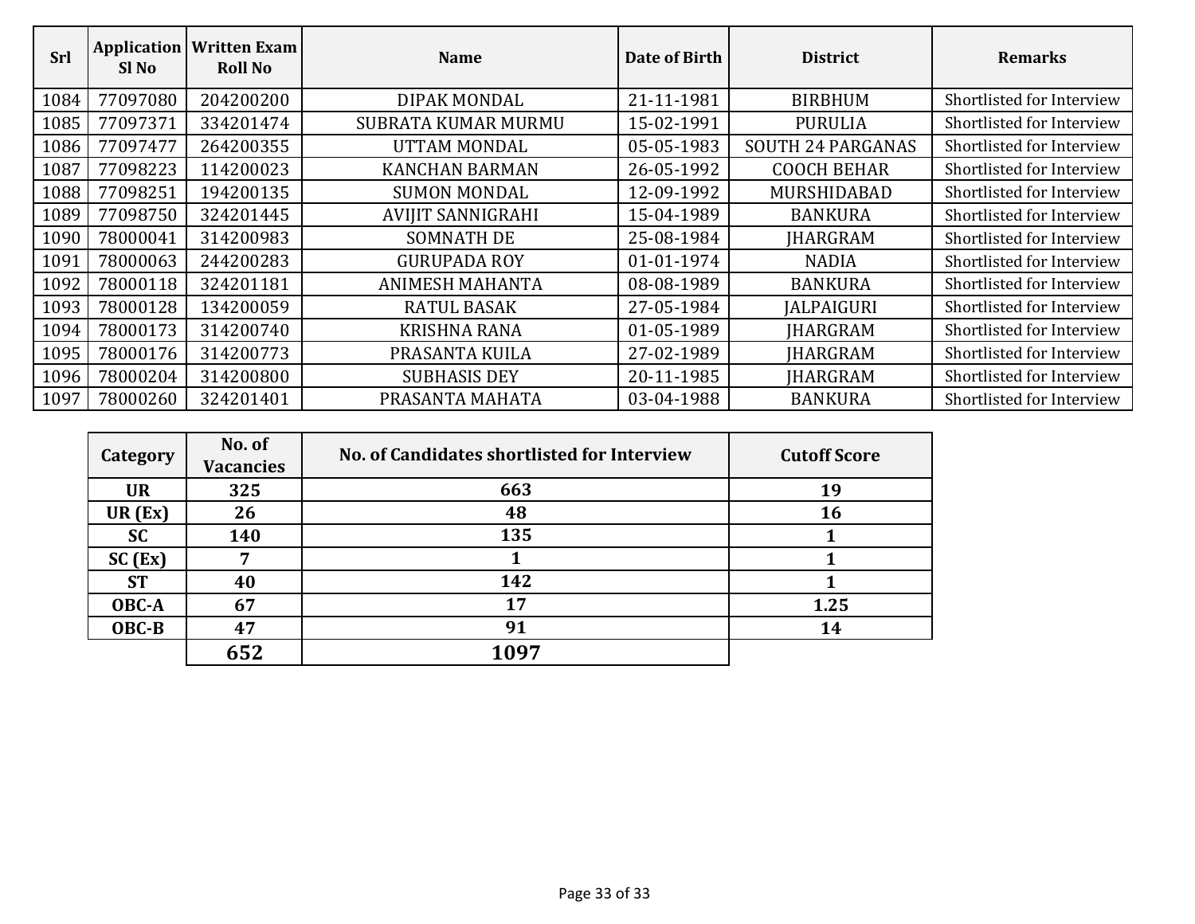| Srl | Application Sl No | Written Exam Roll No | Name | Date of Birth | District | Remarks |
|---|---|---|---|---|---|---|
| 1084 | 77097080 | 204200200 | DIPAK MONDAL | 21-11-1981 | BIRBHUM | Shortlisted for Interview |
| 1085 | 77097371 | 334201474 | SUBRATA KUMAR MURMU | 15-02-1991 | PURULIA | Shortlisted for Interview |
| 1086 | 77097477 | 264200355 | UTTAM MONDAL | 05-05-1983 | SOUTH 24 PARGANAS | Shortlisted for Interview |
| 1087 | 77098223 | 114200023 | KANCHAN BARMAN | 26-05-1992 | COOCH BEHAR | Shortlisted for Interview |
| 1088 | 77098251 | 194200135 | SUMON MONDAL | 12-09-1992 | MURSHIDABAD | Shortlisted for Interview |
| 1089 | 77098750 | 324201445 | AVIJIT SANNIGRAHI | 15-04-1989 | BANKURA | Shortlisted for Interview |
| 1090 | 78000041 | 314200983 | SOMNATH DE | 25-08-1984 | JHARGRAM | Shortlisted for Interview |
| 1091 | 78000063 | 244200283 | GURUPADA ROY | 01-01-1974 | NADIA | Shortlisted for Interview |
| 1092 | 78000118 | 324201181 | ANIMESH MAHANTA | 08-08-1989 | BANKURA | Shortlisted for Interview |
| 1093 | 78000128 | 134200059 | RATUL BASAK | 27-05-1984 | JALPAIGURI | Shortlisted for Interview |
| 1094 | 78000173 | 314200740 | KRISHNA RANA | 01-05-1989 | JHARGRAM | Shortlisted for Interview |
| 1095 | 78000176 | 314200773 | PRASANTA KUILA | 27-02-1989 | JHARGRAM | Shortlisted for Interview |
| 1096 | 78000204 | 314200800 | SUBHASIS DEY | 20-11-1985 | JHARGRAM | Shortlisted for Interview |
| 1097 | 78000260 | 324201401 | PRASANTA MAHATA | 03-04-1988 | BANKURA | Shortlisted for Interview |

| Category | No. of Vacancies | No. of Candidates shortlisted for Interview | Cutoff Score |
|---|---|---|---|
| **UR** | **325** | **663** | **19** |
| **UR (Ex)** | **26** | **48** | **16** |
| **SC** | **140** | **135** | **1** |
| **SC (Ex)** | **7** | **1** | **1** |
| **ST** | **40** | **142** | **1** |
| **OBC-A** | **67** | **17** | **1.25** |
| **OBC-B** | **47** | **91** | **14** |
| | **652** | **1097** | |